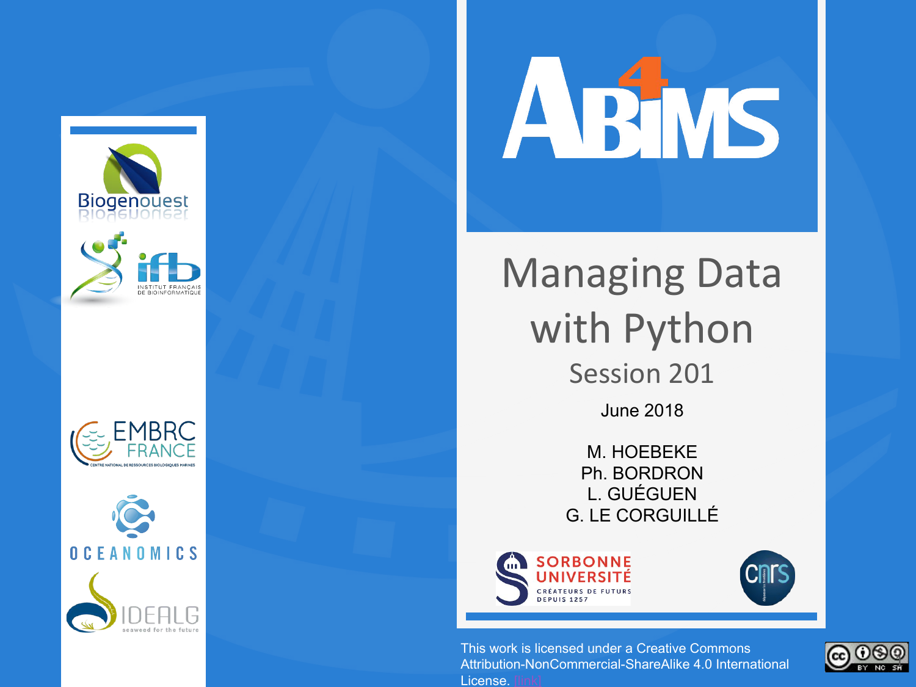# Managing Data with Python

## Session 201

June 2018

M. HOEBEKE
Ph. BORDRON
L. GUÉGUEN
G. LE CORGUILLÉ

This work is licensed under a Creative Commons Attribution-NonCommercial-ShareAlike 4.0 International License. [link]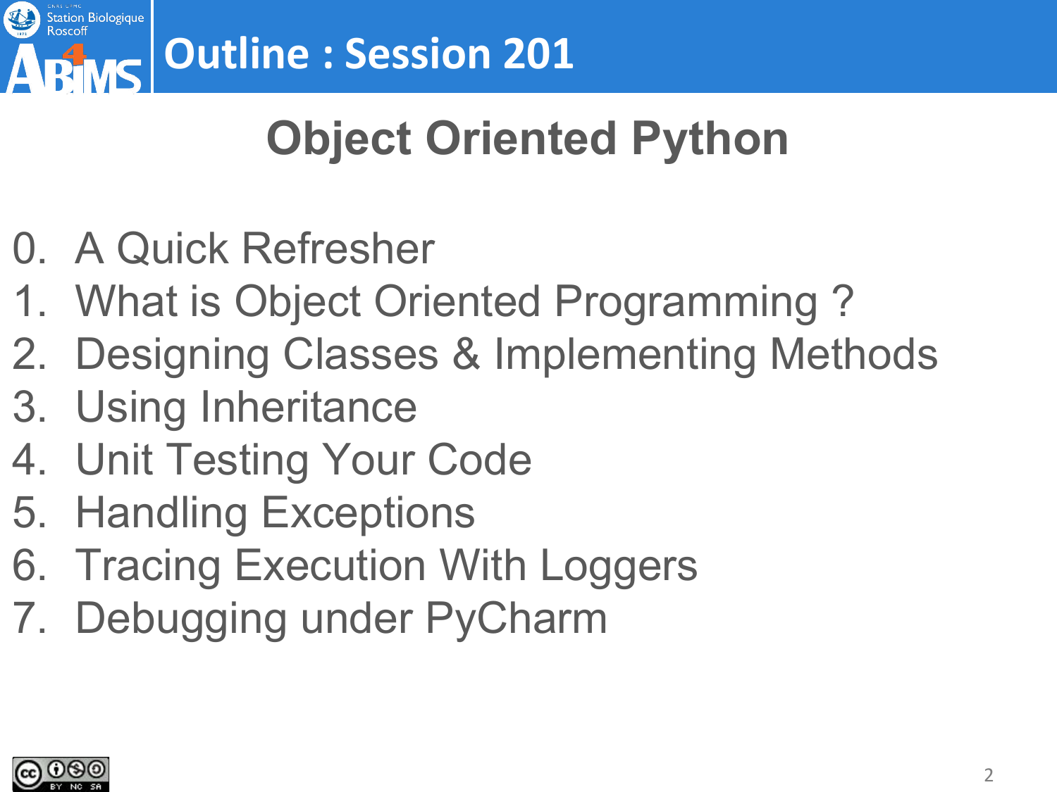# Outline : Session 201

## Object Oriented Python

0. A Quick Refresher
1. What is Object Oriented Programming ?
2. Designing Classes & Implementing Methods
3. Using Inheritance
4. Unit Testing Your Code
5. Handling Exceptions
6. Tracing Execution With Loggers
7. Debugging under PyCharm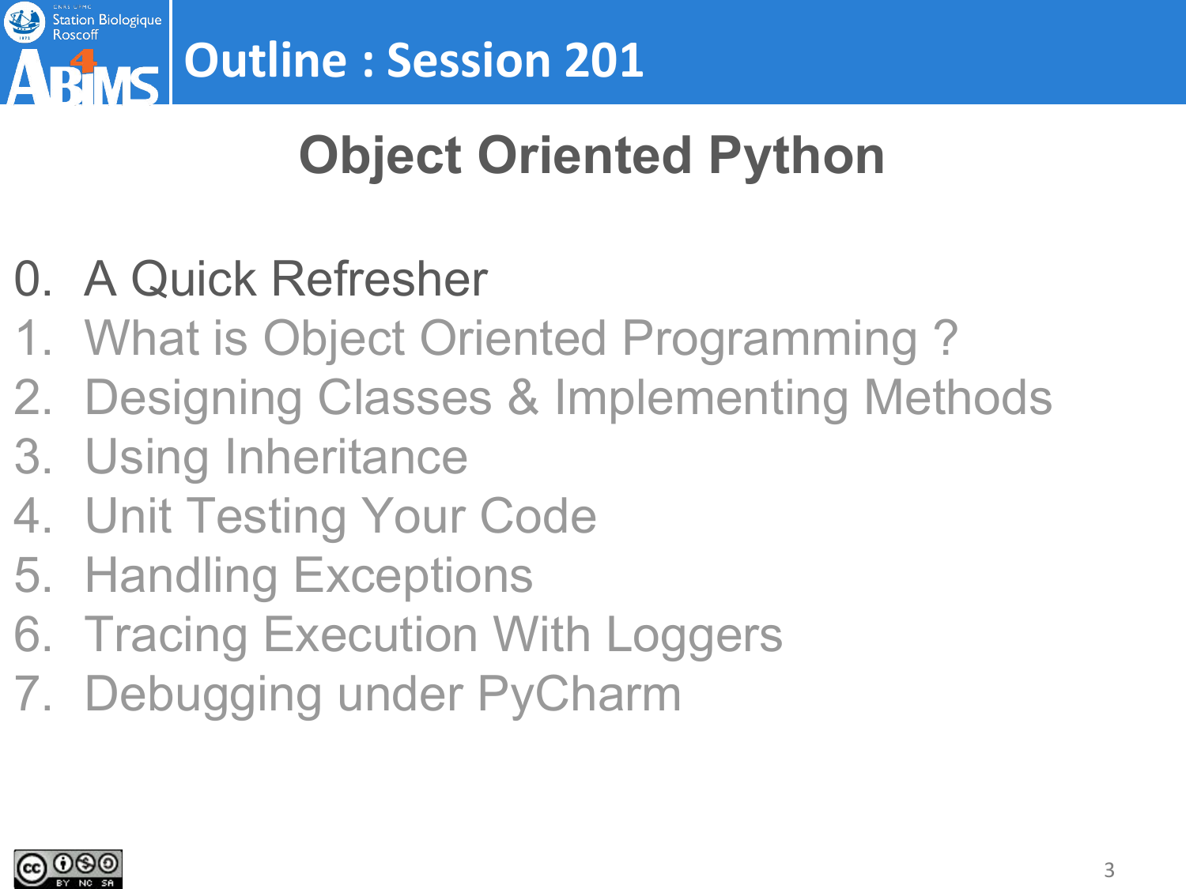# Outline : Session 201

## Object Oriented Python

0. A Quick Refresher
1. What is Object Oriented Programming ?
2. Designing Classes & Implementing Methods
3. Using Inheritance
4. Unit Testing Your Code
5. Handling Exceptions
6. Tracing Execution With Loggers
7. Debugging under PyCharm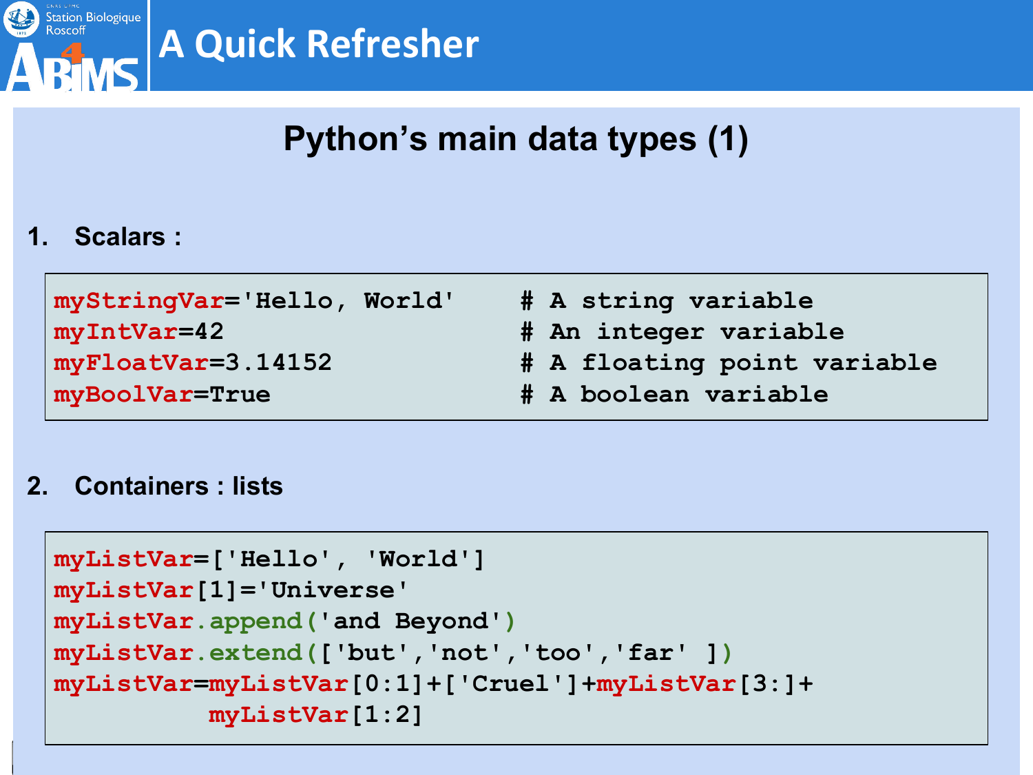# A Quick Refresher

## Python's main data types (1)

1. **Scalars :**

```
myStringVar='Hello, World'     # A string variable
myIntVar=42                    # An integer variable
myFloatVar=3.14152             # A floating point variable
myBoolVar=True                 # A boolean variable
```

2. **Containers : lists**

```
myListVar=['Hello', 'World']
myListVar[1]='Universe'
myListVar.append('and Beyond')
myListVar.extend(['but','not','too','far' ])
myListVar=myListVar[0:1]+['Cruel']+myListVar[3:]+
          myListVar[1:2]
```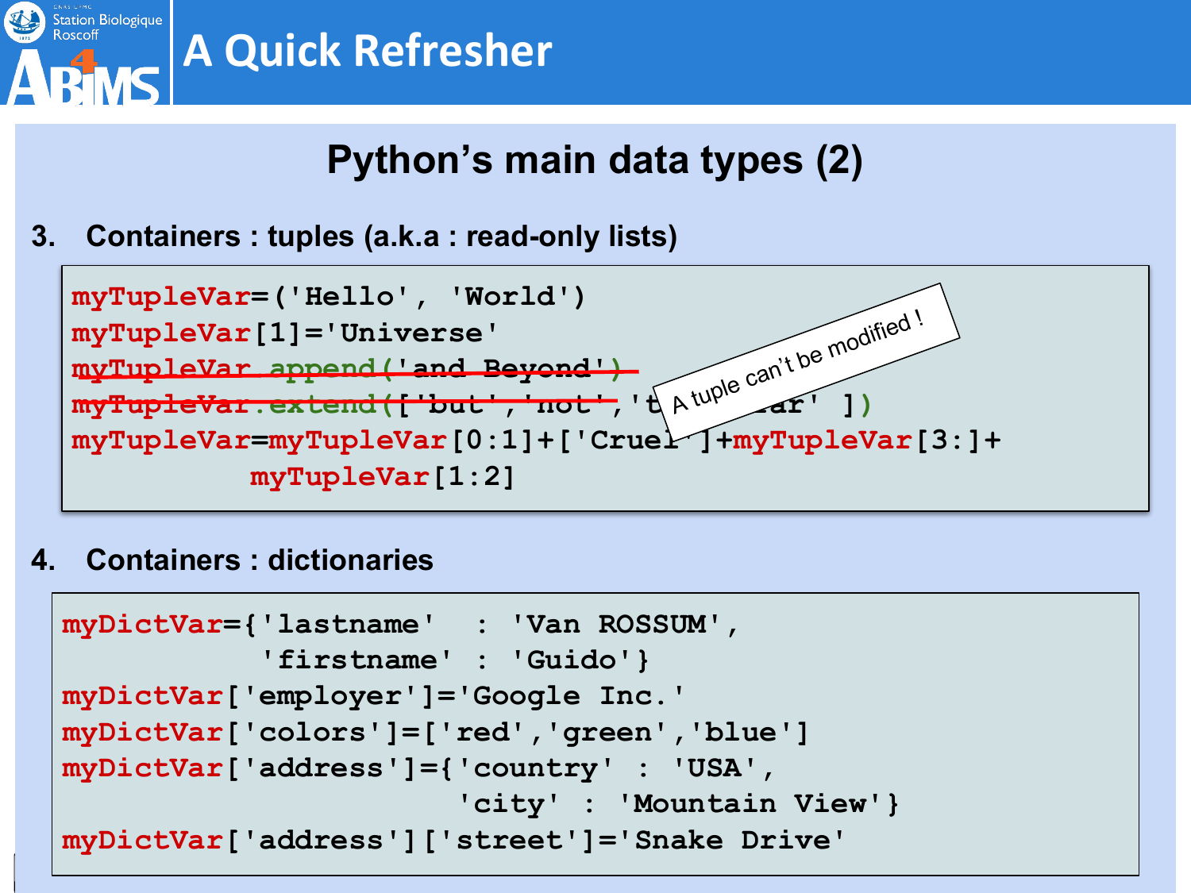# A Quick Refresher

## Python's main data types (2)

3. **Containers : tuples (a.k.a : read-only lists)**

```
myTupleVar=('Hello', 'World')
myTupleVar[1]='Universe'
myTupleVar.append('and Beyond')
myTupleVar.extend(['but','not','to','ar' ])
myTupleVar=myTupleVar[0:1]+['Cruel']+myTupleVar[3:]+
          myTupleVar[1:2]
```

A tuple can't be modified !

4. **Containers : dictionaries**

```
myDictVar={'lastname'  : 'Van ROSSUM',
           'firstname' : 'Guido'}
myDictVar['employer']='Google Inc.'
myDictVar['colors']=['red','green','blue']
myDictVar['address']={'country' : 'USA',
                      'city'  : 'Mountain View'}
myDictVar['address']['street']='Snake Drive'
```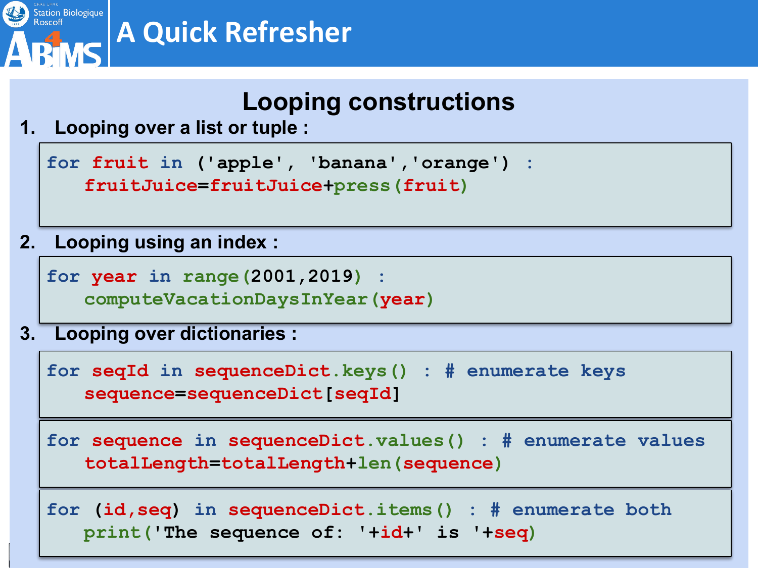# A Quick Refresher

## Looping constructions

1. **Looping over a list or tuple :**

```
for fruit in ('apple', 'banana','orange') :
    fruitJuice=fruitJuice+press(fruit)
```

2. **Looping using an index :**

```
for year in range(2001,2019) :
    computeVacationDaysInYear(year)
```

3. **Looping over dictionaries :**

```
for seqId in sequenceDict.keys() : # enumerate keys
    sequence=sequenceDict[seqId]
```

```
for sequence in sequenceDict.values() : # enumerate values
    totalLength=totalLength+len(sequence)
```

```
for (id,seq) in sequenceDict.items() : # enumerate both
    print('The sequence of: '+id+' is '+seq)
```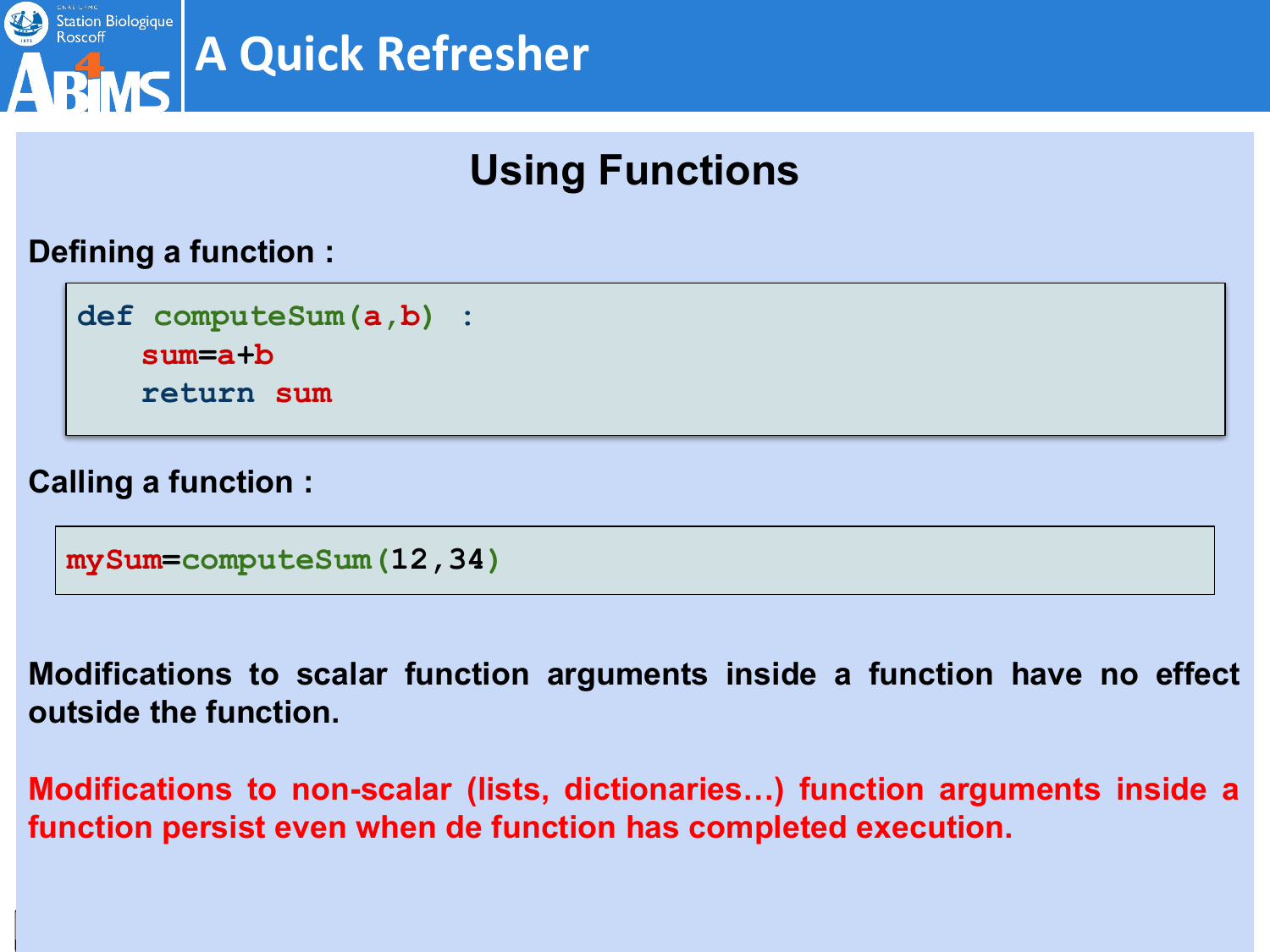# A Quick Refresher

## Using Functions

**Defining a function :**

```
def computeSum(a,b) :
    sum=a+b
    return sum
```

**Calling a function :**

```
mySum=computeSum(12,34)
```

**Modifications to scalar function arguments inside a function have no effect outside the function.**

**Modifications to non-scalar (lists, dictionaries…) function arguments inside a function persist even when de function has completed execution.**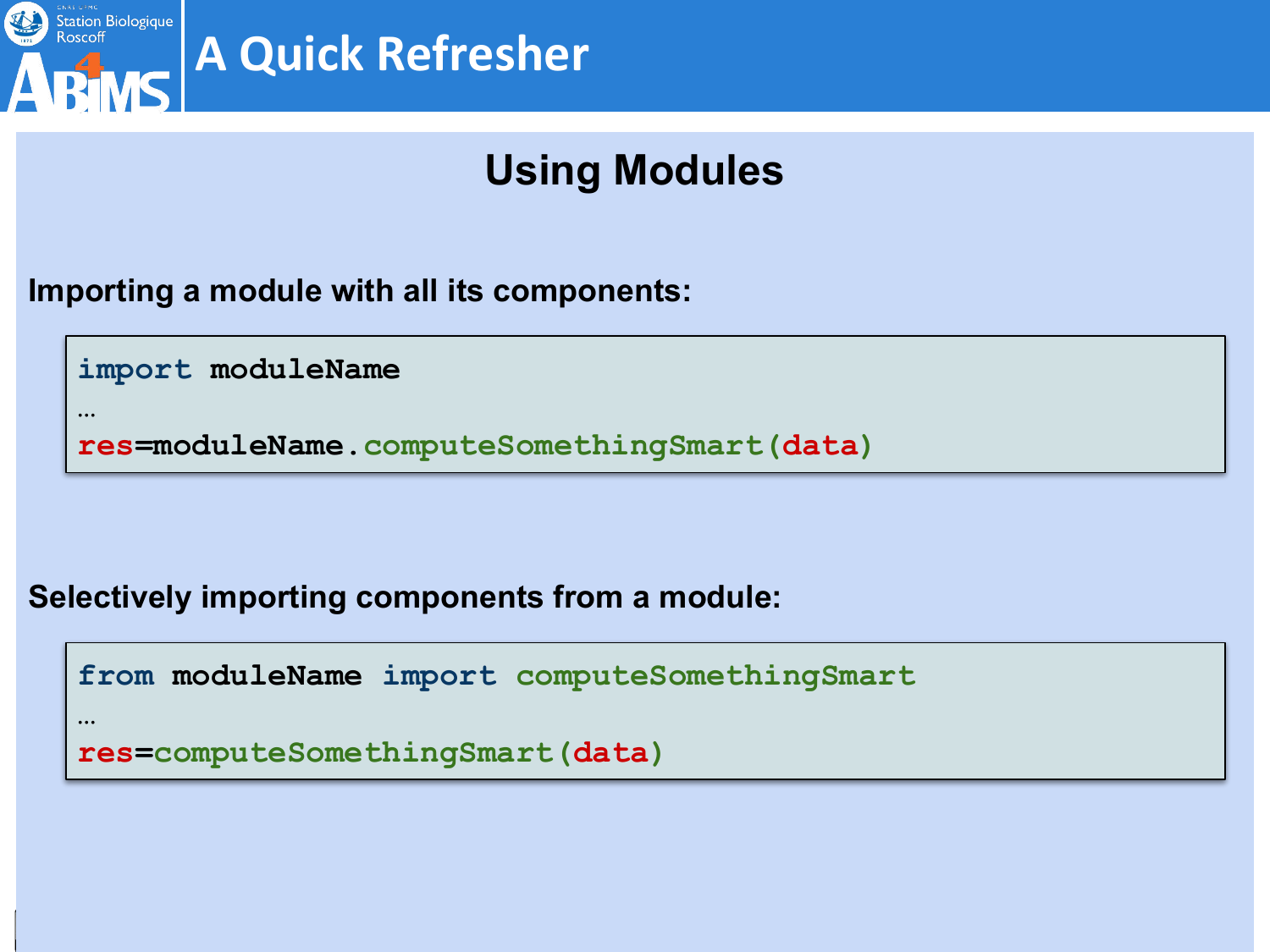# A Quick Refresher

## Using Modules

**Importing a module with all its components:**

```
import moduleName
…
res=moduleName.computeSomethingSmart(data)
```

**Selectively importing components from a module:**

```
from moduleName import computeSomethingSmart
…
res=computeSomethingSmart(data)
```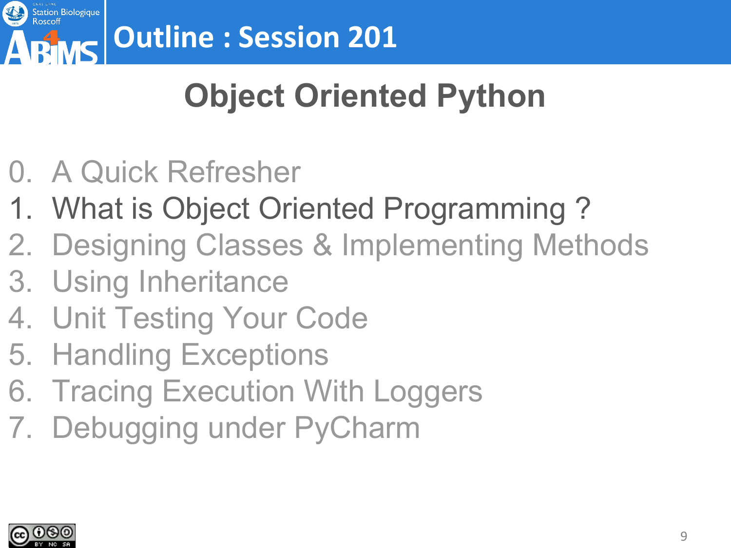# Outline : Session 201

## Object Oriented Python

0. A Quick Refresher
1. What is Object Oriented Programming ?
2. Designing Classes & Implementing Methods
3. Using Inheritance
4. Unit Testing Your Code
5. Handling Exceptions
6. Tracing Execution With Loggers
7. Debugging under PyCharm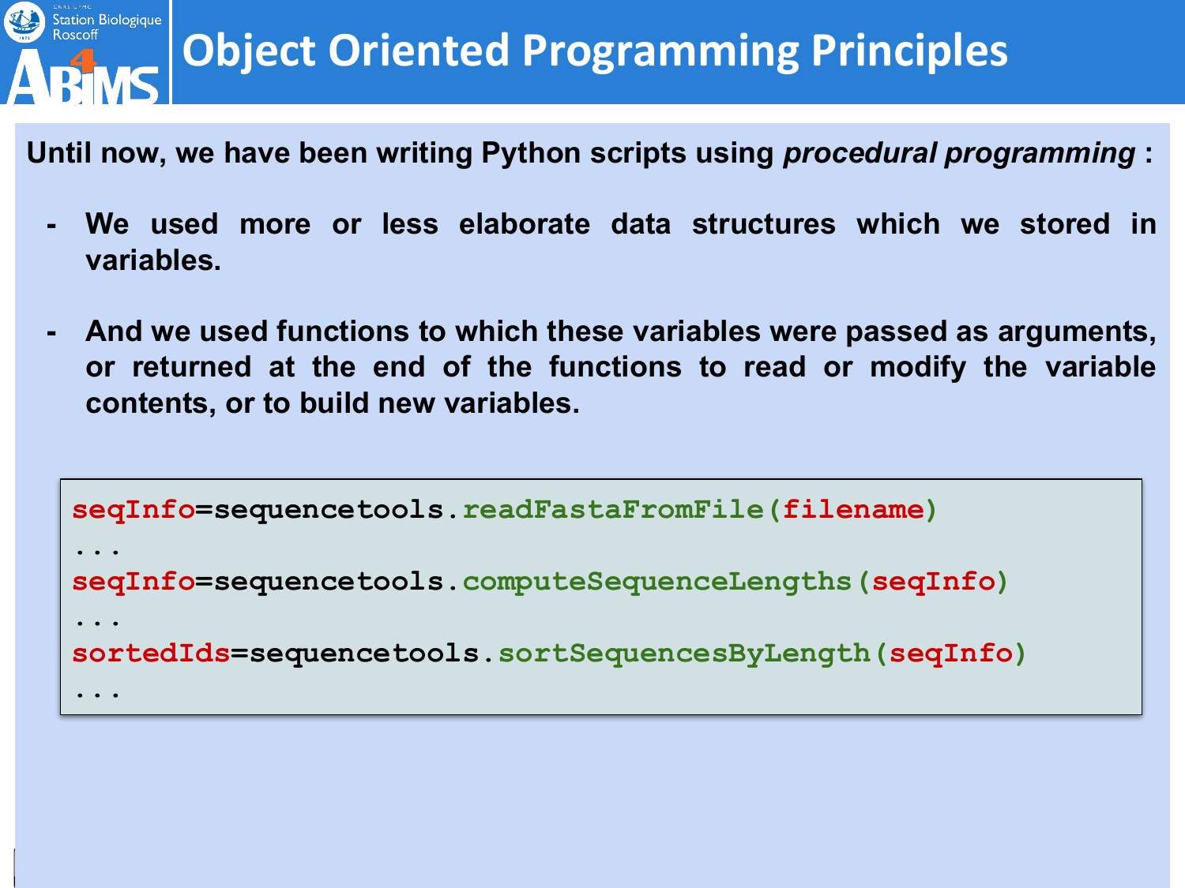# Object Oriented Programming Principles

**Until now, we have been writing Python scripts using *procedural programming* :**

- **We used more or less elaborate data structures which we stored in variables.**

- **And we used functions to which these variables were passed as arguments, or returned at the end of the functions to read or modify the variable contents, or to build new variables.**

```
seqInfo=sequencetools.readFastaFromFile(filename)
...
seqInfo=sequencetools.computeSequenceLengths(seqInfo)
...
sortedIds=sequencetools.sortSequencesByLength(seqInfo)
...
```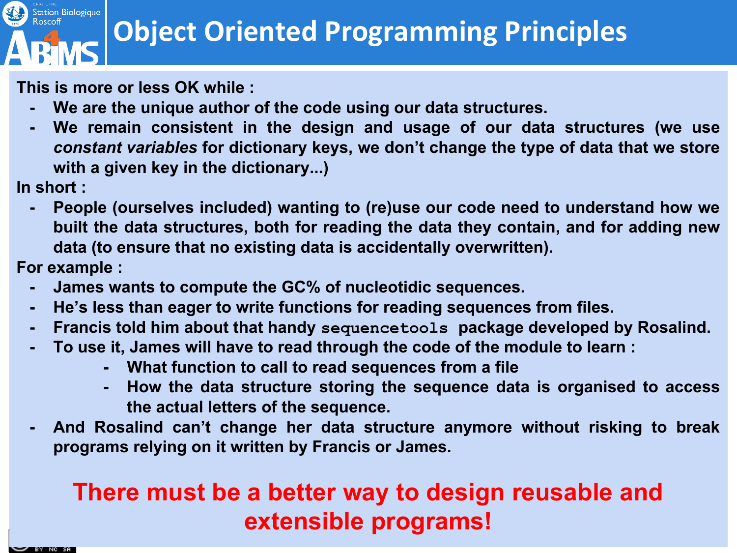# Object Oriented Programming Principles

**This is more or less OK while :**

- **We are the unique author of the code using our data structures.**
- **We remain consistent in the design and usage of our data structures (we use *constant variables* for dictionary keys, we don't change the type of data that we store with a given key in the dictionary...)**

**In short :**

- **People (ourselves included) wanting to (re)use our code need to understand how we built the data structures, both for reading the data they contain, and for adding new data (to ensure that no existing data is accidentally overwritten).**

**For example :**

- **James wants to compute the GC% of nucleotidic sequences.**
- **He's less than eager to write functions for reading sequences from files.**
- **Francis told him about that handy `sequencetools` package developed by Rosalind.**
- **To use it, James will have to read through the code of the module to learn :**
  - **What function to call to read sequences from a file**
  - **How the data structure storing the sequence data is organised to access the actual letters of the sequence.**
- **And Rosalind can't change her data structure anymore without risking to break programs relying on it written by Francis or James.**

**There must be a better way to design reusable and extensible programs!**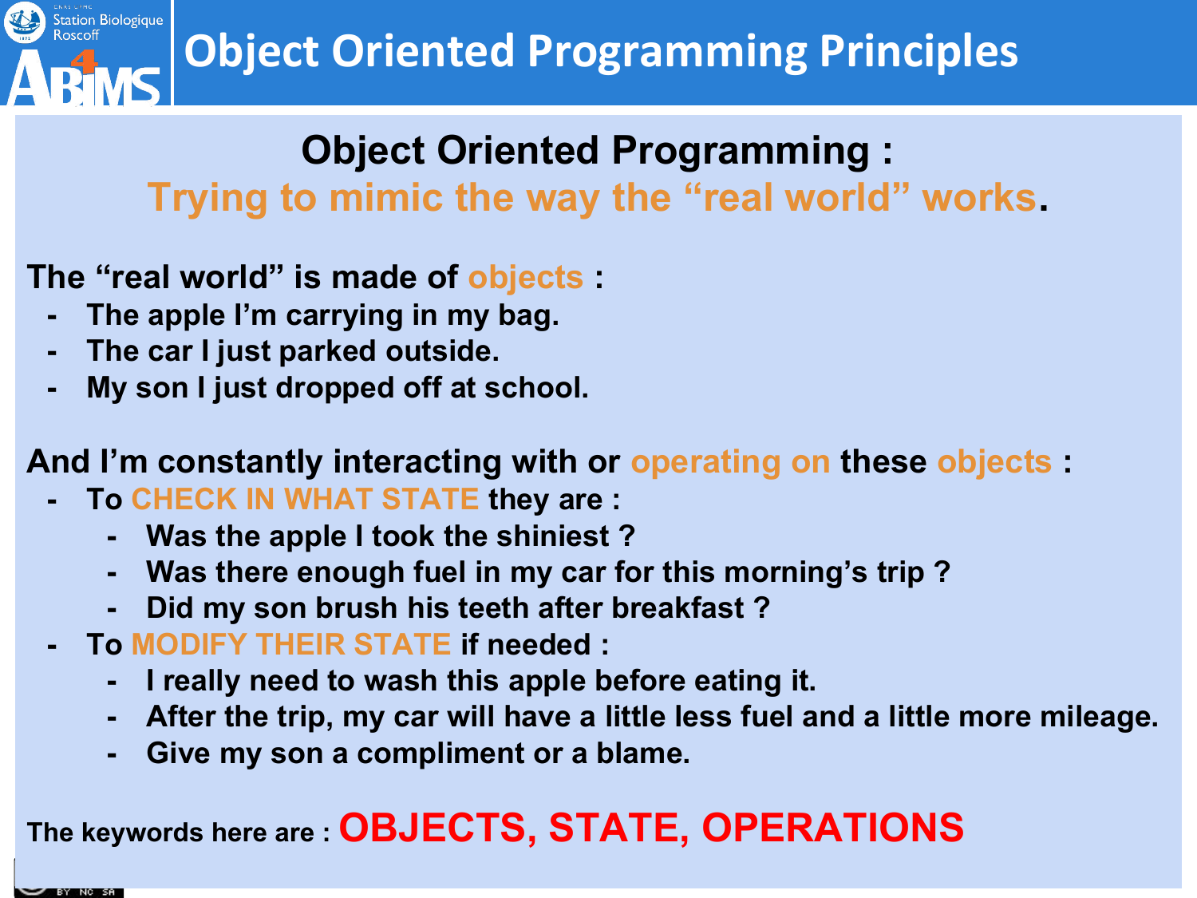# Object Oriented Programming Principles

## Object Oriented Programming :
## Trying to mimic the way the “real world” works.

**The “real world” is made of objects :**

- **The apple I’m carrying in my bag.**
- **The car I just parked outside.**
- **My son I just dropped off at school.**

**And I’m constantly interacting with or operating on these objects :**

- **To CHECK IN WHAT STATE they are :**
  - **Was the apple I took the shiniest ?**
  - **Was there enough fuel in my car for this morning’s trip ?**
  - **Did my son brush his teeth after breakfast ?**
- **To MODIFY THEIR STATE if needed :**
  - **I really need to wash this apple before eating it.**
  - **After the trip, my car will have a little less fuel and a little more mileage.**
  - **Give my son a compliment or a blame.**

**The keywords here are : OBJECTS, STATE, OPERATIONS**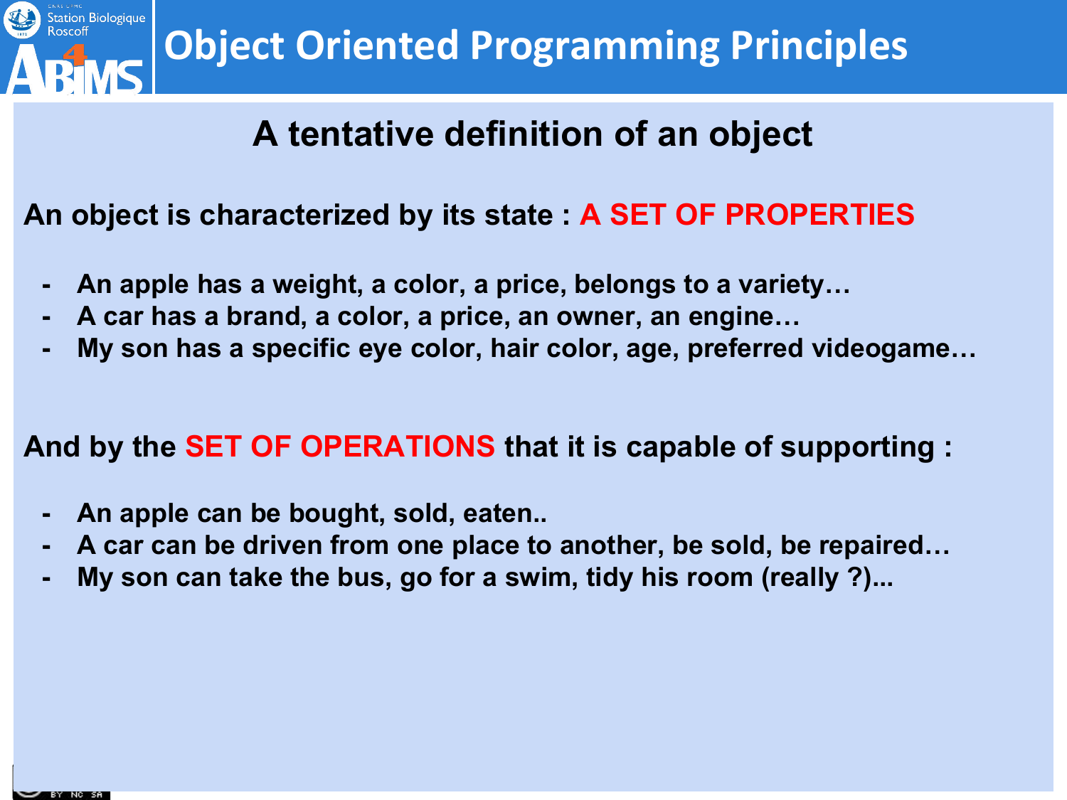# Object Oriented Programming Principles

## A tentative definition of an object

**An object is characterized by its state : A SET OF PROPERTIES**

- **An apple has a weight, a color, a price, belongs to a variety…**
- **A car has a brand, a color, a price, an owner, an engine…**
- **My son has a specific eye color, hair color, age, preferred videogame…**

**And by the SET OF OPERATIONS that it is capable of supporting :**

- **An apple can be bought, sold, eaten..**
- **A car can be driven from one place to another, be sold, be repaired…**
- **My son can take the bus, go for a swim, tidy his room (really ?)...**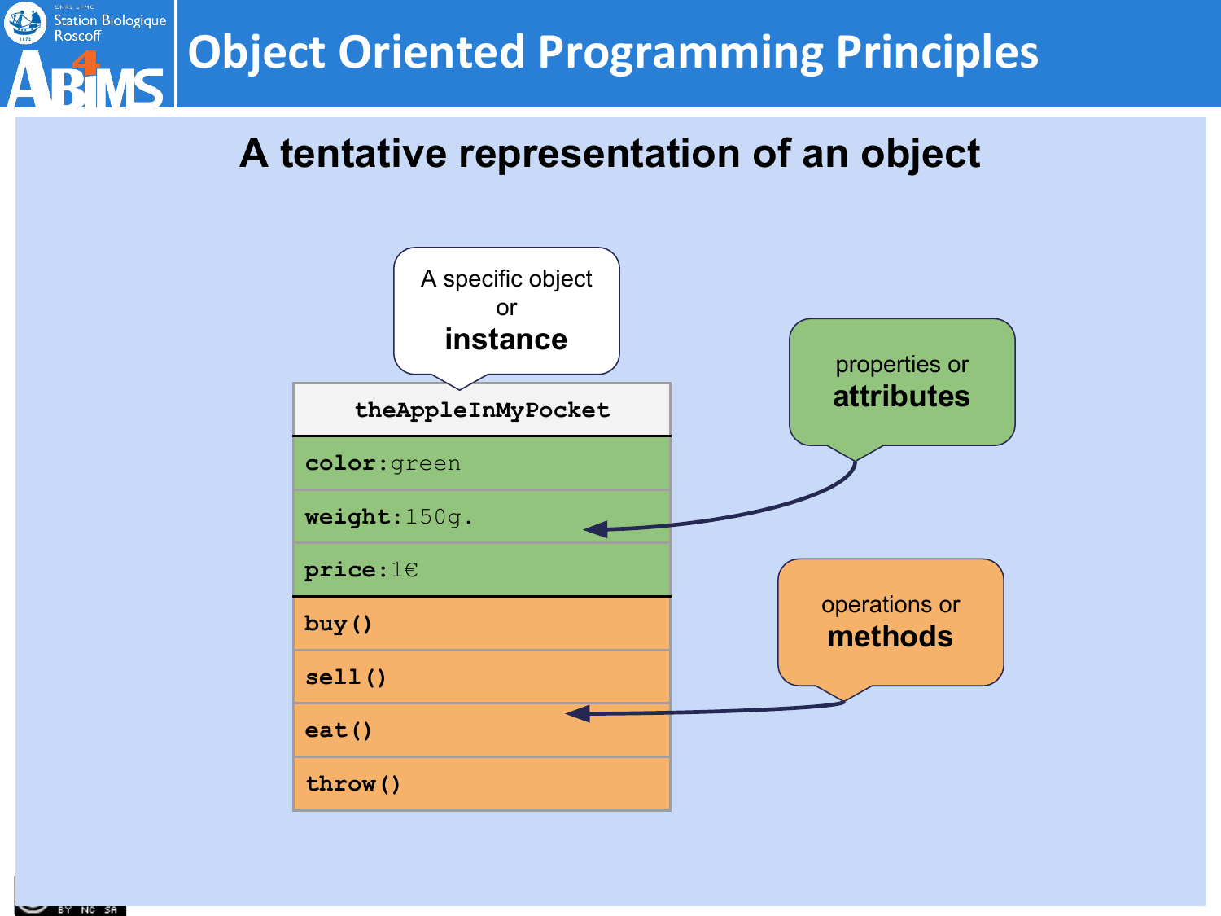## A tentative representation of an object

A specific object or **instance**

| theAppleInMyPocket |
|---|
| **color**:green |
| **weight**:150g. |
| **price**:1€ |
| **buy()** |
| **sell()** |
| **eat()** |
| **throw()** |

properties or **attributes**

operations or **methods**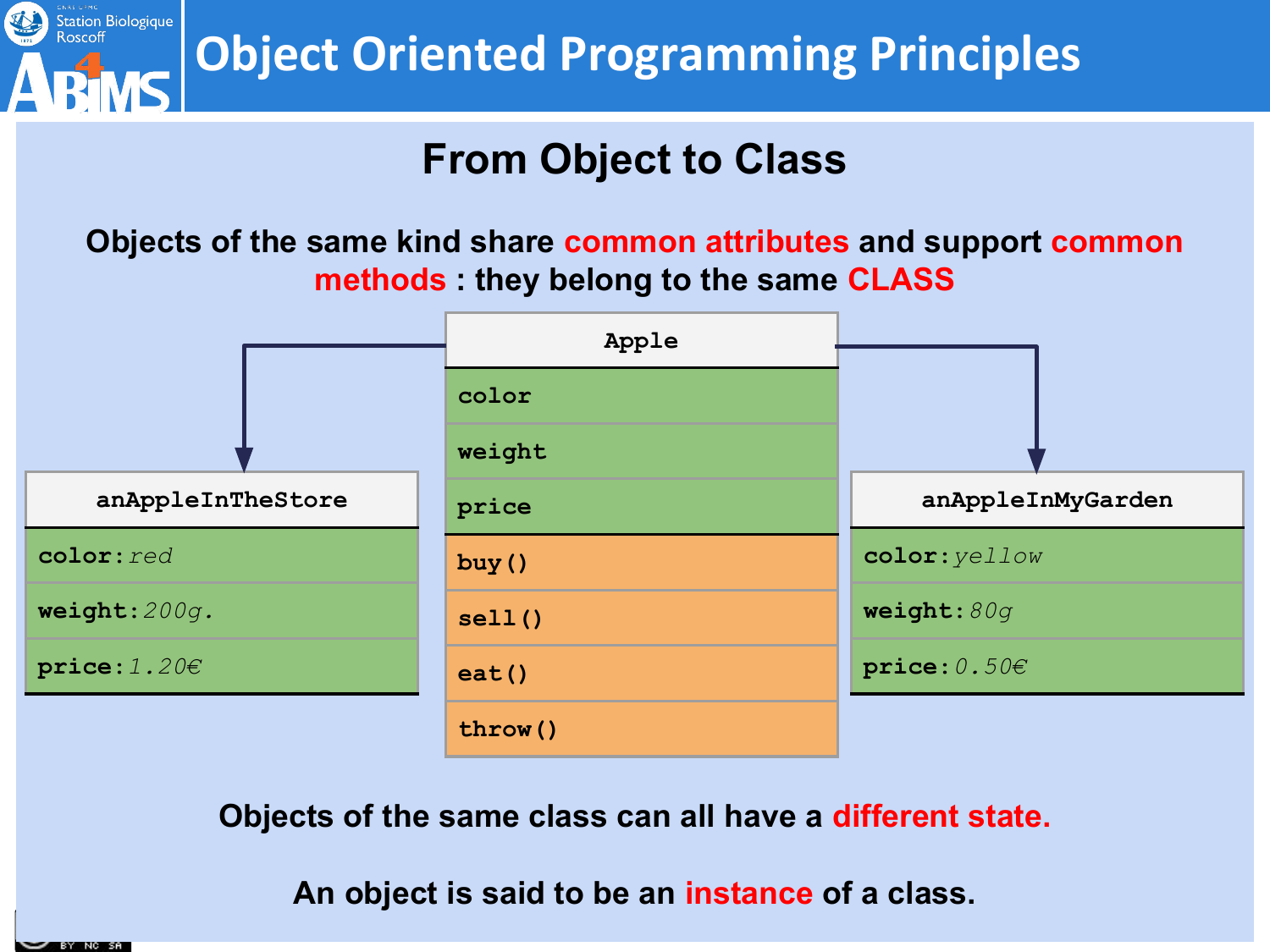# Object Oriented Programming Principles

## From Object to Class

**Objects of the same kind share common attributes and support common methods : they belong to the same CLASS**

| Apple |
|---|
| color |
| weight |
| price |
| buy() |
| sell() |
| eat() |
| throw() |

| anAppleInTheStore |
|---|
| color: *red* |
| weight: *200g.* |
| price: *1.20€* |

| anAppleInMyGarden |
|---|
| color: *yellow* |
| weight: *80g* |
| price: *0.50€* |

**Objects of the same class can all have a different state.**

**An object is said to be an instance of a class.**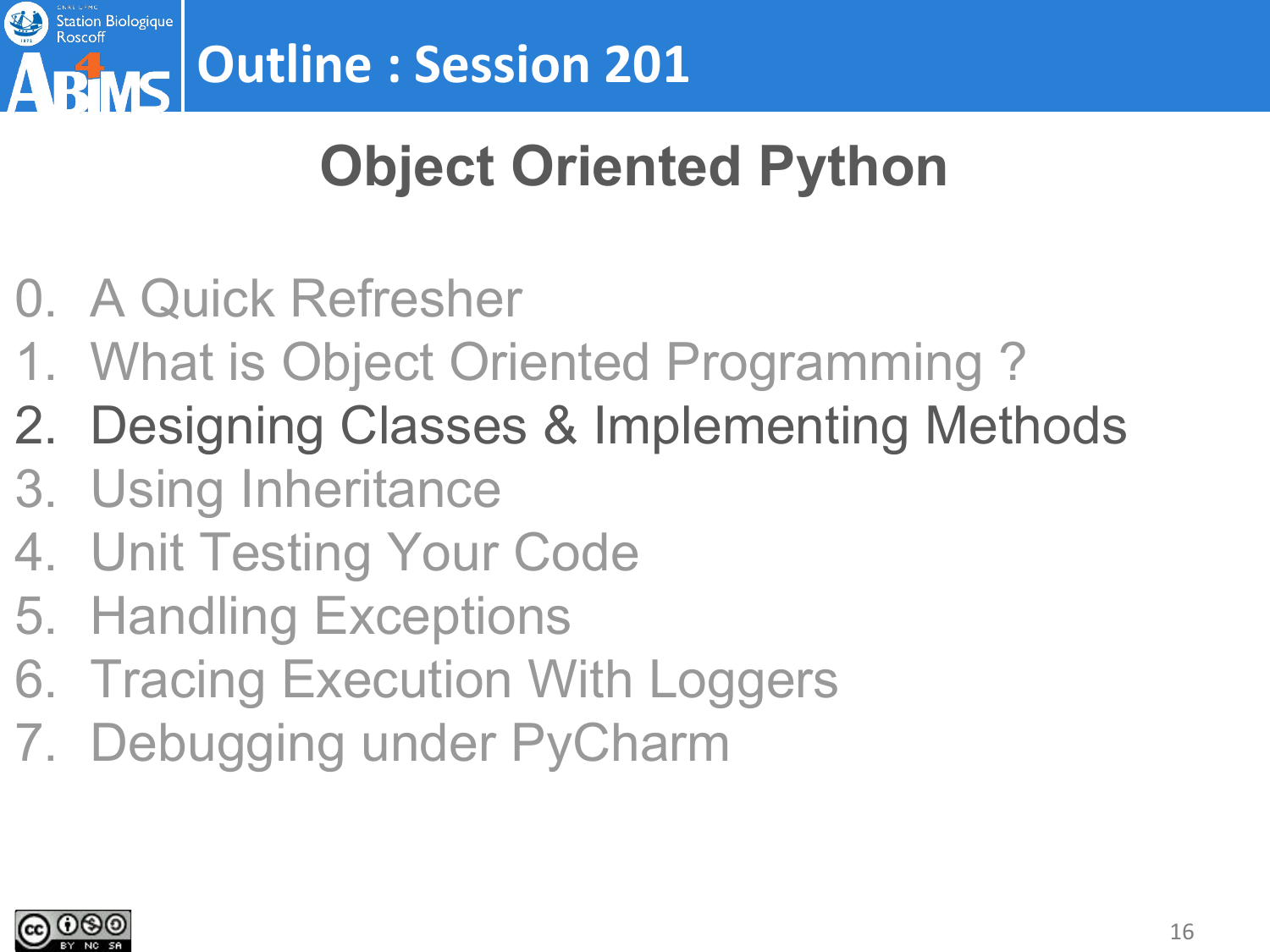# Outline : Session 201

## Object Oriented Python

0. A Quick Refresher
1. What is Object Oriented Programming ?
2. Designing Classes & Implementing Methods
3. Using Inheritance
4. Unit Testing Your Code
5. Handling Exceptions
6. Tracing Execution With Loggers
7. Debugging under PyCharm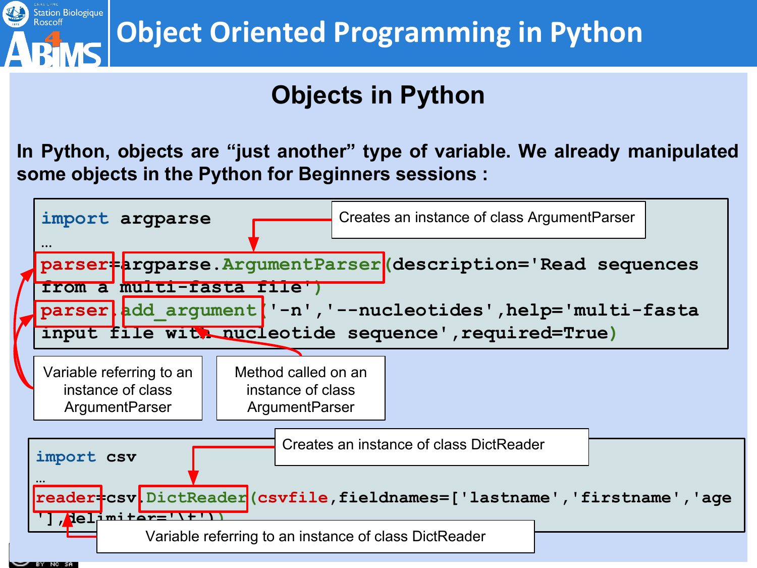# Object Oriented Programming in Python

## Objects in Python

**In Python, objects are "just another" type of variable. We already manipulated some objects in the Python for Beginners sessions :**

```
import argparse
…
parser=argparse.ArgumentParser(description='Read sequences from a multi-fasta file')
parser.add_argument('-n','--nucleotides',help='multi-fasta input file with nucleotide sequence',required=True)
```

- Creates an instance of class ArgumentParser
- Variable referring to an instance of class ArgumentParser
- Method called on an instance of class ArgumentParser

```
import csv
…
reader=csv.DictReader(csvfile,fieldnames=['lastname','firstname','age'],delimiter='\t'))
```

- Creates an instance of class DictReader
- Variable referring to an instance of class DictReader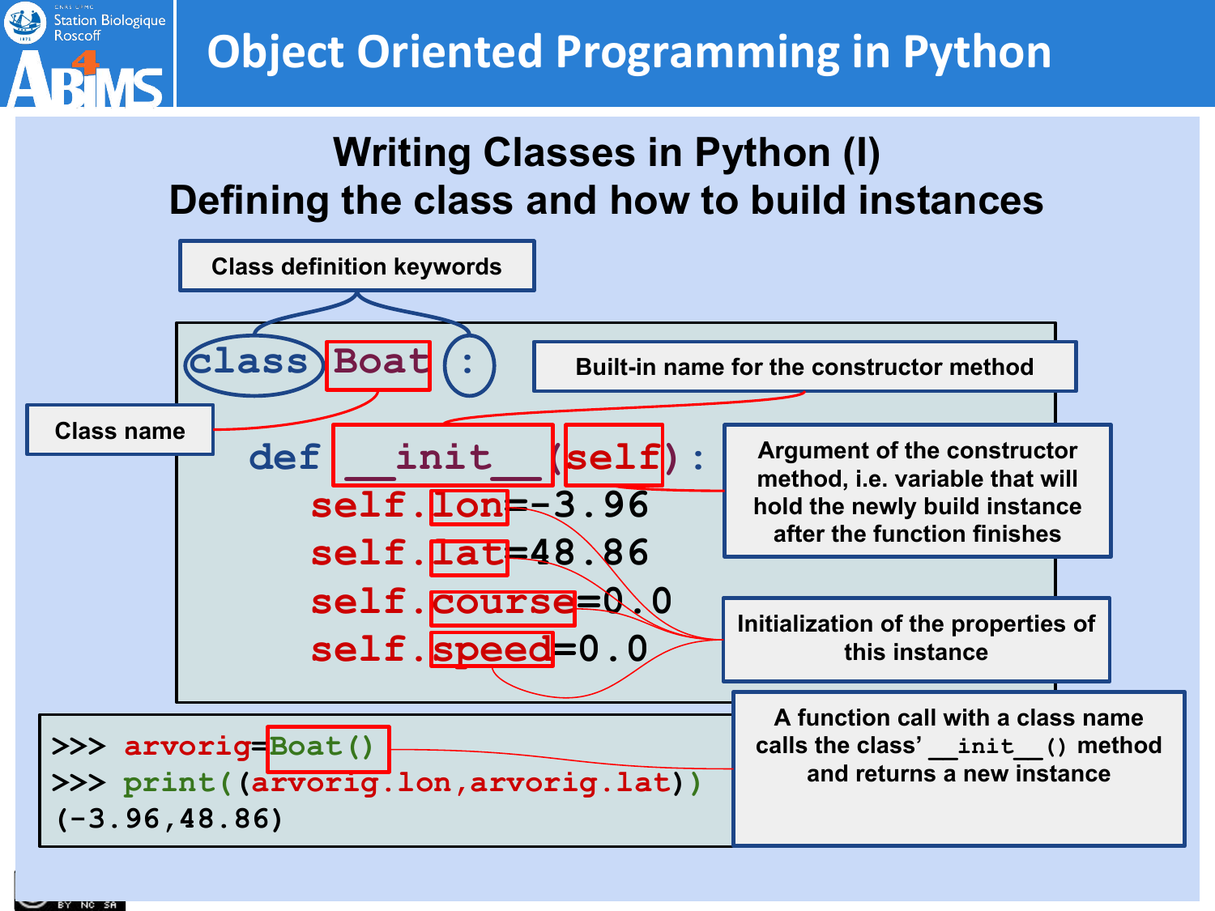# Object Oriented Programming in Python

## Writing Classes in Python (I)
## Defining the class and how to build instances

```python
class Boat:
    def __init__(self):
        self.lon=-3.96
        self.lat=48.86
        self.course=0.0
        self.speed=0.0
```

- **Class definition keywords**: `class` ... `:`
- **Class name**: `Boat`
- **Built-in name for the constructor method**: `__init__`
- **Argument of the constructor method, i.e. variable that will hold the newly build instance after the function finishes**: `self`
- **Initialization of the properties of this instance**: `lon`, `lat`, `course`, `speed`

```python
>>> arvorig=Boat()
>>> print((arvorig.lon,arvorig.lat))
(-3.96,48.86)
```

**A function call with a class name calls the class' `__init__()` method and returns a new instance**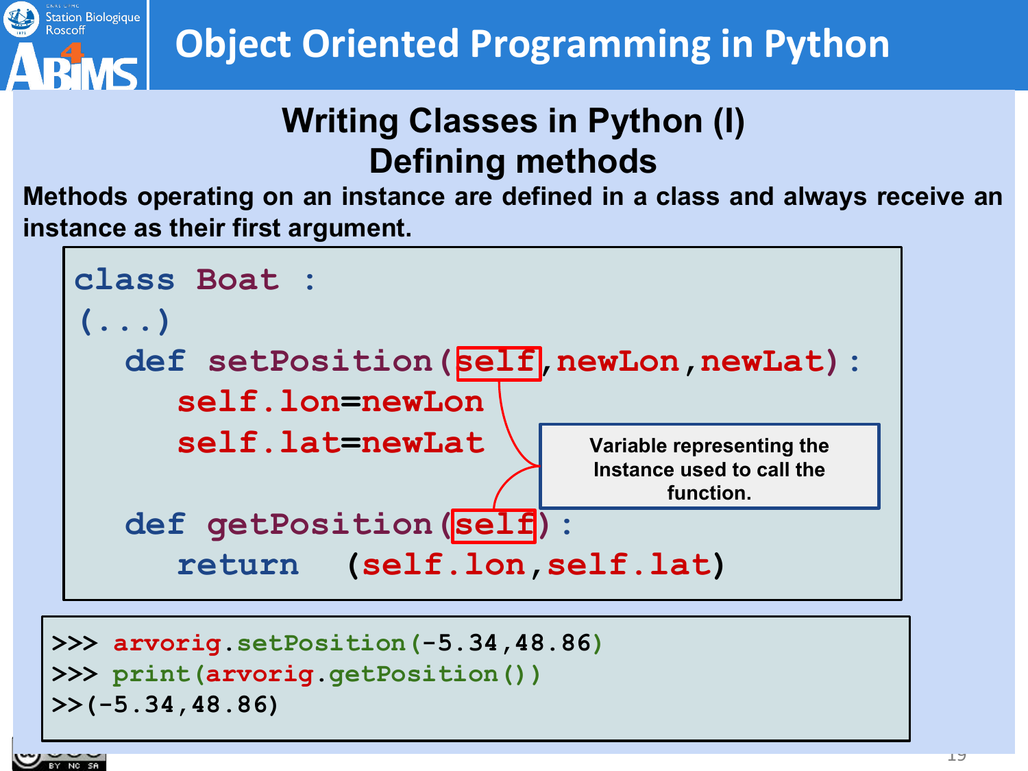## Writing Classes in Python (I)
## Defining methods

**Methods operating on an instance are defined in a class and always receive an instance as their first argument.**

```
class Boat :
(...)
   def setPosition(self,newLon,newLat):
      self.lon=newLon
      self.lat=newLat

   def getPosition(self):
      return  (self.lon,self.lat)
```

**Variable representing the Instance used to call the function.**

```
>>> arvorig.setPosition(-5.34,48.86)
>>> print(arvorig.getPosition())
>>(-5.34,48.86)
```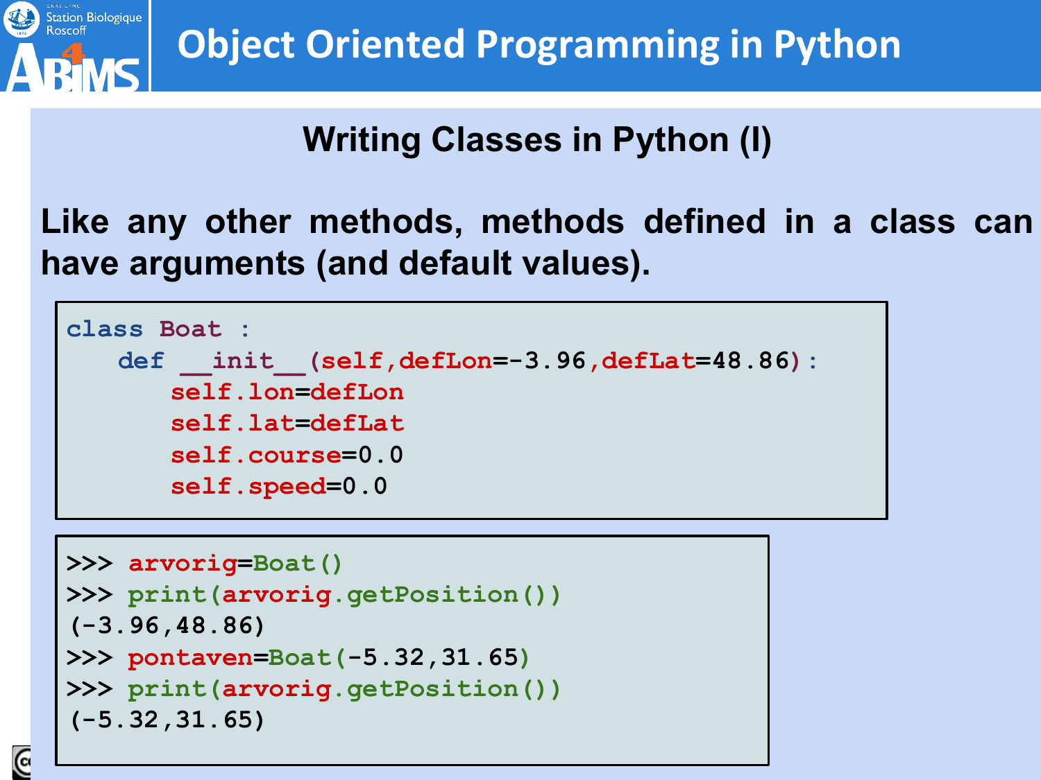## Writing Classes in Python (I)

**Like any other methods, methods defined in a class can have arguments (and default values).**

```
class Boat :
    def __init__(self,defLon=-3.96,defLat=48.86):
        self.lon=defLon
        self.lat=defLat
        self.course=0.0
        self.speed=0.0
```

```
>>> arvorig=Boat()
>>> print(arvorig.getPosition())
(-3.96,48.86)
>>> pontaven=Boat(-5.32,31.65)
>>> print(arvorig.getPosition())
(-5.32,31.65)
```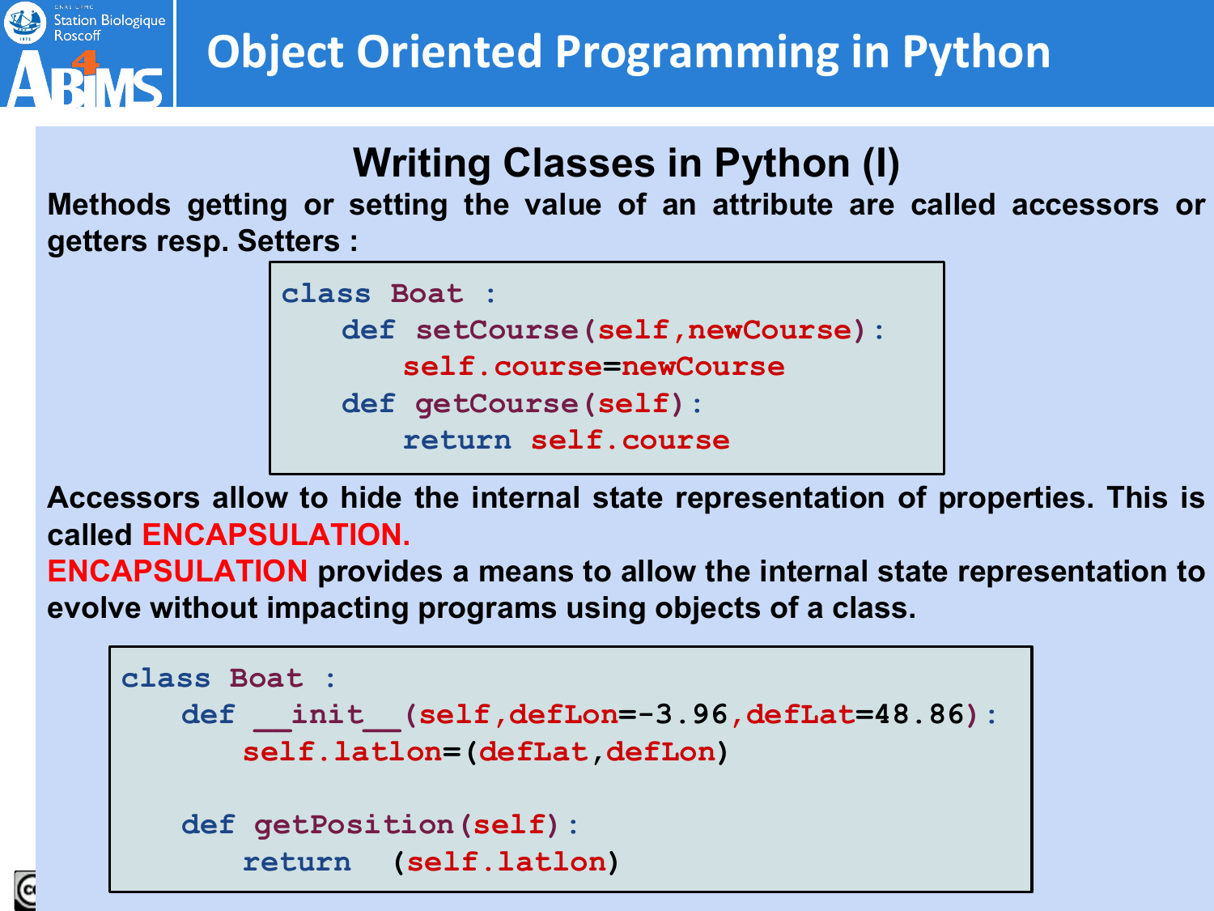## Writing Classes in Python (I)

**Methods getting or setting the value of an attribute are called accessors or getters resp. Setters :**

```
class Boat :
    def setCourse(self,newCourse):
        self.course=newCourse
    def getCourse(self):
        return self.course
```

**Accessors allow to hide the internal state representation of properties. This is called ENCAPSULATION.**

**ENCAPSULATION provides a means to allow the internal state representation to evolve without impacting programs using objects of a class.**

```
class Boat :
    def __init__(self,defLon=-3.96,defLat=48.86):
        self.latlon=(defLat,defLon)

    def getPosition(self):
        return  (self.latlon)
```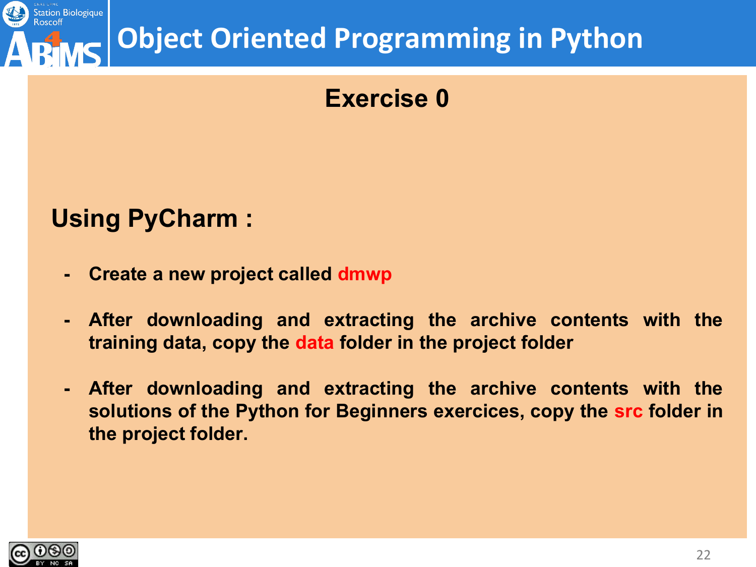## Exercise 0

### Using PyCharm :

- Create a new project called dmwp
- After downloading and extracting the archive contents with the training data, copy the data folder in the project folder
- After downloading and extracting the archive contents with the solutions of the Python for Beginners exercices, copy the src folder in the project folder.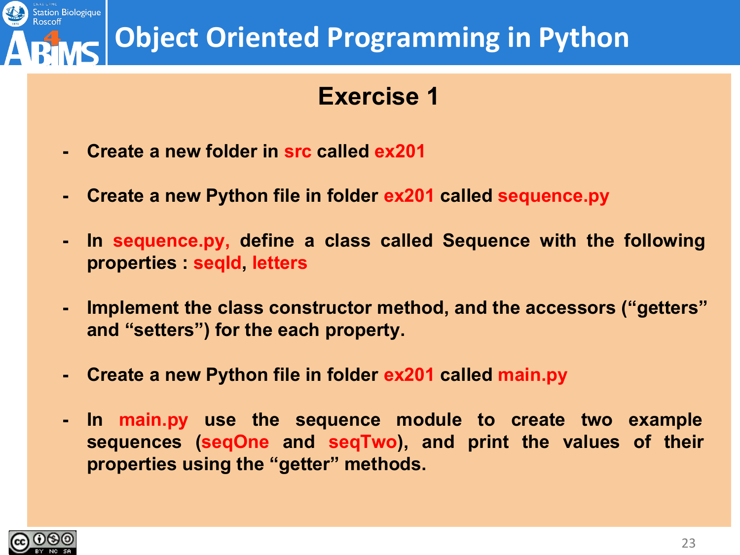# Object Oriented Programming in Python

## Exercise 1

- Create a new folder in src called ex201
- Create a new Python file in folder ex201 called sequence.py
- In sequence.py, define a class called Sequence with the following properties : seqId, letters
- Implement the class constructor method, and the accessors ("getters" and "setters") for the each property.
- Create a new Python file in folder ex201 called main.py
- In main.py use the sequence module to create two example sequences (seqOne and seqTwo), and print the values of their properties using the "getter" methods.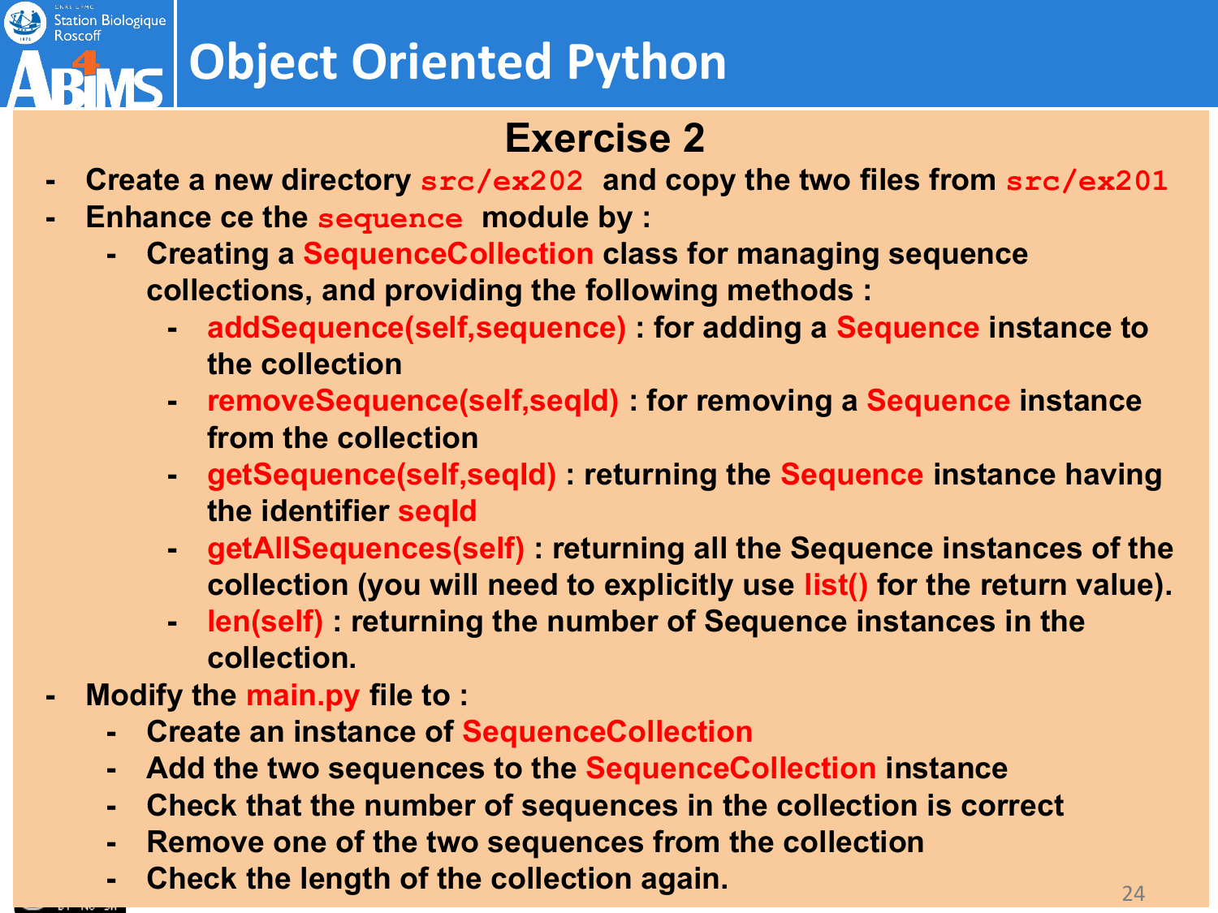# Object Oriented Python

## Exercise 2

- Create a new directory `src/ex202` and copy the two files from `src/ex201`
- Enhance ce the `sequence` module by :
  - Creating a SequenceCollection class for managing sequence collections, and providing the following methods :
    - addSequence(self,sequence) : for adding a Sequence instance to the collection
    - removeSequence(self,seqId) : for removing a Sequence instance from the collection
    - getSequence(self,seqId) : returning the Sequence instance having the identifier seqId
    - getAllSequences(self) : returning all the Sequence instances of the collection (you will need to explicitly use list() for the return value).
    - len(self) : returning the number of Sequence instances in the collection.
- Modify the main.py file to :
  - Create an instance of SequenceCollection
  - Add the two sequences to the SequenceCollection instance
  - Check that the number of sequences in the collection is correct
  - Remove one of the two sequences from the collection
  - Check the length of the collection again.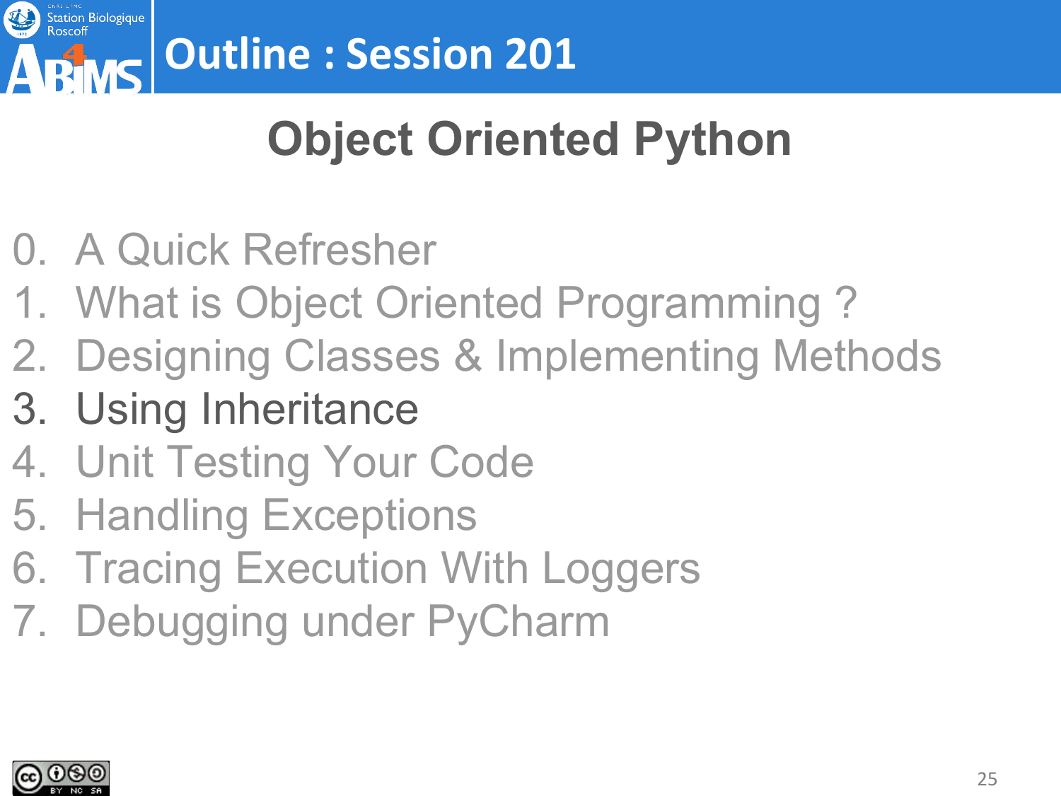# Outline : Session 201

## Object Oriented Python

0. A Quick Refresher
1. What is Object Oriented Programming ?
2. Designing Classes & Implementing Methods
3. Using Inheritance
4. Unit Testing Your Code
5. Handling Exceptions
6. Tracing Execution With Loggers
7. Debugging under PyCharm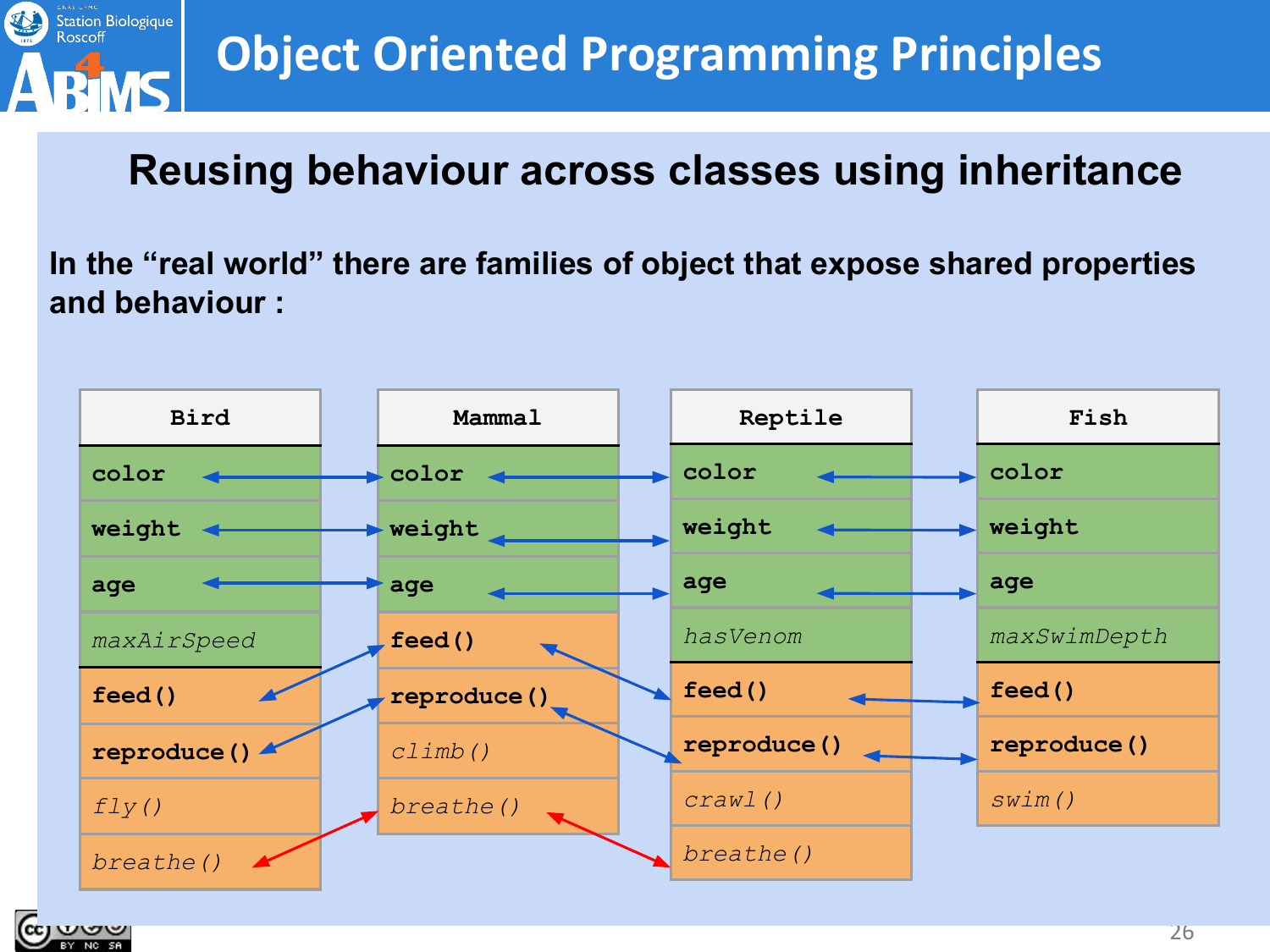# Object Oriented Programming Principles

## Reusing behaviour across classes using inheritance

**In the "real world" there are families of object that expose shared properties and behaviour :**

| Bird | Mammal | Reptile | Fish |
|---|---|---|---|
| color | color | color | color |
| weight | weight | weight | weight |
| age | age | age | age |
| *maxAirSpeed* | feed() | *hasVenom* | *maxSwimDepth* |
| feed() | reproduce() | feed() | feed() |
| reproduce() | *climb()* | reproduce() | reproduce() |
| *fly()* | *breathe()* | *crawl()* | *swim()* |
| *breathe()* | | *breathe()* | |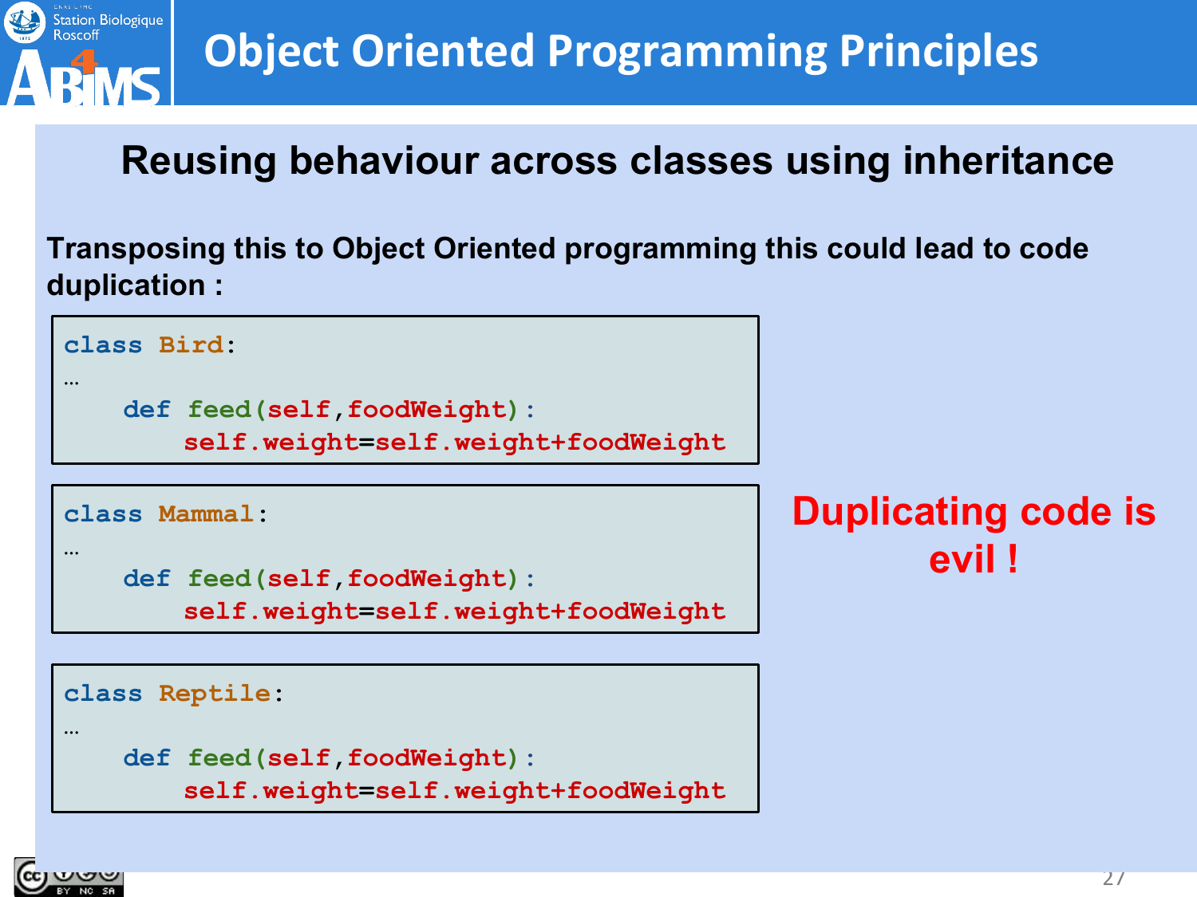# Object Oriented Programming Principles

## Reusing behaviour across classes using inheritance

**Transposing this to Object Oriented programming this could lead to code duplication :**

```
class Bird:
…
    def feed(self,foodWeight):
        self.weight=self.weight+foodWeight
```

```
class Mammal:
…
    def feed(self,foodWeight):
        self.weight=self.weight+foodWeight
```

```
class Reptile:
…
    def feed(self,foodWeight):
        self.weight=self.weight+foodWeight
```

**Duplicating code is evil !**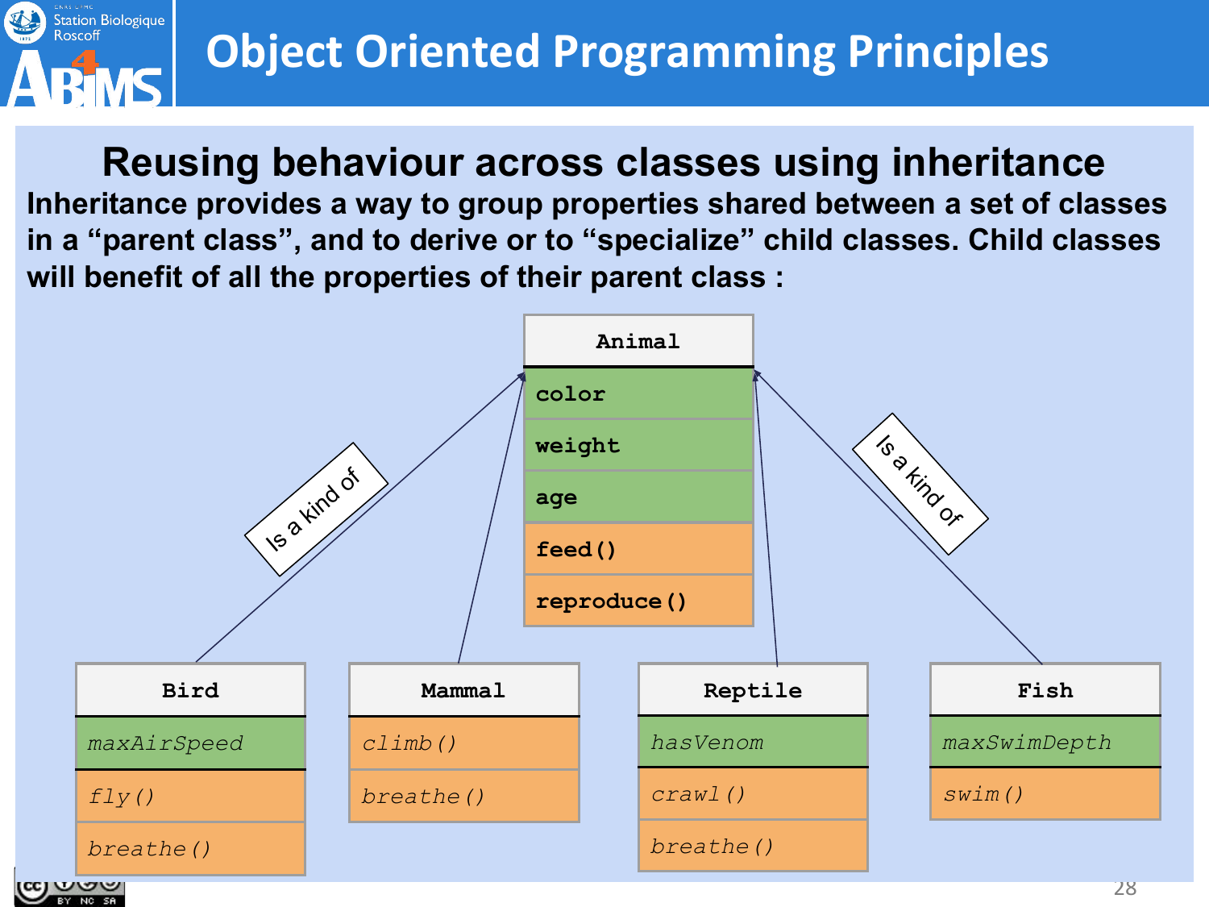# Object Oriented Programming Principles

## Reusing behaviour across classes using inheritance

**Inheritance provides a way to group properties shared between a set of classes in a "parent class", and to derive or to "specialize" child classes. Child classes will benefit of all the properties of their parent class :**

| Animal |
| --- |
| color |
| weight |
| age |
| feed() |
| reproduce() |

Bird, Mammal, Reptile and Fish each "Is a kind of" Animal:

| Bird | Mammal | Reptile | Fish |
| --- | --- | --- | --- |
| *maxAirSpeed* | *climb()* | *hasVenom* | *maxSwimDepth* |
| *fly()* | *breathe()* | *crawl()* | *swim()* |
| *breathe()* | | *breathe()* | |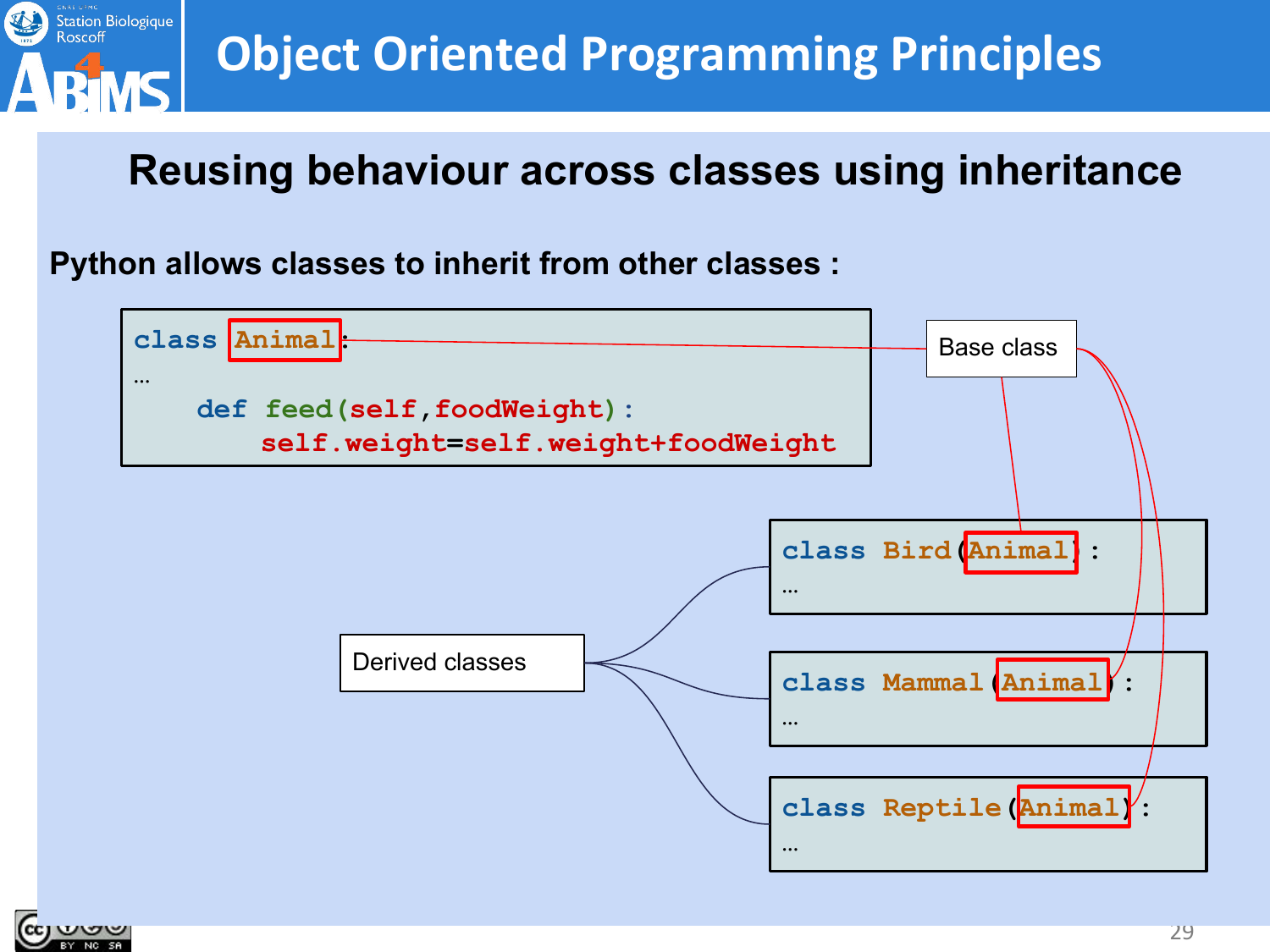# Object Oriented Programming Principles

## Reusing behaviour across classes using inheritance

**Python allows classes to inherit from other classes :**

```
class Animal:
…
    def feed(self,foodWeight):
        self.weight=self.weight+foodWeight
```

Base class

```
class Bird(Animal):
…
```

```
class Mammal(Animal):
…
```

```
class Reptile(Animal):
…
```

Derived classes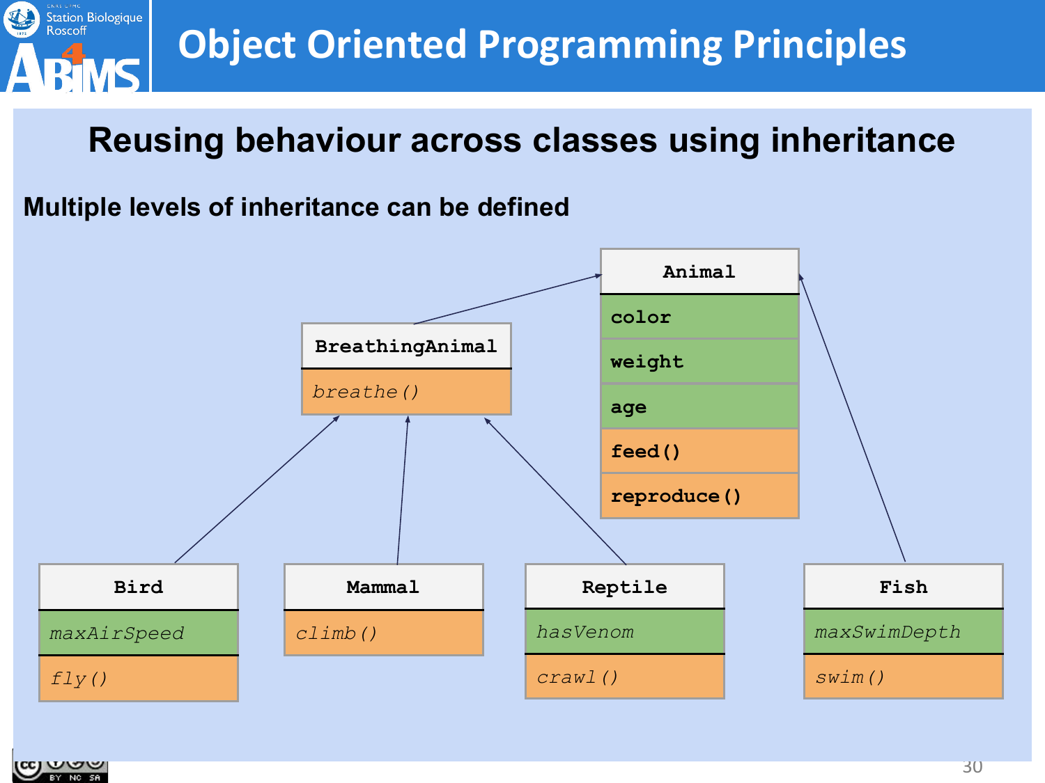# Object Oriented Programming Principles

## Reusing behaviour across classes using inheritance

**Multiple levels of inheritance can be defined**

**Animal**
- color
- weight
- age
- feed()
- reproduce()

**BreathingAnimal** (inherits from Animal)
- *breathe()*

**Bird** (inherits from BreathingAnimal)
- *maxAirSpeed*
- *fly()*

**Mammal** (inherits from BreathingAnimal)
- *climb()*

**Reptile** (inherits from BreathingAnimal)
- *hasVenom*
- *crawl()*

**Fish** (inherits from Animal)
- *maxSwimDepth*
- *swim()*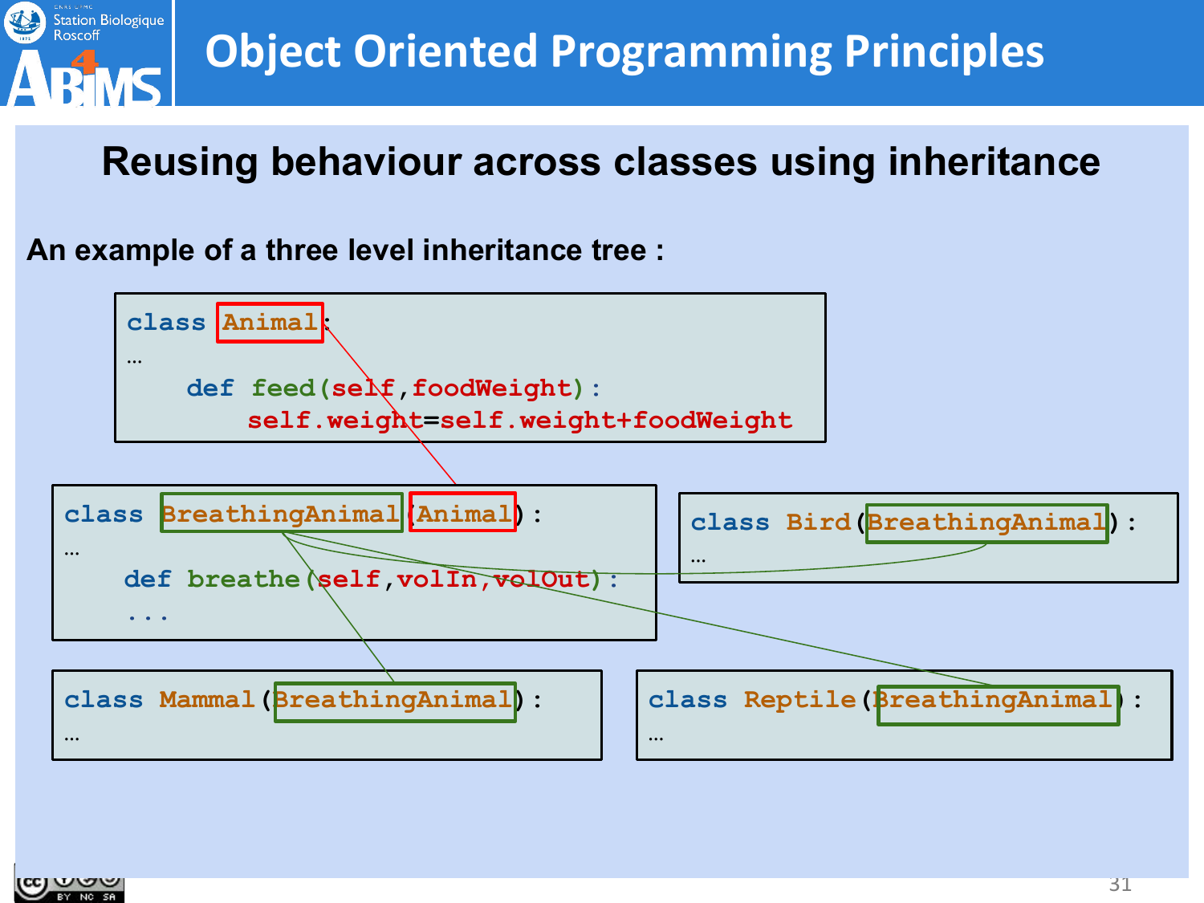# Object Oriented Programming Principles

## Reusing behaviour across classes using inheritance

**An example of a three level inheritance tree :**

```
class Animal:
…
    def feed(self,foodWeight):
        self.weight=self.weight+foodWeight
```

```
class BreathingAnimal(Animal) :
…
    def breathe(self,volIn,volOut):
    ...
```

```
class Bird(BreathingAnimal) :
…
```

```
class Mammal(BreathingAnimal) :
…
```

```
class Reptile(BreathingAnimal) :
…
```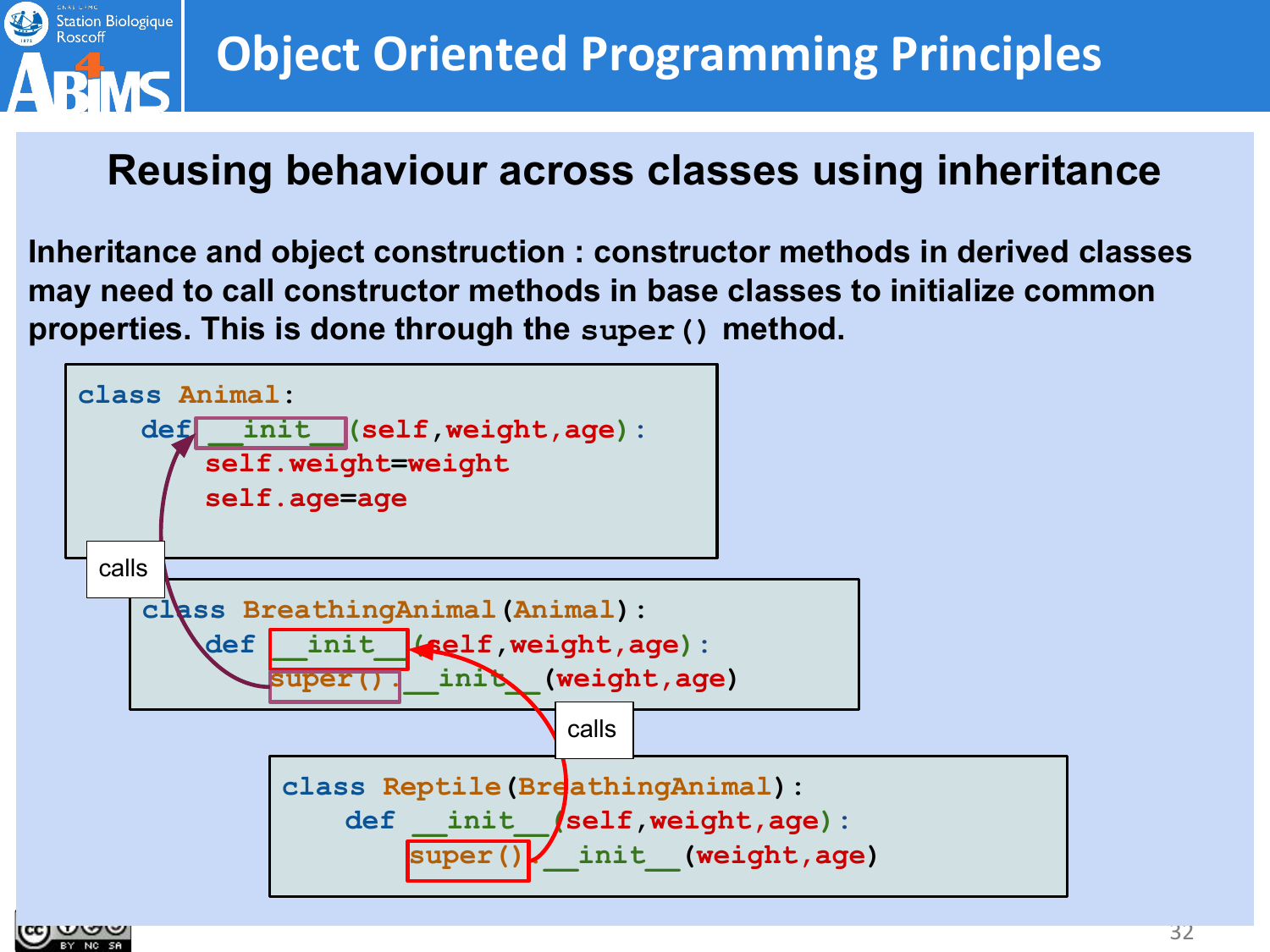# Object Oriented Programming Principles

## Reusing behaviour across classes using inheritance

**Inheritance and object construction : constructor methods in derived classes may need to call constructor methods in base classes to initialize common properties. This is done through the `super()` method.**

```
class Animal:
    def __init__(self,weight,age):
        self.weight=weight
        self.age=age
```

calls

```
class BreathingAnimal(Animal):
    def __init__(self,weight,age):
        super().__init__(weight,age)
```

calls

```
class Reptile(BreathingAnimal):
    def __init__(self,weight,age):
        super().__init__(weight,age)
```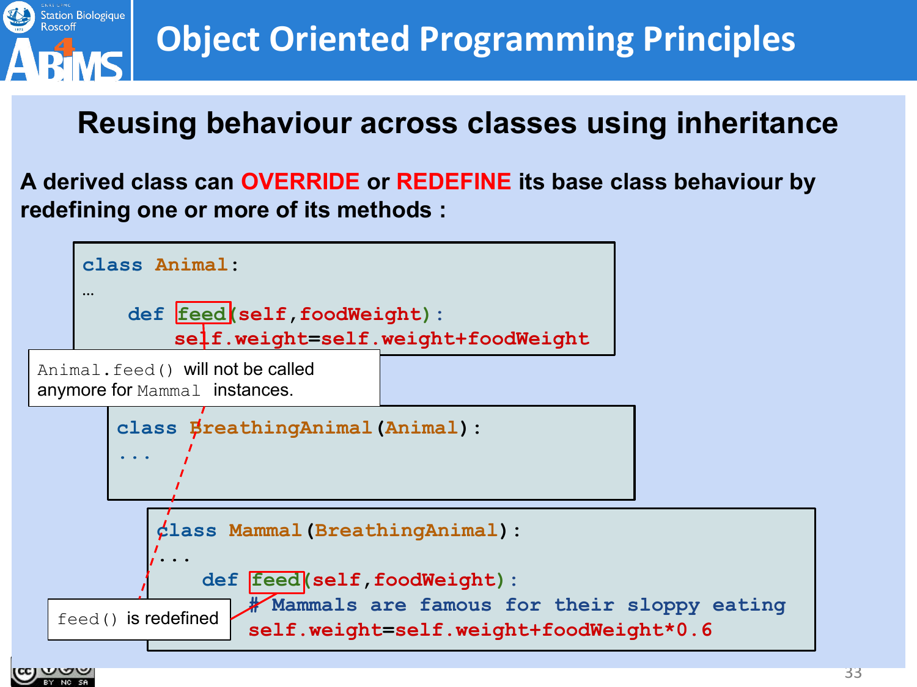# Object Oriented Programming Principles

## Reusing behaviour across classes using inheritance

**A derived class can OVERRIDE or REDEFINE its base class behaviour by redefining one or more of its methods :**

```
class Animal:
…
    def feed(self,foodWeight):
        self.weight=self.weight+foodWeight
```

`Animal.feed()` will not be called anymore for `Mammal` instances.

```
class BreathingAnimal(Animal):
...
```

```
class Mammal(BreathingAnimal):
...
    def feed(self,foodWeight):
        # Mammals are famous for their sloppy eating
        self.weight=self.weight+foodWeight*0.6
```

`feed()` is redefined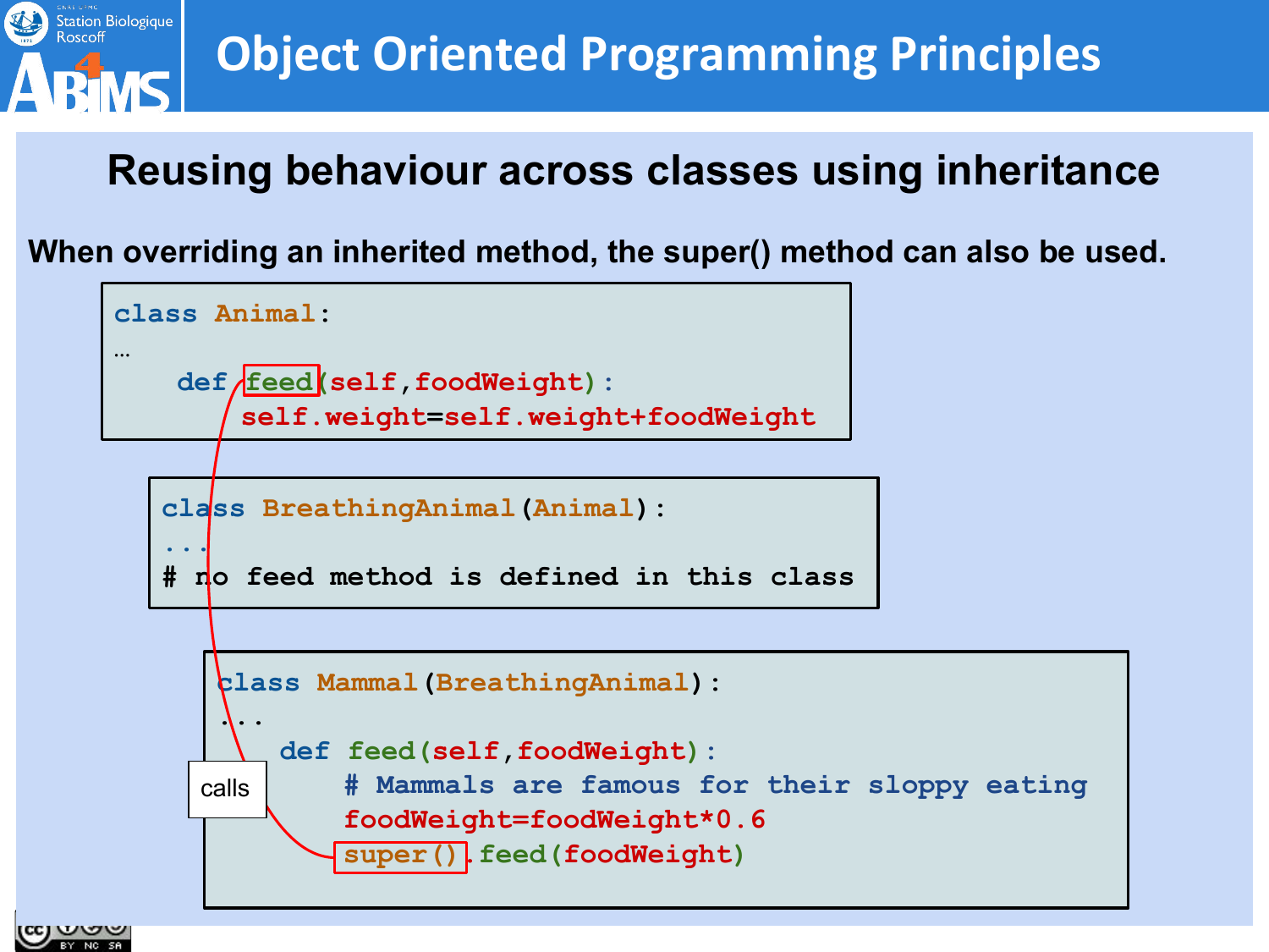# Object Oriented Programming Principles

## Reusing behaviour across classes using inheritance

**When overriding an inherited method, the super() method can also be used.**

```
class Animal:
…
    def feed(self,foodWeight):
        self.weight=self.weight+foodWeight
```

```
class BreathingAnimal(Animal):
...
# no feed method is defined in this class
```

```
class Mammal(BreathingAnimal):
...
    def feed(self,foodWeight):
        # Mammals are famous for their sloppy eating
        foodWeight=foodWeight*0.6
        super().feed(foodWeight)
```

calls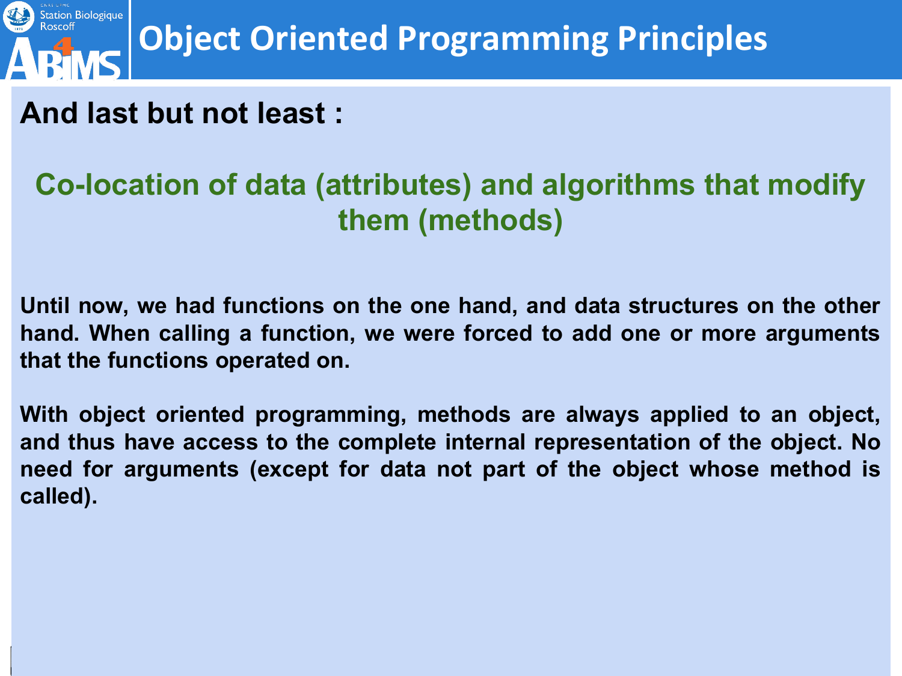# Object Oriented Programming Principles

**And last but not least :**

**Co-location of data (attributes) and algorithms that modify them (methods)**

**Until now, we had functions on the one hand, and data structures on the other hand. When calling a function, we were forced to add one or more arguments that the functions operated on.**

**With object oriented programming, methods are always applied to an object, and thus have access to the complete internal representation of the object. No need for arguments (except for data not part of the object whose method is called).**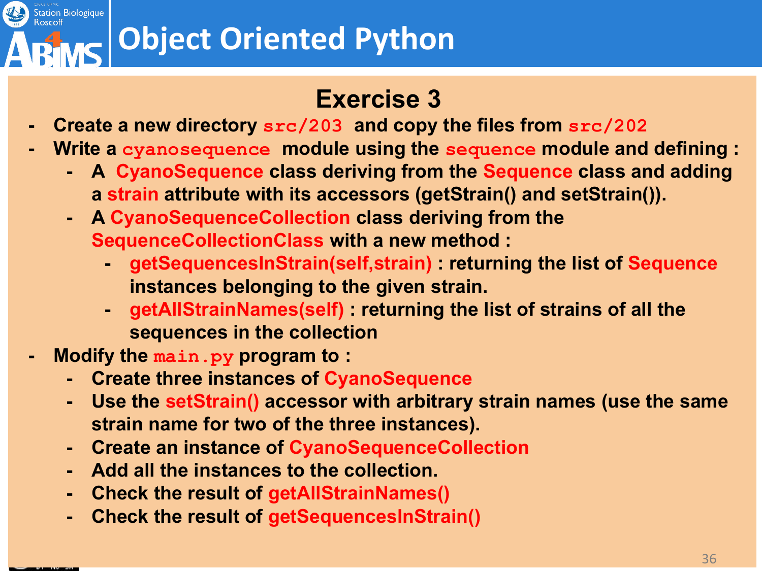## Exercise 3

- Create a new directory `src/203` and copy the files from `src/202`
- Write a `cyanosequence` module using the `sequence` module and defining :
  - A CyanoSequence class deriving from the Sequence class and adding a strain attribute with its accessors (getStrain() and setStrain()).
  - A CyanoSequenceCollection class deriving from the SequenceCollectionClass with a new method :
    - getSequencesInStrain(self,strain) : returning the list of Sequence instances belonging to the given strain.
    - getAllStrainNames(self) : returning the list of strains of all the sequences in the collection
- Modify the `main.py` program to :
  - Create three instances of CyanoSequence
  - Use the setStrain() accessor with arbitrary strain names (use the same strain name for two of the three instances).
  - Create an instance of CyanoSequenceCollection
  - Add all the instances to the collection.
  - Check the result of getAllStrainNames()
  - Check the result of getSequencesInStrain()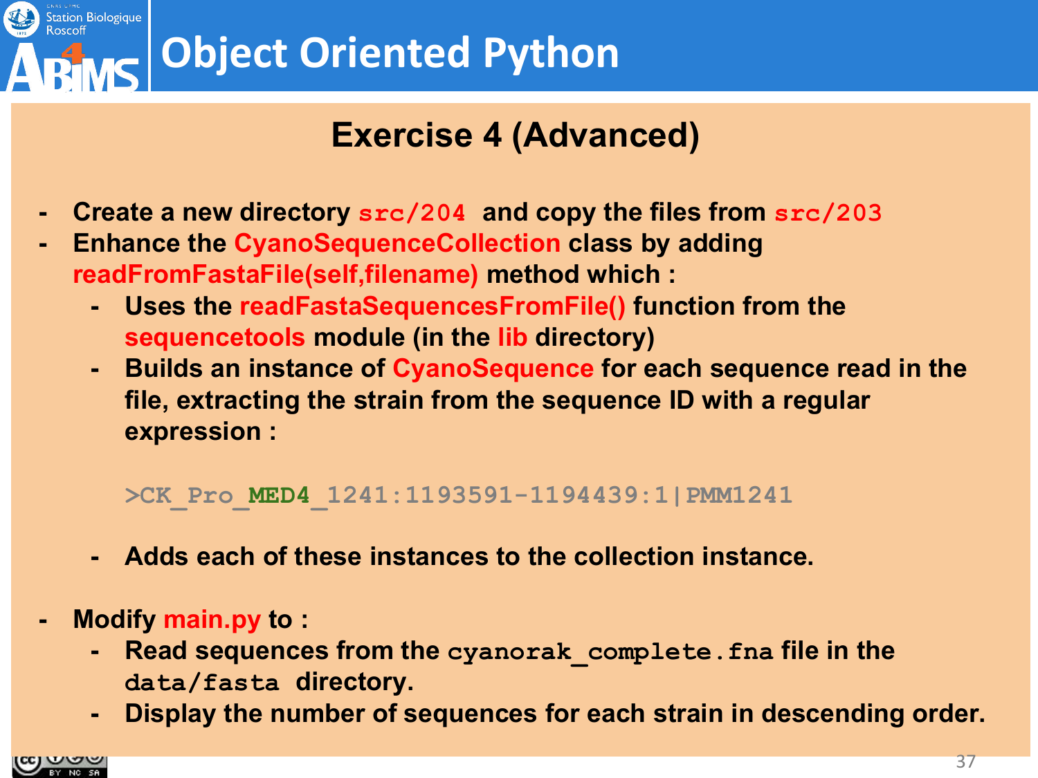# Object Oriented Python

## Exercise 4 (Advanced)

- Create a new directory `src/204` and copy the files from `src/203`
- Enhance the CyanoSequenceCollection class by adding readFromFastaFile(self,filename) method which :
  - Uses the readFastaSequencesFromFile() function from the sequencetools module (in the lib directory)
  - Builds an instance of CyanoSequence for each sequence read in the file, extracting the strain from the sequence ID with a regular expression :

    ```
    >CK_Pro_MED4_1241:1193591-1194439:1|PMM1241
    ```

  - Adds each of these instances to the collection instance.

- Modify main.py to :
  - Read sequences from the `cyanorak_complete.fna` file in the `data/fasta` directory.
  - Display the number of sequences for each strain in descending order.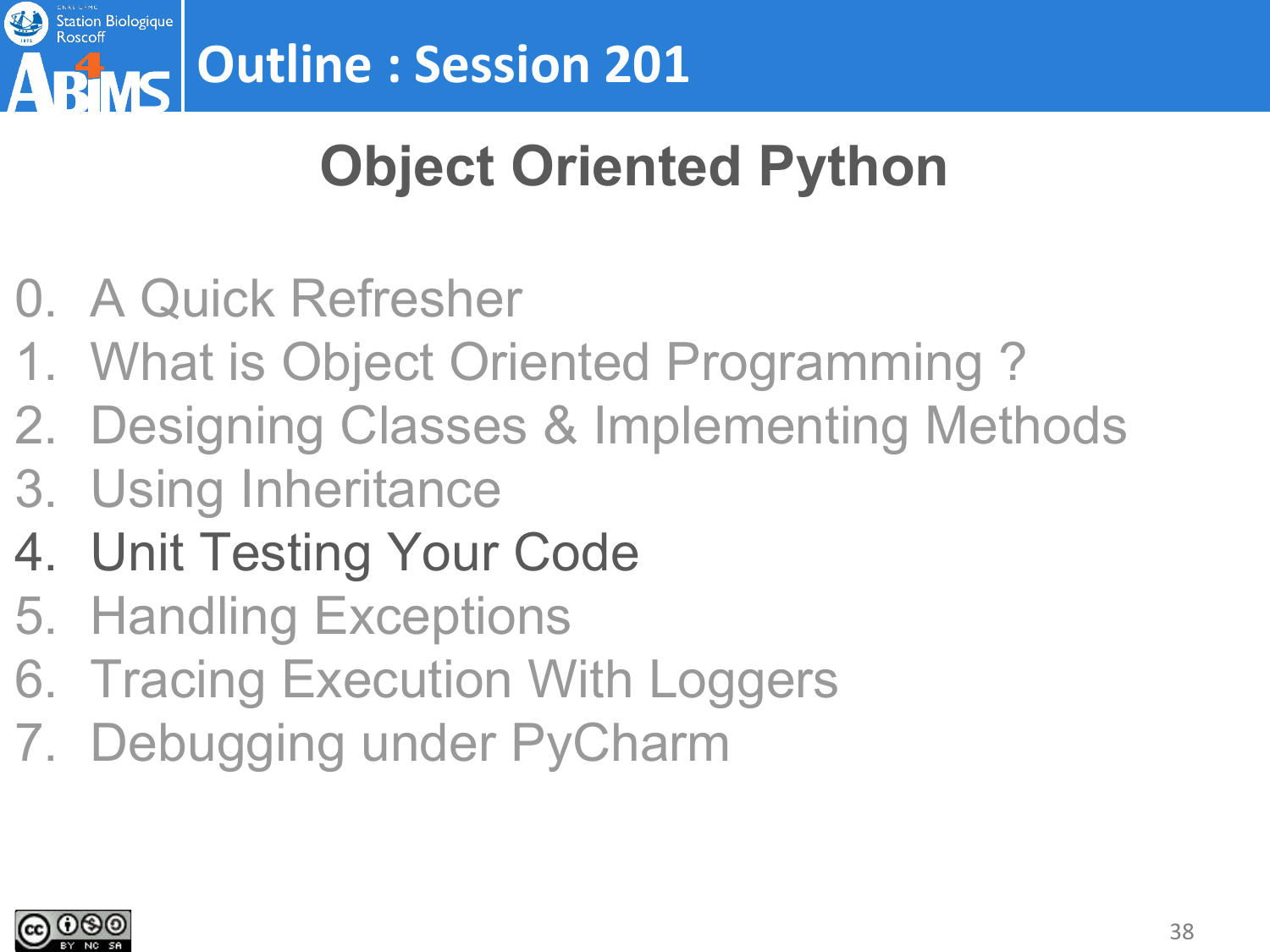# Outline : Session 201

## Object Oriented Python

0. A Quick Refresher
1. What is Object Oriented Programming ?
2. Designing Classes & Implementing Methods
3. Using Inheritance
4. Unit Testing Your Code
5. Handling Exceptions
6. Tracing Execution With Loggers
7. Debugging under PyCharm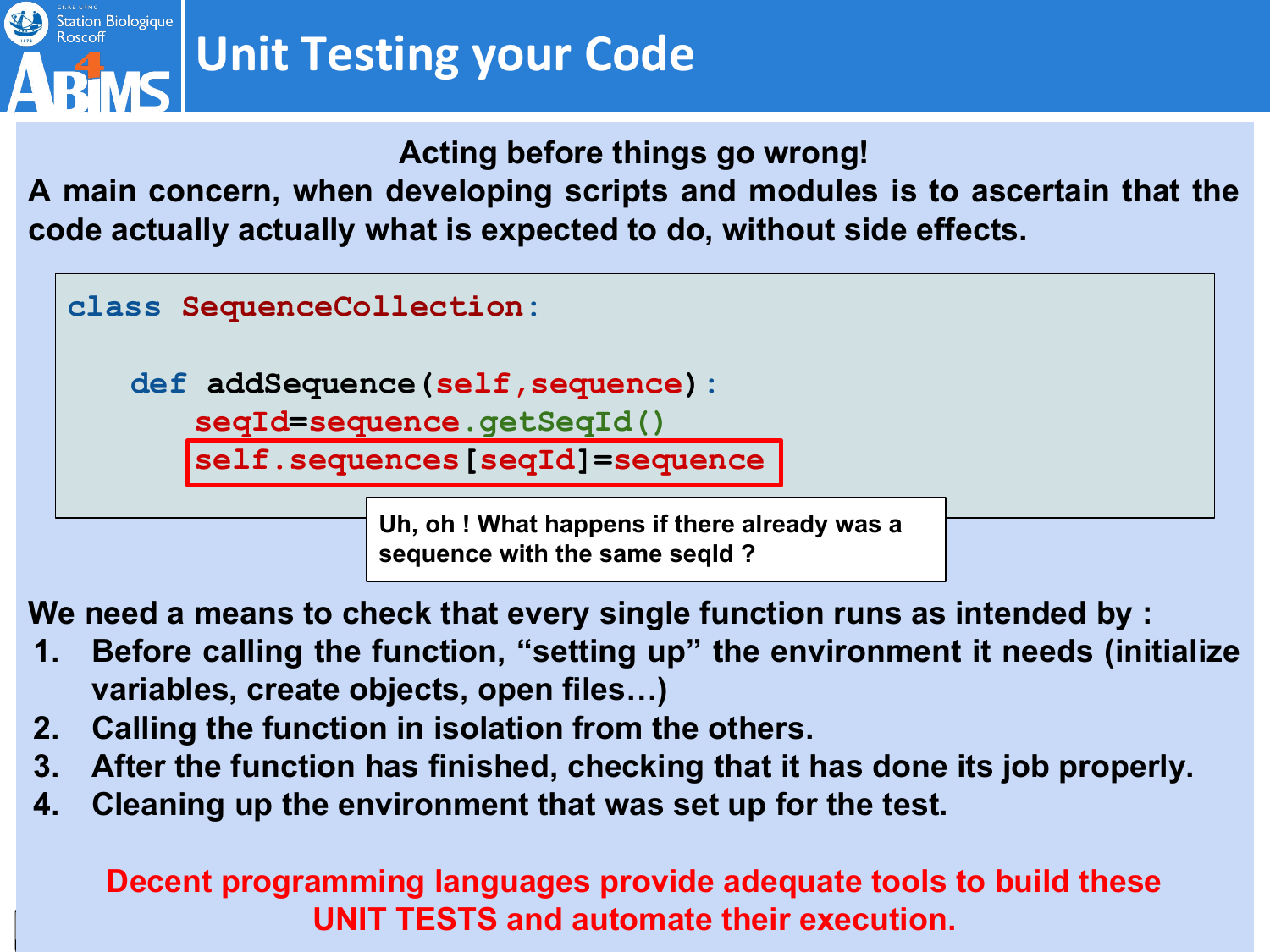# Unit Testing your Code

**Acting before things go wrong!**

**A main concern, when developing scripts and modules is to ascertain that the code actually actually what is expected to do, without side effects.**

```
class SequenceCollection:

    def addSequence(self,sequence):
        seqId=sequence.getSeqId()
        self.sequences[seqId]=sequence
```

**Uh, oh ! What happens if there already was a sequence with the same seqId ?**

**We need a means to check that every single function runs as intended by :**

1. **Before calling the function, "setting up" the environment it needs (initialize variables, create objects, open files…)**
2. **Calling the function in isolation from the others.**
3. **After the function has finished, checking that it has done its job properly.**
4. **Cleaning up the environment that was set up for the test.**

**Decent programming languages provide adequate tools to build these UNIT TESTS and automate their execution.**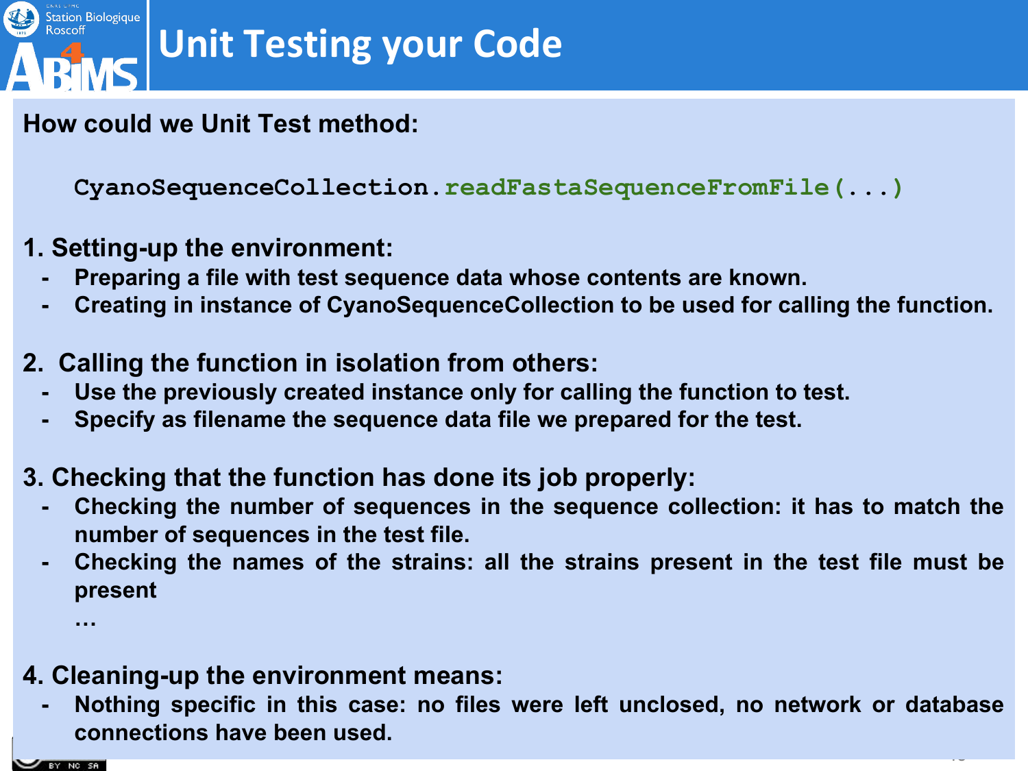# Unit Testing your Code

**How could we Unit Test method:**

```
CyanoSequenceCollection.readFastaSequenceFromFile(...)
```

**1. Setting-up the environment:**

- **Preparing a file with test sequence data whose contents are known.**
- **Creating in instance of CyanoSequenceCollection to be used for calling the function.**

**2. Calling the function in isolation from others:**

- **Use the previously created instance only for calling the function to test.**
- **Specify as filename the sequence data file we prepared for the test.**

**3. Checking that the function has done its job properly:**

- **Checking the number of sequences in the sequence collection: it has to match the number of sequences in the test file.**
- **Checking the names of the strains: all the strains present in the test file must be present**

  **…**

**4. Cleaning-up the environment means:**

- **Nothing specific in this case: no files were left unclosed, no network or database connections have been used.**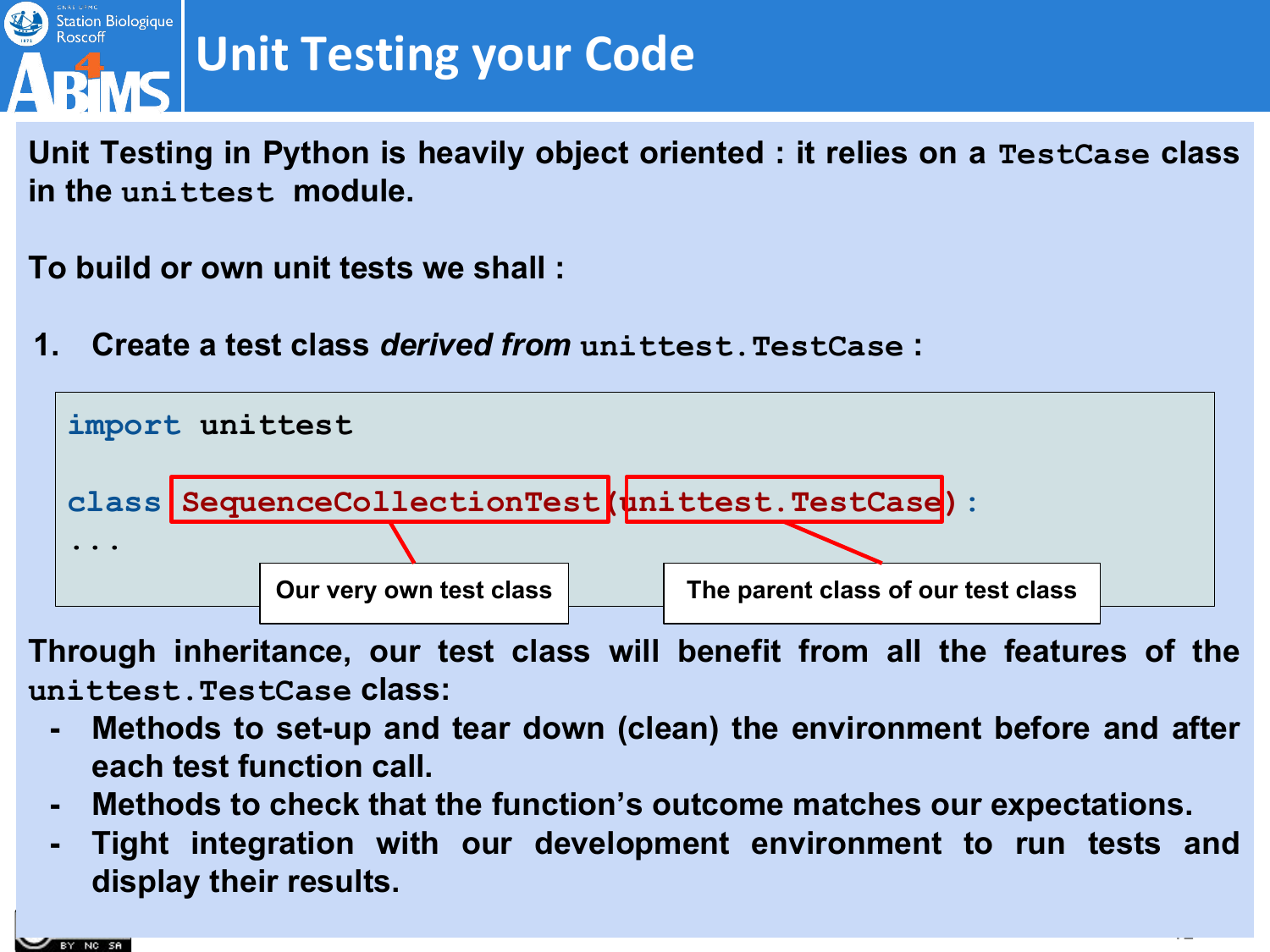# Unit Testing your Code

**Unit Testing in Python is heavily object oriented : it relies on a `TestCase` class in the `unittest` module.**

**To build or own unit tests we shall :**

1. **Create a test class *derived from* `unittest.TestCase` :**

```
import unittest

class SequenceCollectionTest(unittest.TestCase):
...
```

Our very own test class — The parent class of our test class

**Through inheritance, our test class will benefit from all the features of the `unittest.TestCase` class:**

- **Methods to set-up and tear down (clean) the environment before and after each test function call.**
- **Methods to check that the function's outcome matches our expectations.**
- **Tight integration with our development environment to run tests and display their results.**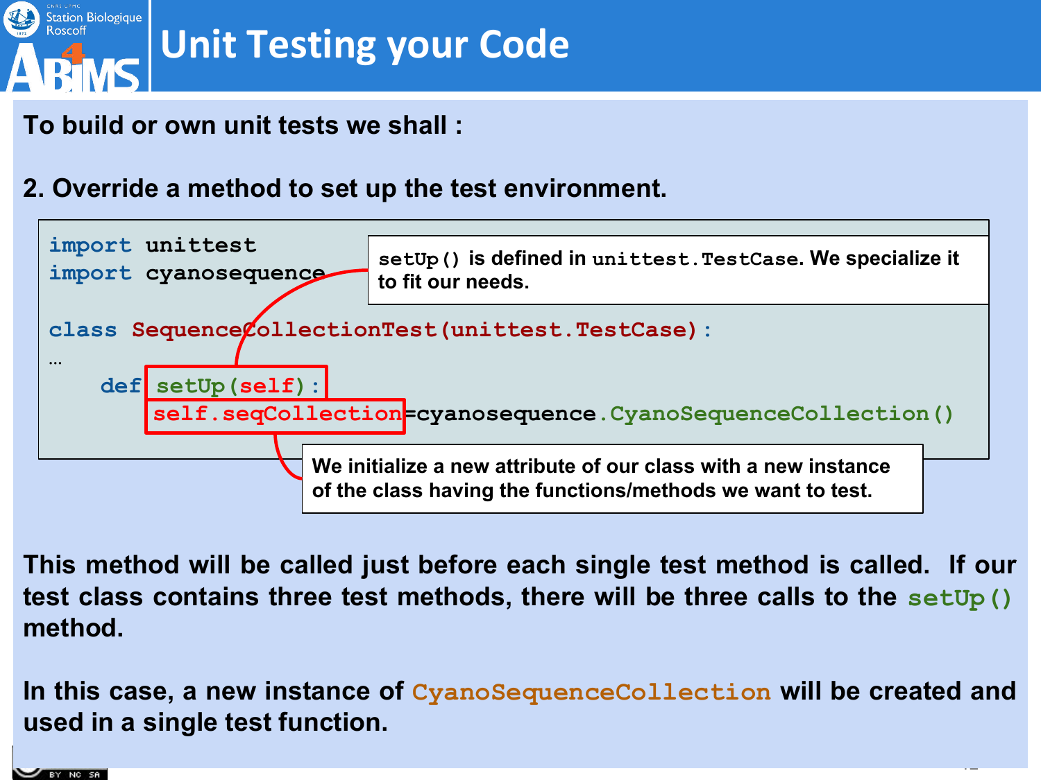# Unit Testing your Code

To build or own unit tests we shall :

2. Override a method to set up the test environment.

```
import unittest
import cyanosequence

class SequenceCollectionTest(unittest.TestCase):
…
    def setUp(self):
        self.seqCollection=cyanosequence.CyanoSequenceCollection()
```

`setUp()` is defined in `unittest.TestCase`. We specialize it to fit our needs.

We initialize a new attribute of our class with a new instance of the class having the functions/methods we want to test.

This method will be called just before each single test method is called. If our test class contains three test methods, there will be three calls to the `setUp()` method.

In this case, a new instance of `CyanoSequenceCollection` will be created and used in a single test function.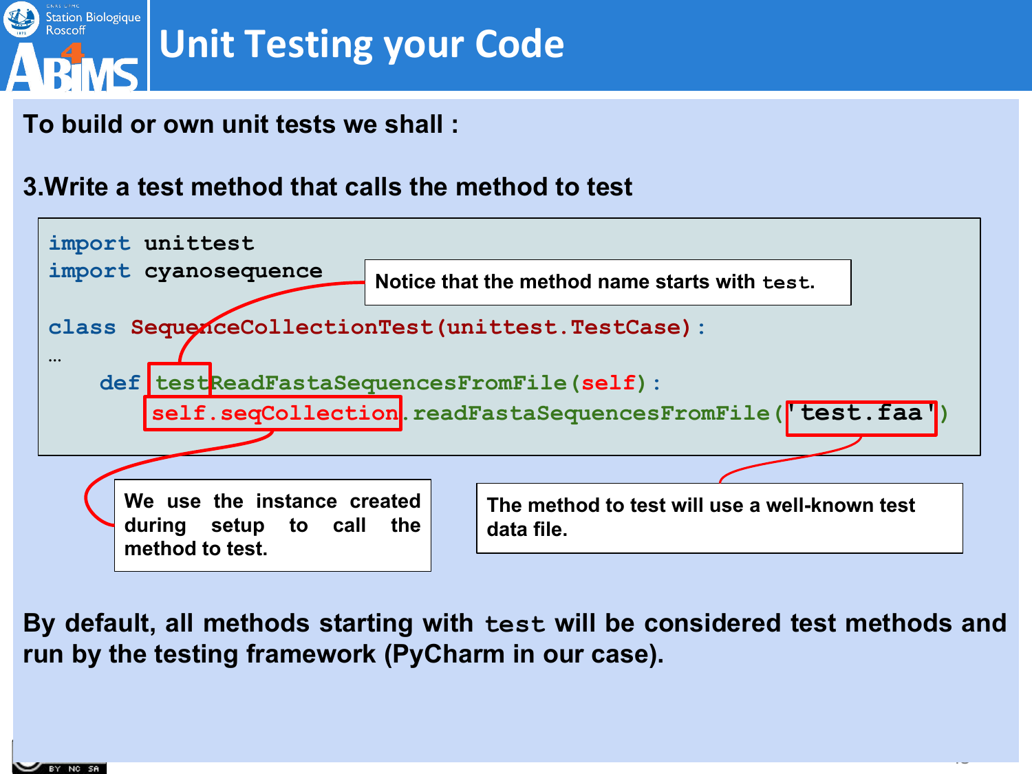# Unit Testing your Code

**To build or own unit tests we shall :**

**3.Write a test method that calls the method to test**

```
import unittest
import cyanosequence

class SequenceCollectionTest(unittest.TestCase):
...
    def testReadFastaSequencesFromFile(self):
        self.seqCollection.readFastaSequencesFromFile('test.faa')
```

Notice that the method name starts with `test`.

We use the instance created during setup to call the method to test.

The method to test will use a well-known test data file.

**By default, all methods starting with `test` will be considered test methods and run by the testing framework (PyCharm in our case).**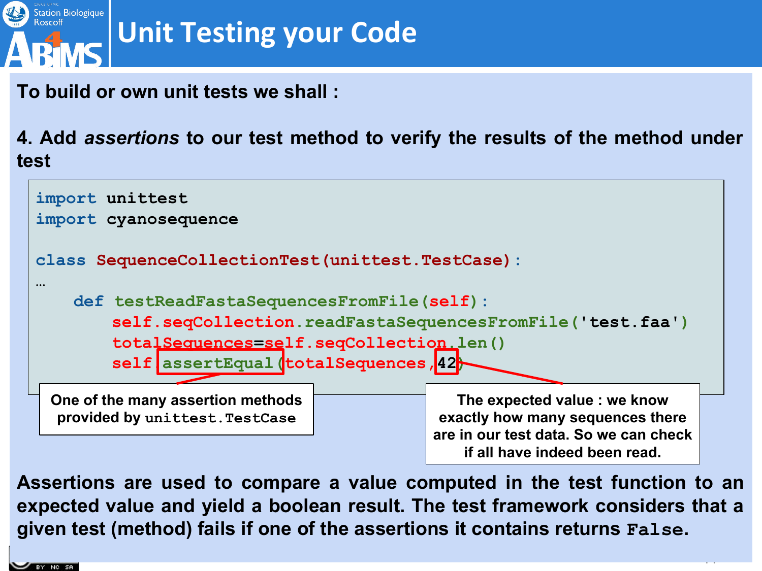# Unit Testing your Code

**To build or own unit tests we shall :**

**4. Add *assertions* to our test method to verify the results of the method under test**

```
import unittest
import cyanosequence

class SequenceCollectionTest(unittest.TestCase):
…
    def testReadFastaSequencesFromFile(self):
        self.seqCollection.readFastaSequencesFromFile('test.faa')
        totalSequences=self.seqCollection.len()
        self.assertEqual(totalSequences,42)
```

**One of the many assertion methods provided by `unittest.TestCase`**

**The expected value : we know exactly how many sequences there are in our test data. So we can check if all have indeed been read.**

**Assertions are used to compare a value computed in the test function to an expected value and yield a boolean result. The test framework considers that a given test (method) fails if one of the assertions it contains returns `False`.**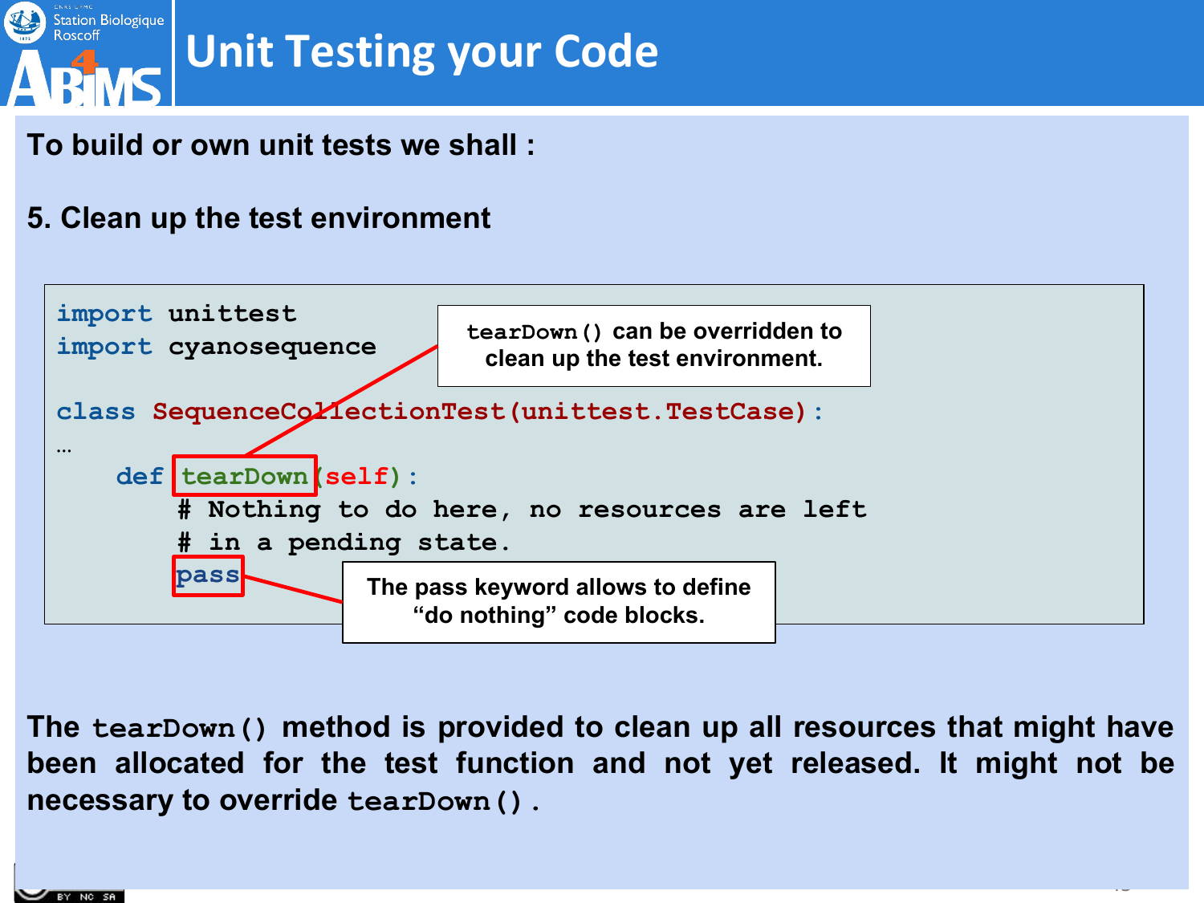# Unit Testing your Code

**To build or own unit tests we shall :**

**5. Clean up the test environment**

```
import unittest
import cyanosequence

class SequenceCollectionTest(unittest.TestCase):
…
    def tearDown(self):
        # Nothing to do here, no resources are left
        # in a pending state.
        pass
```

`tearDown()` can be overridden to clean up the test environment.

The pass keyword allows to define "do nothing" code blocks.

**The `tearDown()` method is provided to clean up all resources that might have been allocated for the test function and not yet released. It might not be necessary to override `tearDown()`.**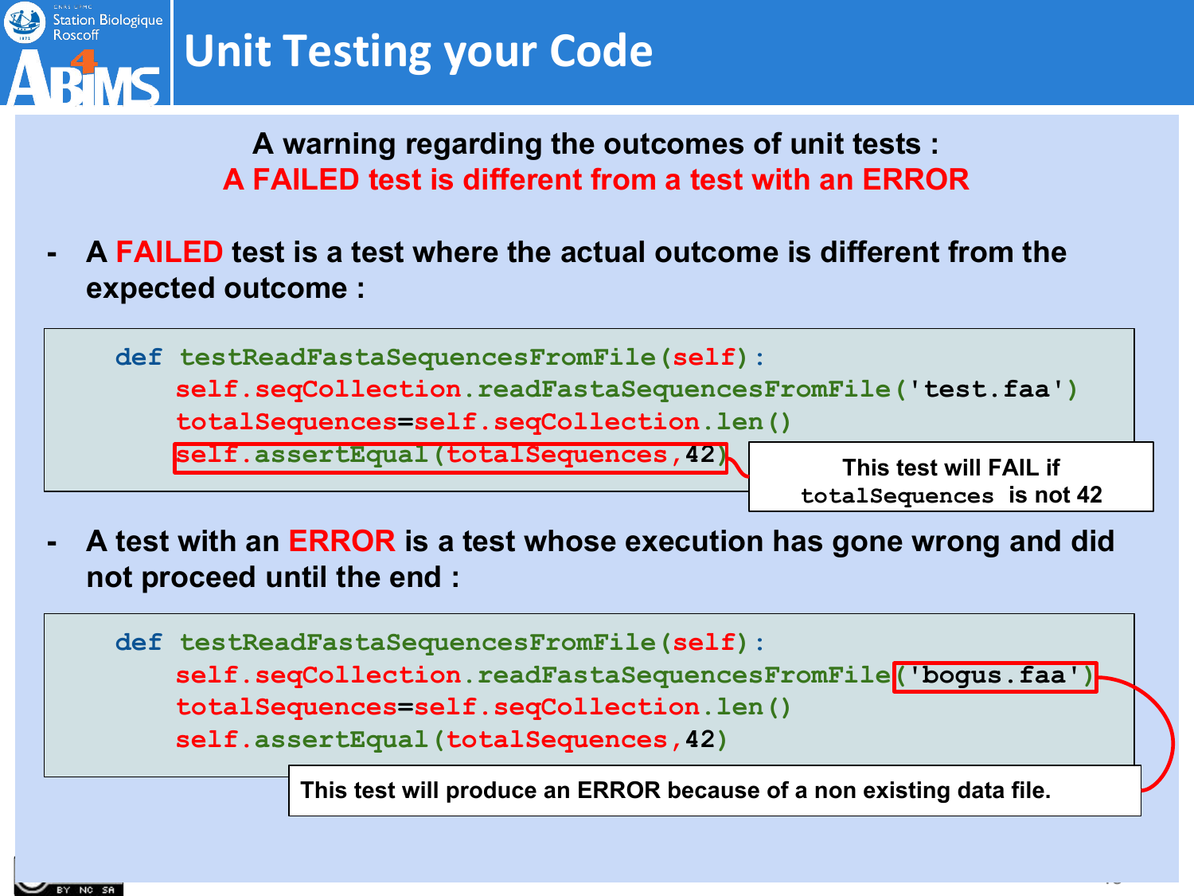# Unit Testing your Code

**A warning regarding the outcomes of unit tests :**
**A FAILED test is different from a test with an ERROR**

- **A FAILED test is a test where the actual outcome is different from the expected outcome :**

```
def testReadFastaSequencesFromFile(self):
    self.seqCollection.readFastaSequencesFromFile('test.faa')
    totalSequences=self.seqCollection.len()
    self.assertEqual(totalSequences,42)
```

**This test will FAIL if `totalSequences` is not 42**

- **A test with an ERROR is a test whose execution has gone wrong and did not proceed until the end :**

```
def testReadFastaSequencesFromFile(self):
    self.seqCollection.readFastaSequencesFromFile('bogus.faa')
    totalSequences=self.seqCollection.len()
    self.assertEqual(totalSequences,42)
```

**This test will produce an ERROR because of a non existing data file.**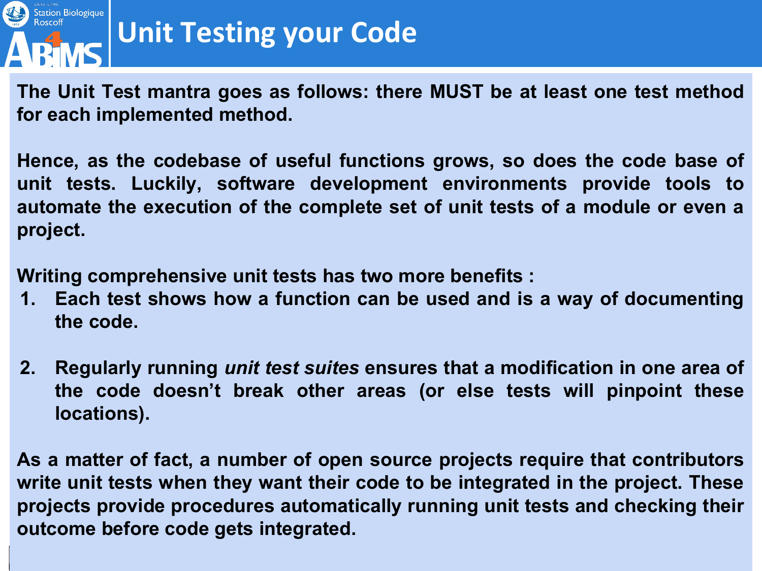# Unit Testing your Code

**The Unit Test mantra goes as follows: there MUST be at least one test method for each implemented method.**

**Hence, as the codebase of useful functions grows, so does the code base of unit tests. Luckily, software development environments provide tools to automate the execution of the complete set of unit tests of a module or even a project.**

**Writing comprehensive unit tests has two more benefits :**

1. **Each test shows how a function can be used and is a way of documenting the code.**

2. **Regularly running *unit test suites* ensures that a modification in one area of the code doesn't break other areas (or else tests will pinpoint these locations).**

**As a matter of fact, a number of open source projects require that contributors write unit tests when they want their code to be integrated in the project. These projects provide procedures automatically running unit tests and checking their outcome before code gets integrated.**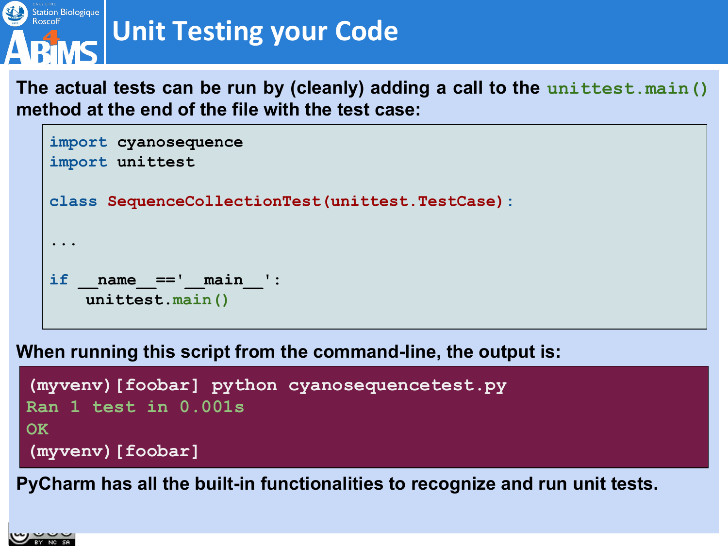# Unit Testing your Code

The actual tests can be run by (cleanly) adding a call to the `unittest.main()` method at the end of the file with the test case:

```
import cyanosequence
import unittest

class SequenceCollectionTest(unittest.TestCase):

...

if __name__=='__main__':
    unittest.main()
```

When running this script from the command-line, the output is:

```
(myvenv)[foobar] python cyanosequencetest.py
Ran 1 test in 0.001s
OK
(myvenv)[foobar]
```

PyCharm has all the built-in functionalities to recognize and run unit tests.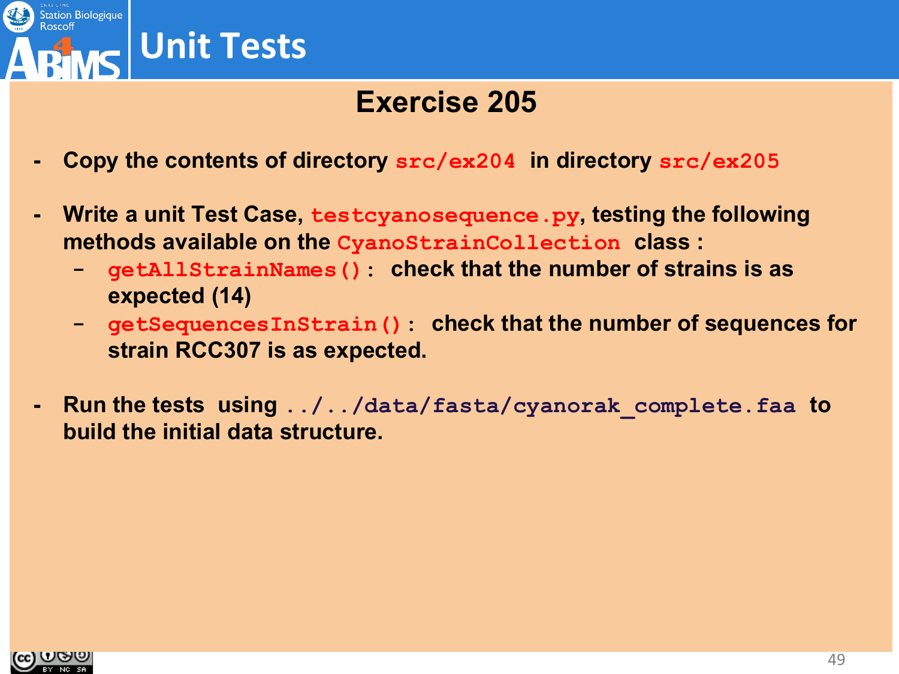# Unit Tests

## Exercise 205

- **Copy the contents of directory `src/ex204` in directory `src/ex205`**

- **Write a unit Test Case, `testcyanosequence.py`, testing the following methods available on the `CyanoStrainCollection` class :**
  - `getAllStrainNames()` : **check that the number of strains is as expected (14)**
  - `getSequencesInStrain()` : **check that the number of sequences for strain RCC307 is as expected.**

- **Run the tests using `../../data/fasta/cyanorak_complete.faa` to build the initial data structure.**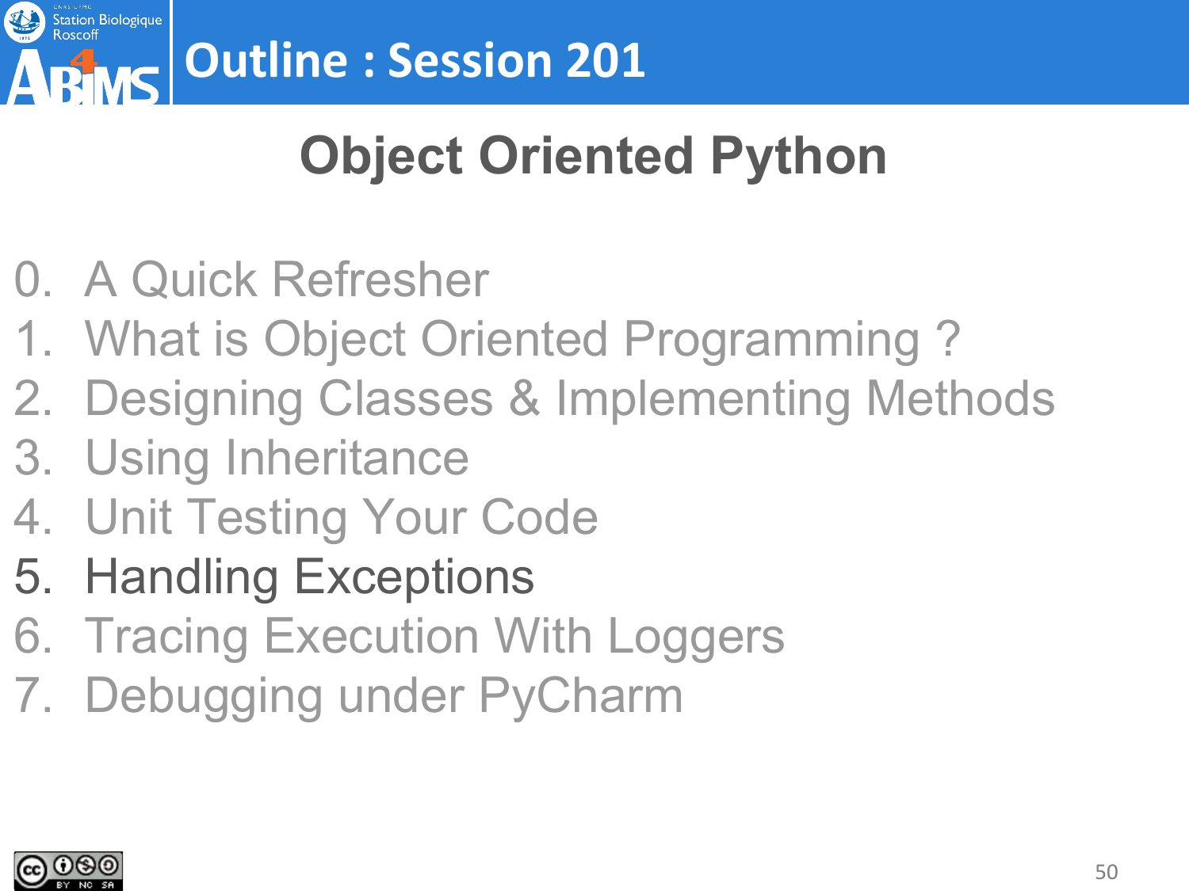# Outline : Session 201

## Object Oriented Python

0. A Quick Refresher
1. What is Object Oriented Programming ?
2. Designing Classes & Implementing Methods
3. Using Inheritance
4. Unit Testing Your Code
5. Handling Exceptions
6. Tracing Execution With Loggers
7. Debugging under PyCharm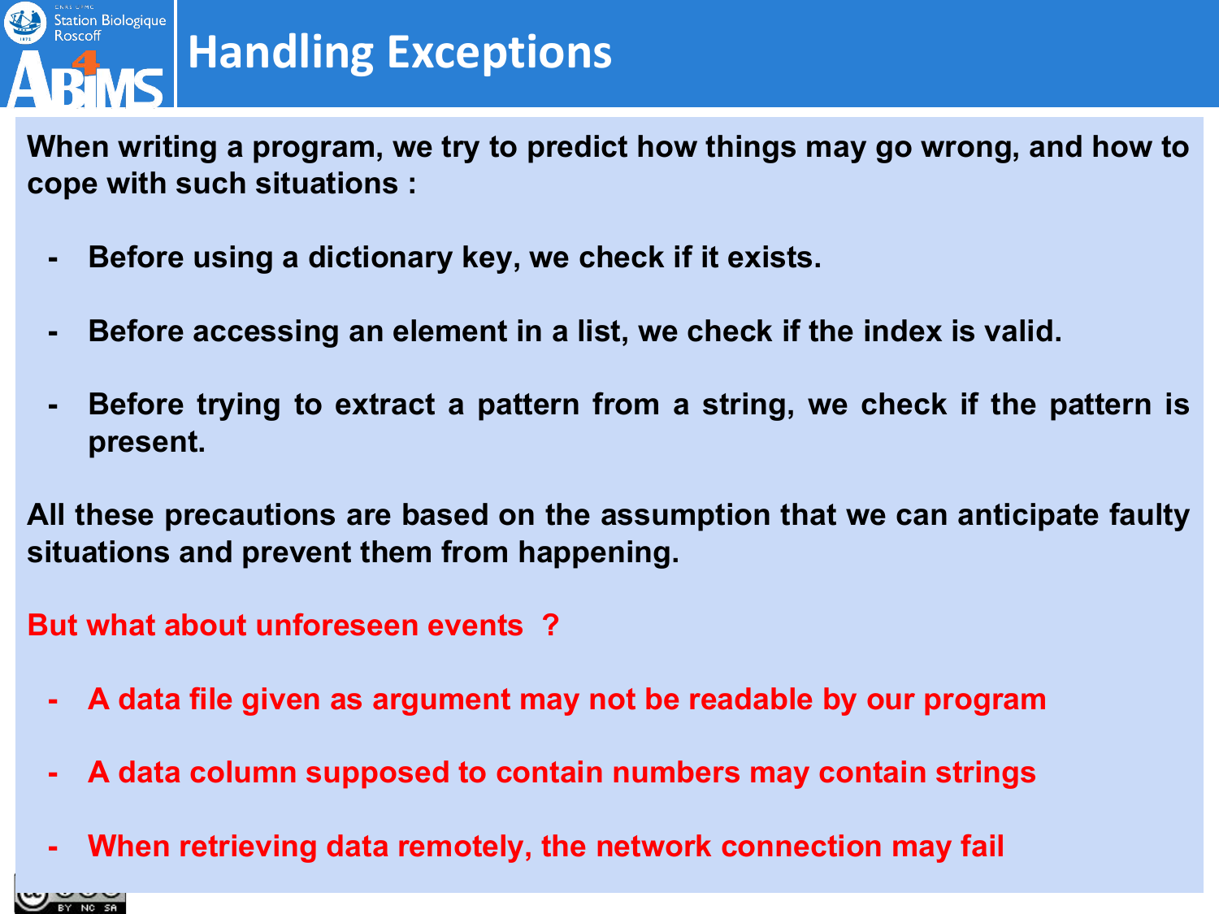# Handling Exceptions

**When writing a program, we try to predict how things may go wrong, and how to cope with such situations :**

- **Before using a dictionary key, we check if it exists.**
- **Before accessing an element in a list, we check if the index is valid.**
- **Before trying to extract a pattern from a string, we check if the pattern is present.**

**All these precautions are based on the assumption that we can anticipate faulty situations and prevent them from happening.**

**But what about unforeseen events ?**

- **A data file given as argument may not be readable by our program**
- **A data column supposed to contain numbers may contain strings**
- **When retrieving data remotely, the network connection may fail**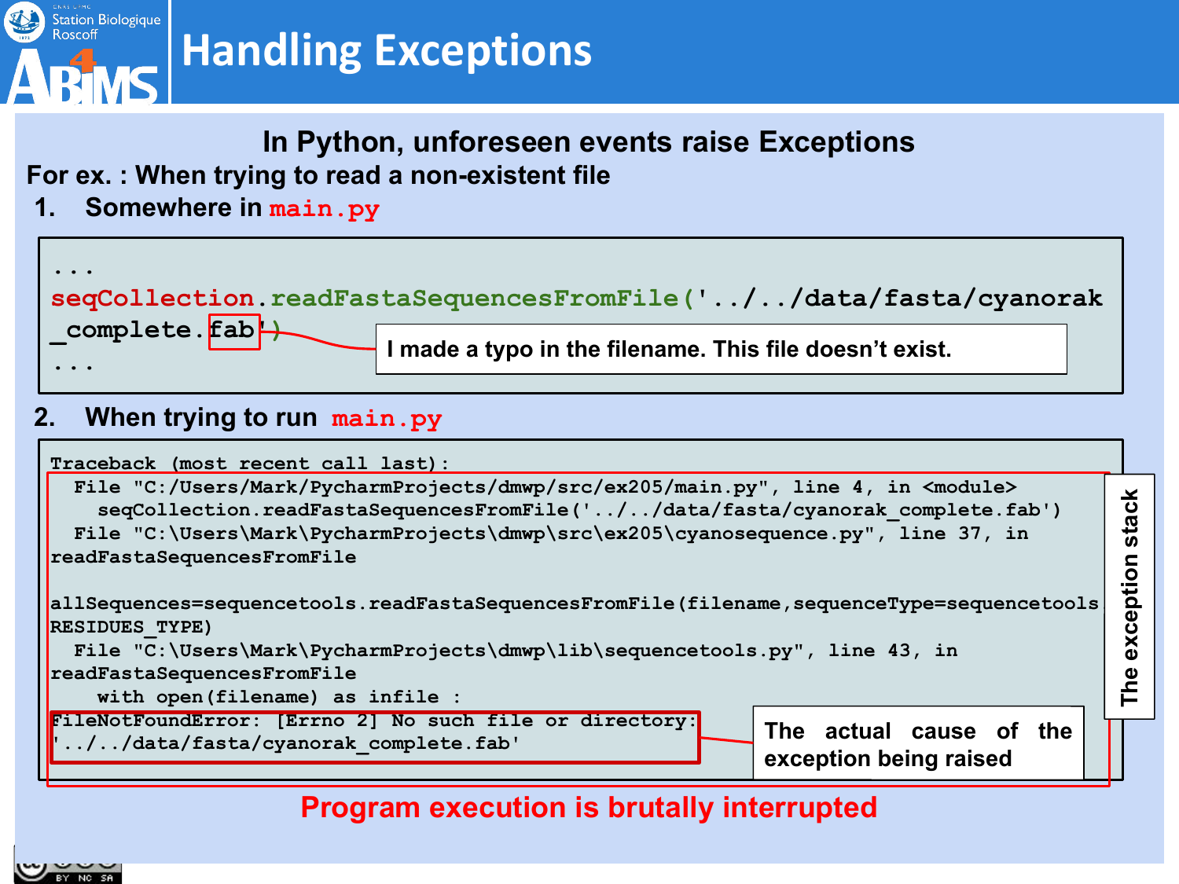# Handling Exceptions

## In Python, unforeseen events raise Exceptions

**For ex. : When trying to read a non-existent file**

1. **Somewhere in `main.py`**

```
...
seqCollection.readFastaSequencesFromFile('../../data/fasta/cyanorak_complete.fab')
...
```

I made a typo in the filename. This file doesn't exist.

2. **When trying to run `main.py`**

```
Traceback (most recent call last):
  File "C:/Users/Mark/PycharmProjects/dmwp/src/ex205/main.py", line 4, in <module>
    seqCollection.readFastaSequencesFromFile('../../data/fasta/cyanorak_complete.fab')
  File "C:\Users\Mark\PycharmProjects\dmwp\src\ex205\cyanosequence.py", line 37, in readFastaSequencesFromFile
    allSequences=sequencetools.readFastaSequencesFromFile(filename,sequenceType=sequencetools.RESIDUES_TYPE)
  File "C:\Users\Mark\PycharmProjects\dmwp\lib\sequencetools.py", line 43, in readFastaSequencesFromFile
    with open(filename) as infile :
FileNotFoundError: [Errno 2] No such file or directory: '../../data/fasta/cyanorak_complete.fab'
```

The exception stack

The actual cause of the exception being raised

**Program execution is brutally interrupted**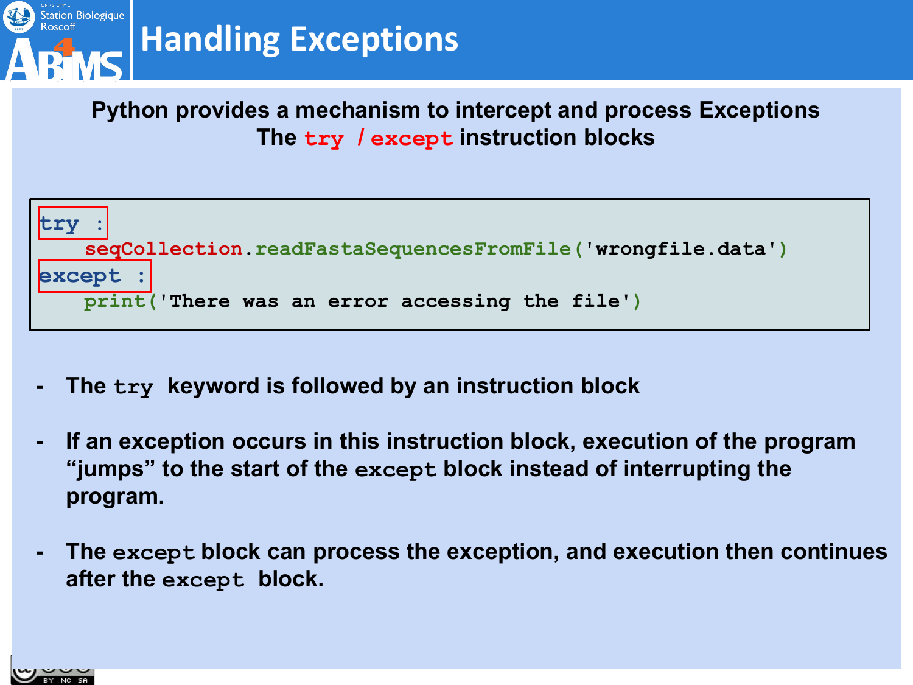# Handling Exceptions

**Python provides a mechanism to intercept and process Exceptions**
**The `try` / `except` instruction blocks**

```
try :
    seqCollection.readFastaSequencesFromFile('wrongfile.data')
except :
    print('There was an error accessing the file')
```

- **The `try` keyword is followed by an instruction block**
- **If an exception occurs in this instruction block, execution of the program "jumps" to the start of the `except` block instead of interrupting the program.**
- **The `except` block can process the exception, and execution then continues after the `except` block.**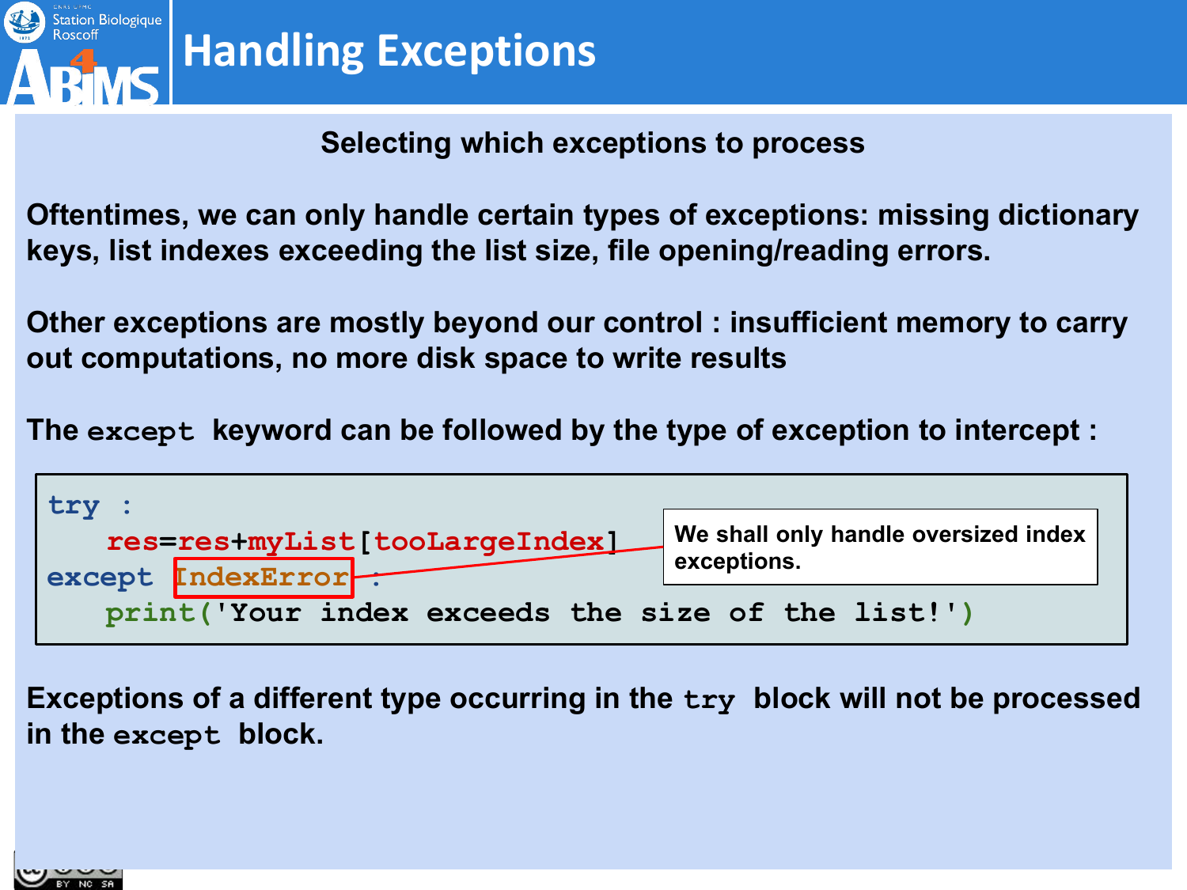# Handling Exceptions

### Selecting which exceptions to process

**Oftentimes, we can only handle certain types of exceptions: missing dictionary keys, list indexes exceeding the list size, file opening/reading errors.**

**Other exceptions are mostly beyond our control : insufficient memory to carry out computations, no more disk space to write results**

**The `except` keyword can be followed by the type of exception to intercept :**

```
try :
    res=res+myList[tooLargeIndex]
except IndexError :
    print('Your index exceeds the size of the list!')
```

**We shall only handle oversized index exceptions.**

**Exceptions of a different type occurring in the `try` block will not be processed in the `except` block.**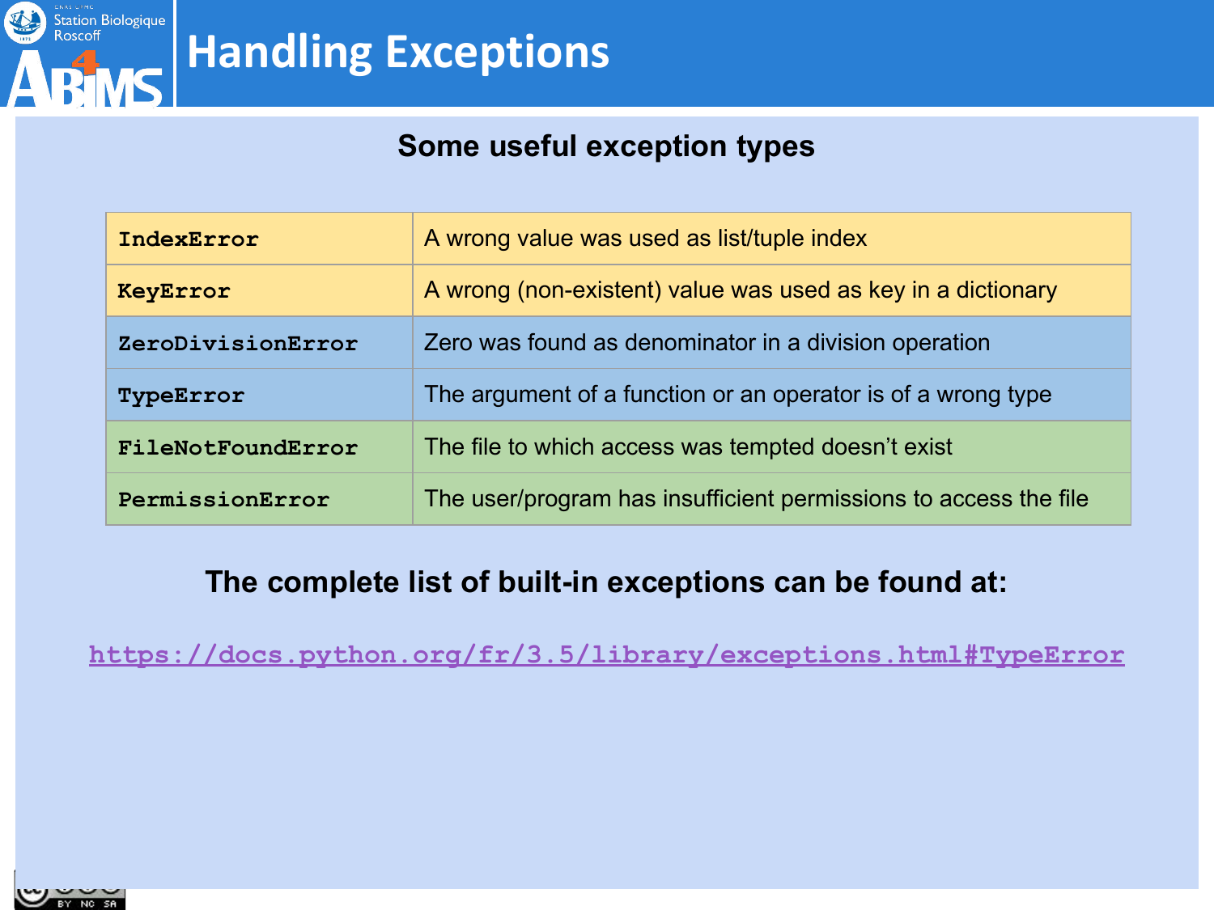# Handling Exceptions

## Some useful exception types

| | |
|---|---|
| `IndexError` | A wrong value was used as list/tuple index |
| `KeyError` | A wrong (non-existent) value was used as key in a dictionary |
| `ZeroDivisionError` | Zero was found as denominator in a division operation |
| `TypeError` | The argument of a function or an operator is of a wrong type |
| `FileNotFoundError` | The file to which access was tempted doesn't exist |
| `PermissionError` | The user/program has insufficient permissions to access the file |

**The complete list of built-in exceptions can be found at:**

https://docs.python.org/fr/3.5/library/exceptions.html#TypeError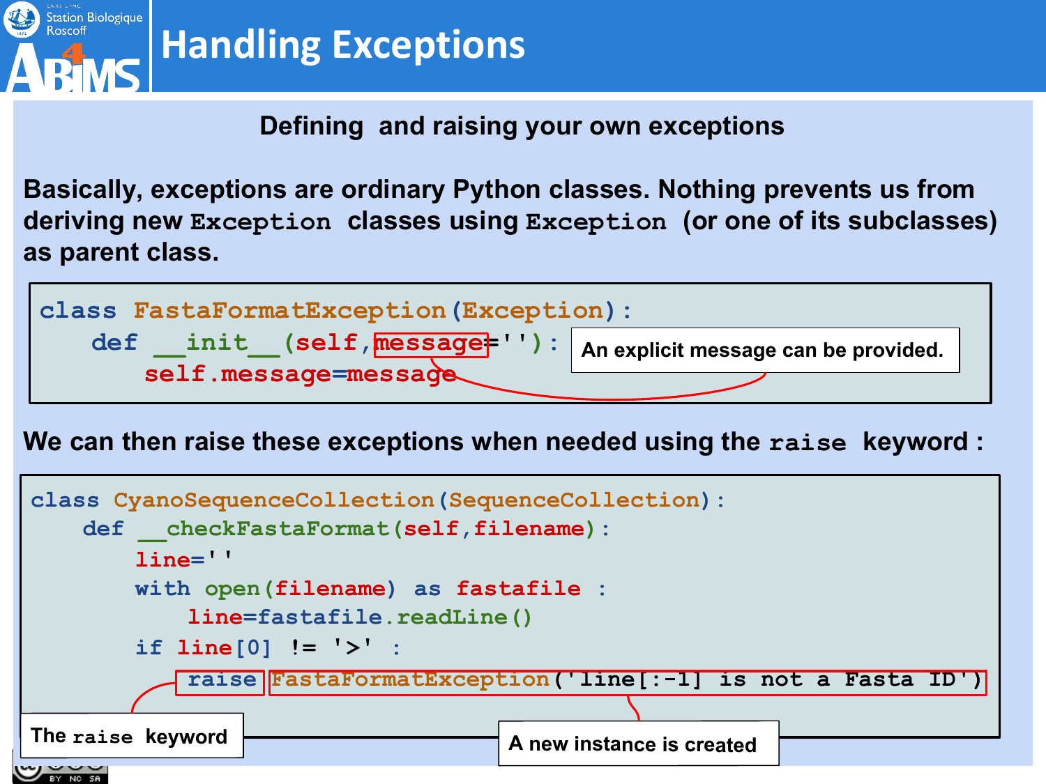# Handling Exceptions

## Defining and raising your own exceptions

**Basically, exceptions are ordinary Python classes. Nothing prevents us from deriving new `Exception` classes using `Exception` (or one of its subclasses) as parent class.**

```
class FastaFormatException(Exception):
    def __init__(self,message=''):
        self.message=message
```

An explicit message can be provided.

**We can then raise these exceptions when needed using the `raise` keyword :**

```
class CyanoSequenceCollection(SequenceCollection):
    def __checkFastaFormat(self,filename):
        line=''
        with open(filename) as fastafile :
            line=fastafile.readLine()
        if line[0] != '>' :
            raise FastaFormatException('line[:-1] is not a Fasta ID')
```

The `raise` keyword

A new instance is created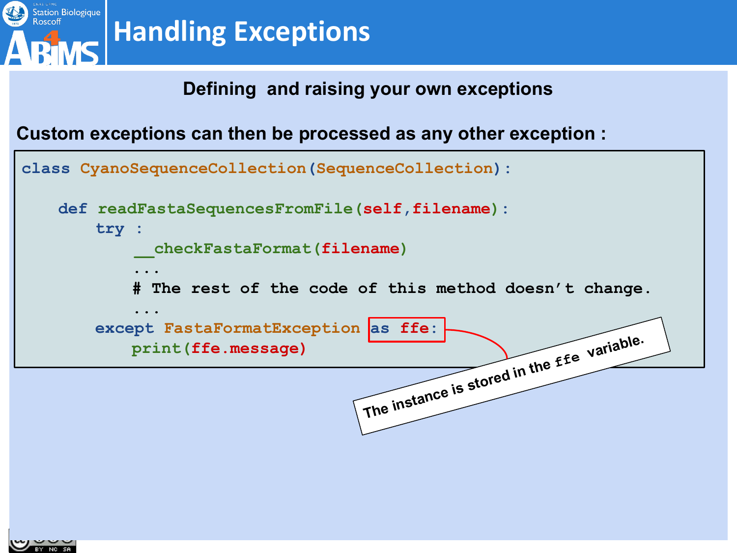# Handling Exceptions

## Defining and raising your own exceptions

**Custom exceptions can then be processed as any other exception :**

```
class CyanoSequenceCollection(SequenceCollection):

    def readFastaSequencesFromFile(self,filename):
        try :
            __checkFastaFormat(filename)
            ...
            # The rest of the code of this method doesn't change.
            ...
        except FastaFormatException as ffe:
            print(ffe.message)
```

The instance is stored in the `ffe` variable.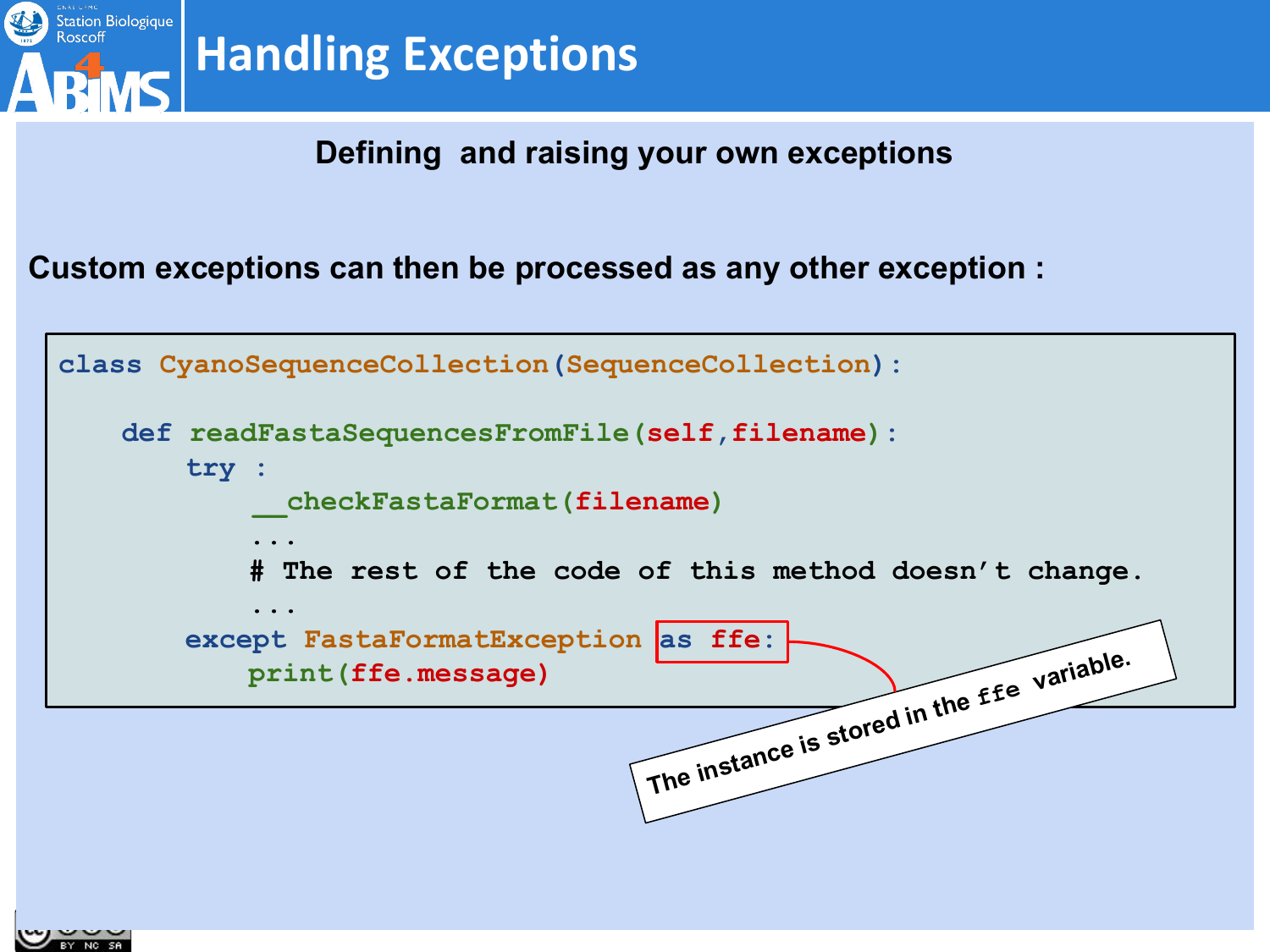# Handling Exceptions

### Defining and raising your own exceptions

**Custom exceptions can then be processed as any other exception :**

```
class CyanoSequenceCollection(SequenceCollection):

    def readFastaSequencesFromFile(self,filename):
        try :
            __checkFastaFormat(filename)
            ...
            # The rest of the code of this method doesn't change.
            ...
        except FastaFormatException as ffe:
            print(ffe.message)
```

The instance is stored in the `ffe` variable.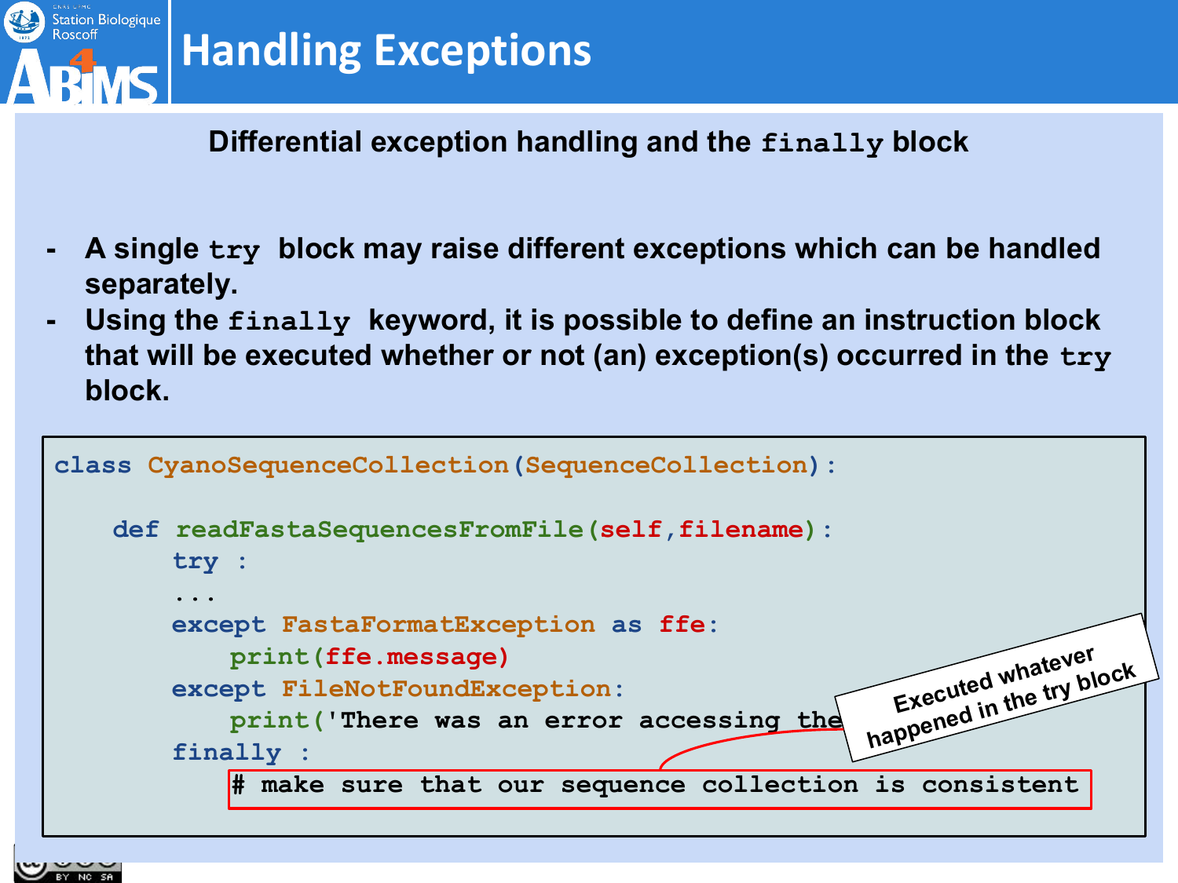# Handling Exceptions

## Differential exception handling and the `finally` block

- A single `try` block may raise different exceptions which can be handled separately.
- Using the `finally` keyword, it is possible to define an instruction block that will be executed whether or not (an) exception(s) occurred in the `try` block.

```
class CyanoSequenceCollection(SequenceCollection):

    def readFastaSequencesFromFile(self,filename):
        try :
        ...
        except FastaFormatException as ffe:
            print(ffe.message)
        except FileNotFoundException:
            print('There was an error accessing the
        finally :
            # make sure that our sequence collection is consistent
```

Executed whatever happened in the try block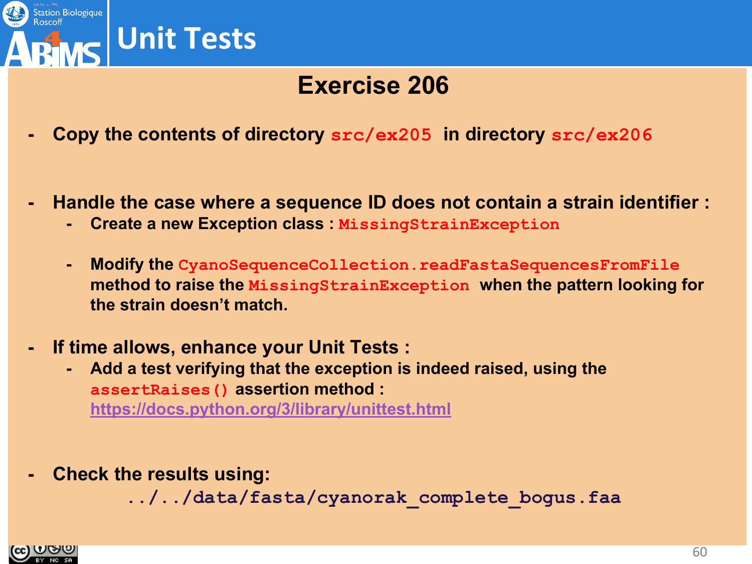# Unit Tests

## Exercise 206

- Copy the contents of directory `src/ex205` in directory `src/ex206`

- Handle the case where a sequence ID does not contain a strain identifier :
  - Create a new Exception class : `MissingStrainException`
  - Modify the `CyanoSequenceCollection.readFastaSequencesFromFile` method to raise the `MissingStrainException` when the pattern looking for the strain doesn't match.

- If time allows, enhance your Unit Tests :
  - Add a test verifying that the exception is indeed raised, using the `assertRaises()` assertion method : https://docs.python.org/3/library/unittest.html

- Check the results using:

```
../../data/fasta/cyanorak_complete_bogus.faa
```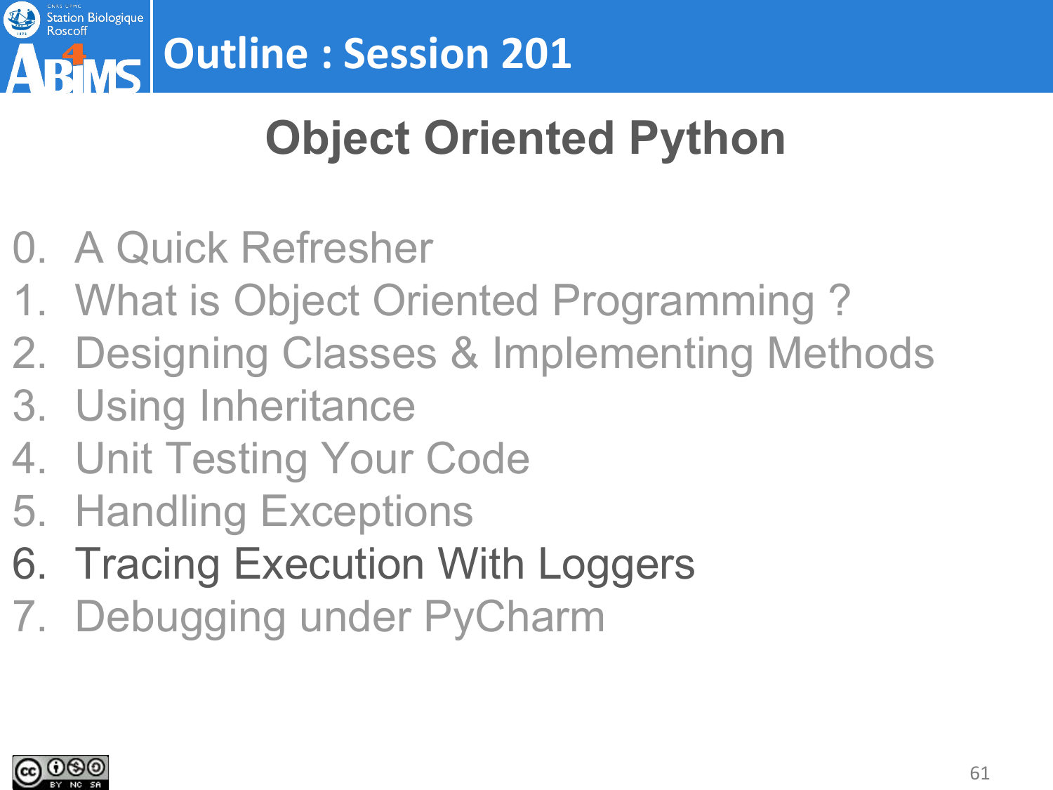# Outline : Session 201

## Object Oriented Python

0. A Quick Refresher
1. What is Object Oriented Programming ?
2. Designing Classes & Implementing Methods
3. Using Inheritance
4. Unit Testing Your Code
5. Handling Exceptions
6. Tracing Execution With Loggers
7. Debugging under PyCharm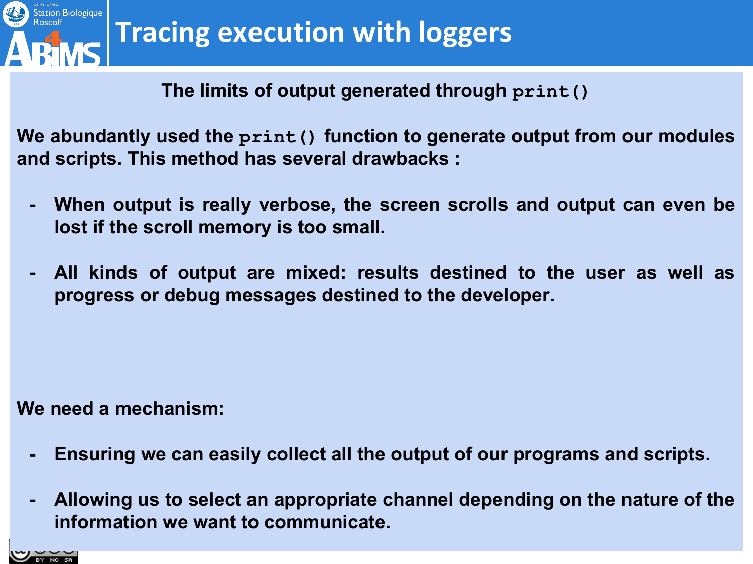# Tracing execution with loggers

**The limits of output generated through `print()`**

**We abundantly used the `print()` function to generate output from our modules and scripts. This method has several drawbacks :**

- **When output is really verbose, the screen scrolls and output can even be lost if the scroll memory is too small.**

- **All kinds of output are mixed: results destined to the user as well as progress or debug messages destined to the developer.**

**We need a mechanism:**

- **Ensuring we can easily collect all the output of our programs and scripts.**

- **Allowing us to select an appropriate channel depending on the nature of the information we want to communicate.**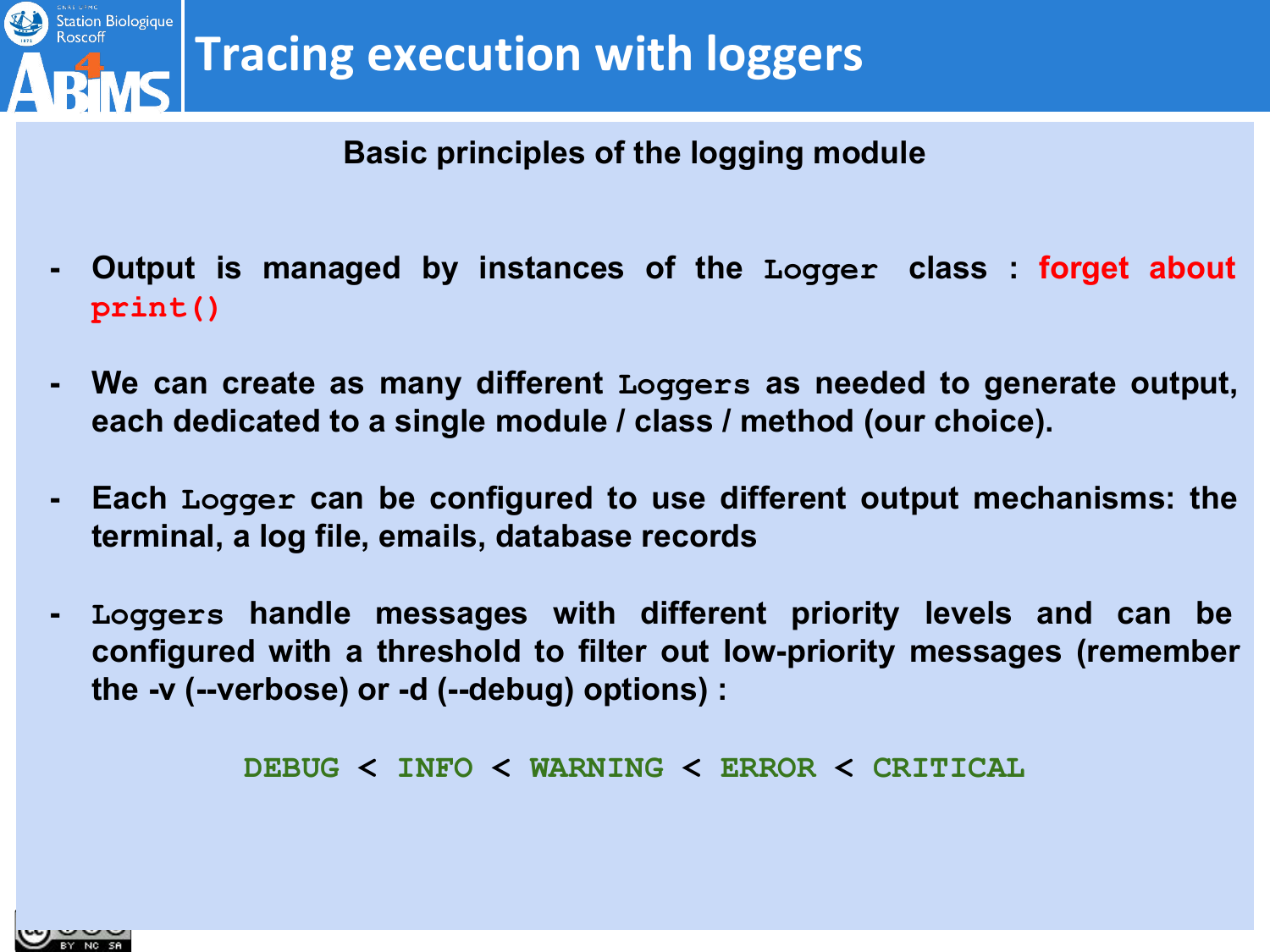# Tracing execution with loggers

## Basic principles of the logging module

- **Output is managed by instances of the `Logger` class : forget about `print()`**

- **We can create as many different `Loggers` as needed to generate output, each dedicated to a single module / class / method (our choice).**

- **Each `Logger` can be configured to use different output mechanisms: the terminal, a log file, emails, database records**

- **`Loggers` handle messages with different priority levels and can be configured with a threshold to filter out low-priority messages (remember the -v (--verbose) or -d (--debug) options) :**

  **`DEBUG` < `INFO` < `WARNING` < `ERROR` < `CRITICAL`**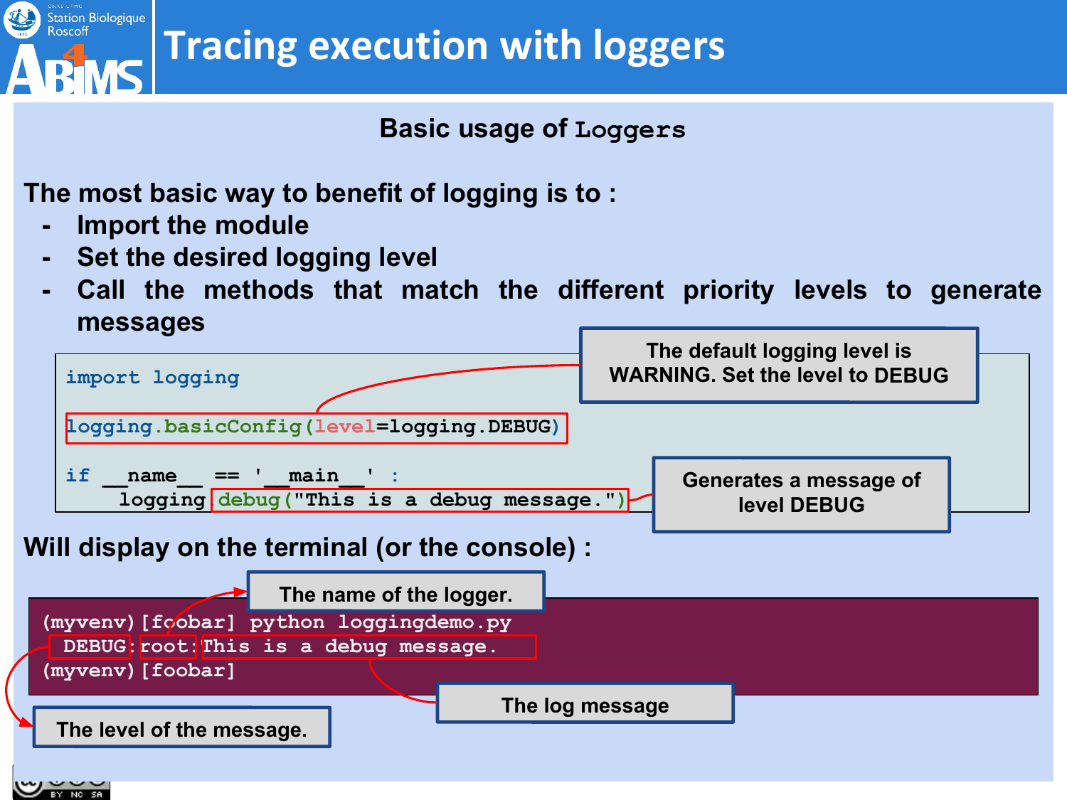# Tracing execution with loggers

## Basic usage of Loggers

The most basic way to benefit of logging is to :

- Import the module
- Set the desired logging level
- Call the methods that match the different priority levels to generate messages

```
import logging

logging.basicConfig(level=logging.DEBUG)

if __name__ == '__main__' :
    logging.debug("This is a debug message.")
```

The default logging level is WARNING. Set the level to DEBUG

Generates a message of level DEBUG

Will display on the terminal (or the console) :

```
(myvenv) [foobar] python loggingdemo.py
 DEBUG:root:This is a debug message.
(myvenv) [foobar]
```

The name of the logger.

The log message

The level of the message.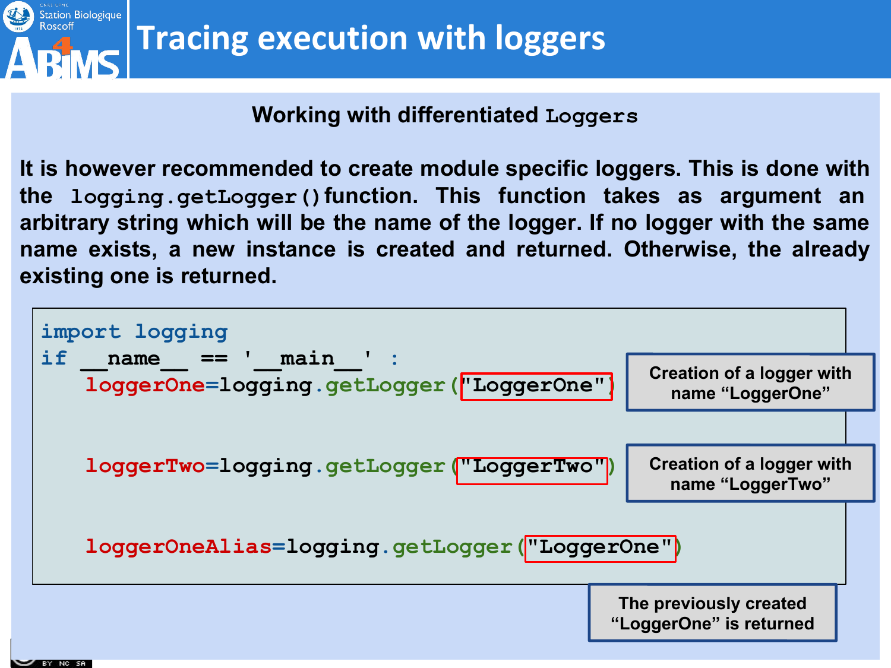# Tracing execution with loggers

## Working with differentiated `Loggers`

It is however recommended to create module specific loggers. This is done with the `logging.getLogger()` function. This function takes as argument an arbitrary string which will be the name of the logger. If no logger with the same name exists, a new instance is created and returned. Otherwise, the already existing one is returned.

```
import logging
if __name__ == '__main__' :
    loggerOne=logging.getLogger("LoggerOne")

    loggerTwo=logging.getLogger("LoggerTwo")

    loggerOneAlias=logging.getLogger("LoggerOne")
```

Creation of a logger with name "LoggerOne"

Creation of a logger with name "LoggerTwo"

The previously created "LoggerOne" is returned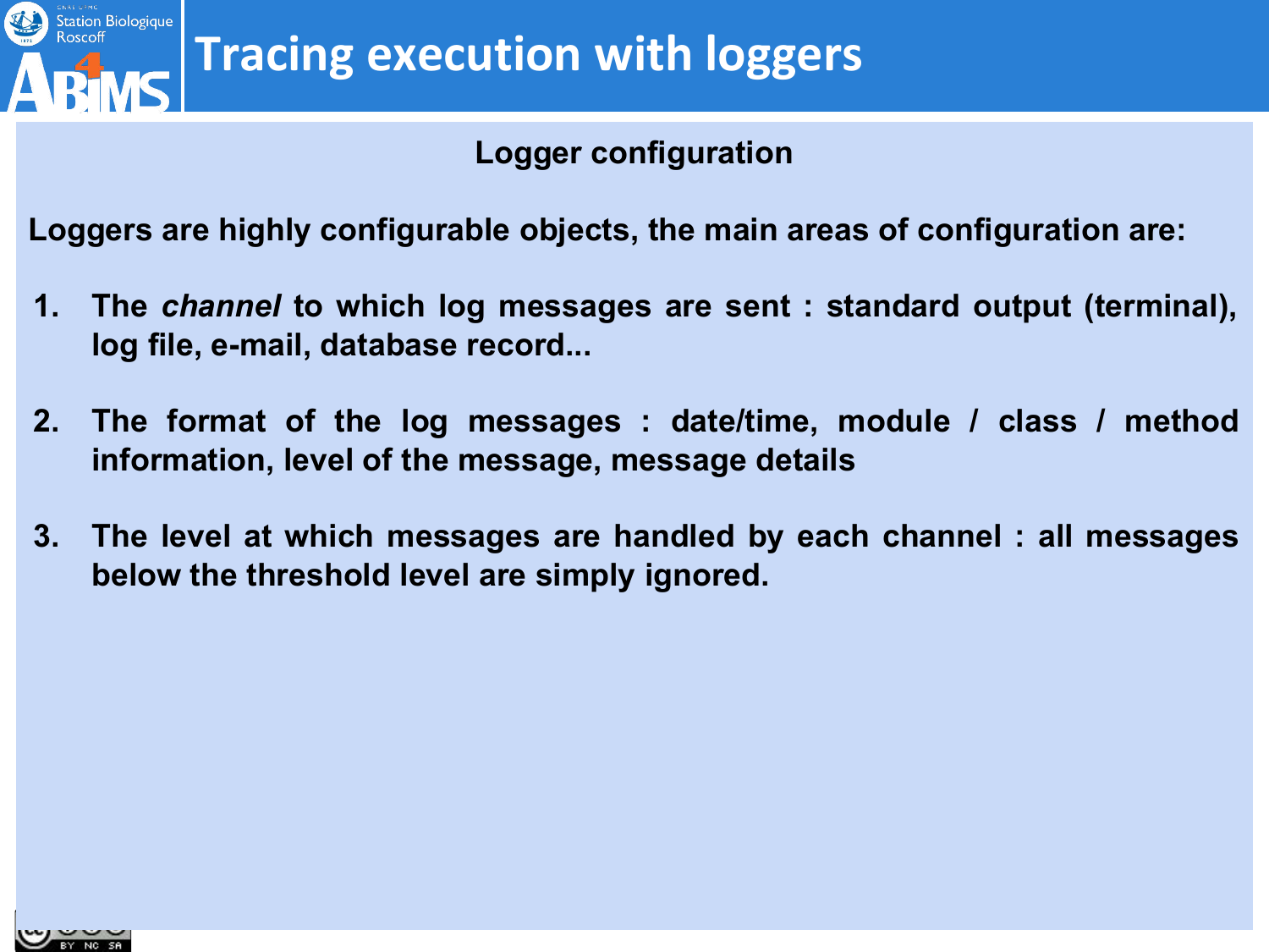# Tracing execution with loggers

## Logger configuration

**Loggers are highly configurable objects, the main areas of configuration are:**

1. **The *channel* to which log messages are sent : standard output (terminal), log file, e-mail, database record...**

2. **The format of the log messages : date/time, module / class / method information, level of the message, message details**

3. **The level at which messages are handled by each channel : all messages below the threshold level are simply ignored.**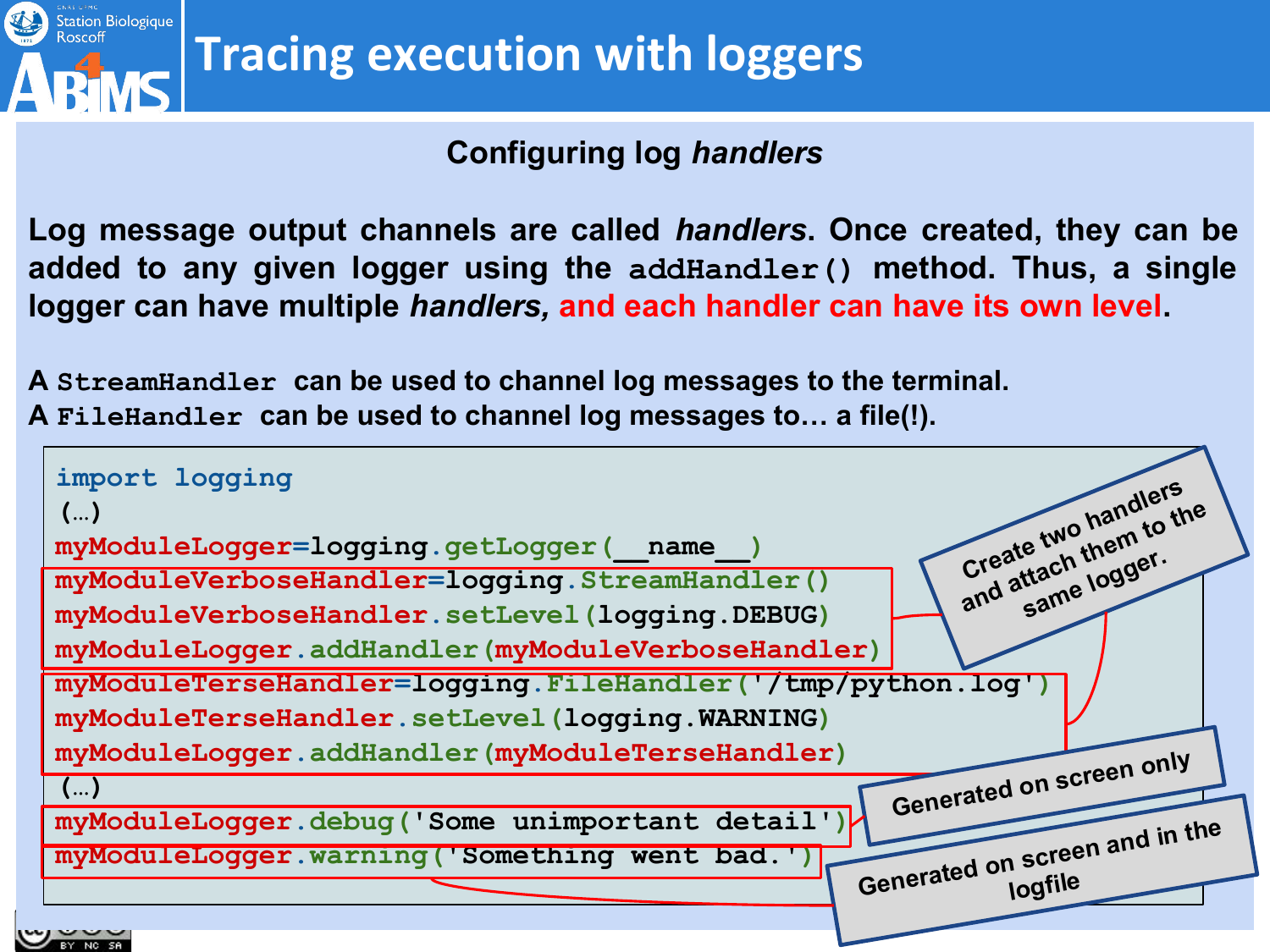# Tracing execution with loggers

### Configuring log *handlers*

**Log message output channels are called *handlers*. Once created, they can be added to any given logger using the `addHandler()` method. Thus, a single logger can have multiple *handlers*, and each handler can have its own level.**

**A `StreamHandler` can be used to channel log messages to the terminal.**
**A `FileHandler` can be used to channel log messages to… a file(!).**

```
import logging
(…)
myModuleLogger=logging.getLogger(__name__)
myModuleVerboseHandler=logging.StreamHandler()
myModuleVerboseHandler.setLevel(logging.DEBUG)
myModuleLogger.addHandler(myModuleVerboseHandler)
myModuleTerseHandler=logging.FileHandler('/tmp/python.log')
myModuleTerseHandler.setLevel(logging.WARNING)
myModuleLogger.addHandler(myModuleTerseHandler)
(…)
myModuleLogger.debug('Some unimportant detail')
myModuleLogger.warning('Something went bad.')
```

Create two handlers and attach them to the same logger.

Generated on screen only

Generated on screen and in the logfile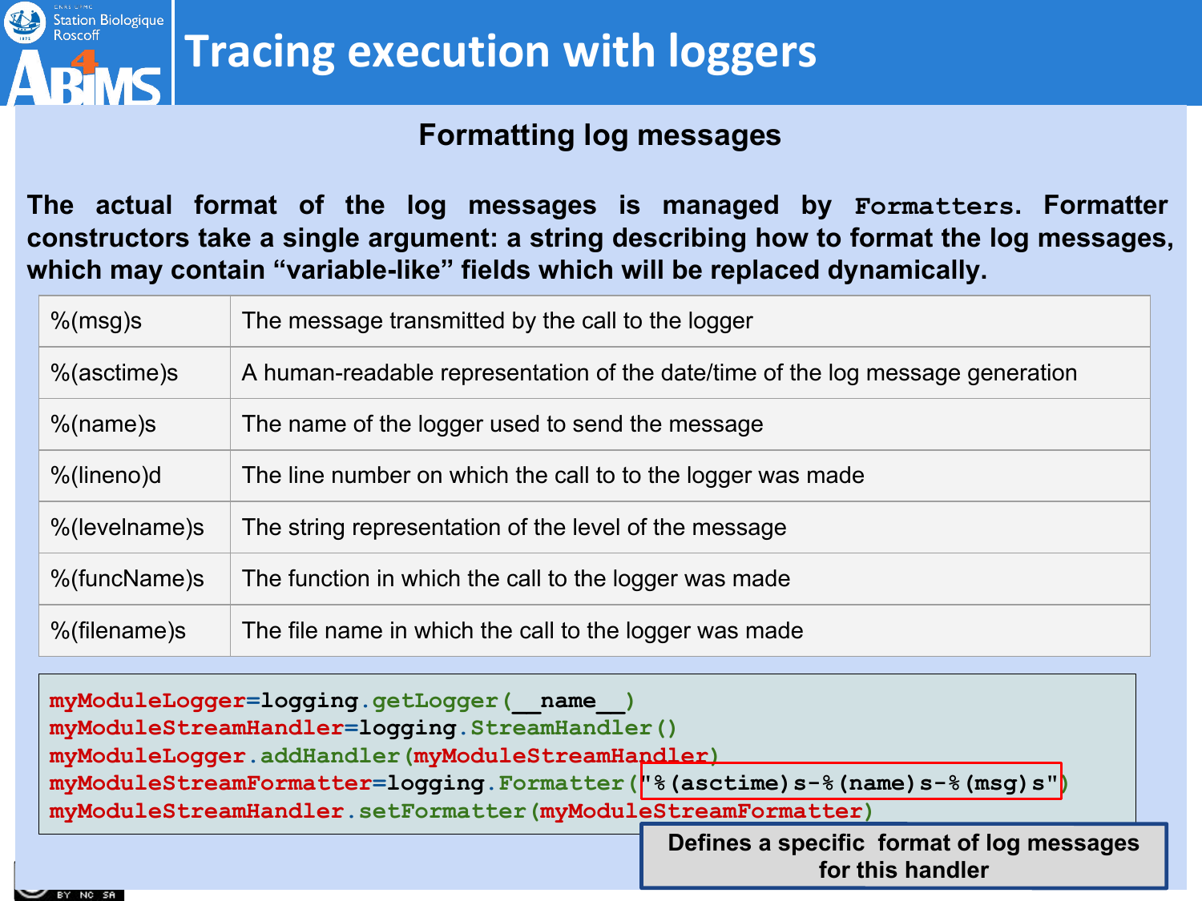# Tracing execution with loggers

## Formatting log messages

**The actual format of the log messages is managed by `Formatters`. Formatter constructors take a single argument: a string describing how to format the log messages, which may contain "variable-like" fields which will be replaced dynamically.**

| | |
|---|---|
| %(msg)s | The message transmitted by the call to the logger |
| %(asctime)s | A human-readable representation of the date/time of the log message generation |
| %(name)s | The name of the logger used to send the message |
| %(lineno)d | The line number on which the call to to the logger was made |
| %(levelname)s | The string representation of the level of the message |
| %(funcName)s | The function in which the call to the logger was made |
| %(filename)s | The file name in which the call to the logger was made |

```
myModuleLogger=logging.getLogger(__name__)
myModuleStreamHandler=logging.StreamHandler()
myModuleLogger.addHandler(myModuleStreamHandler)
myModuleStreamFormatter=logging.Formatter("%(asctime)s-%(name)s-%(msg)s")
myModuleStreamHandler.setFormatter(myModuleStreamFormatter)
```

**Defines a specific format of log messages for this handler**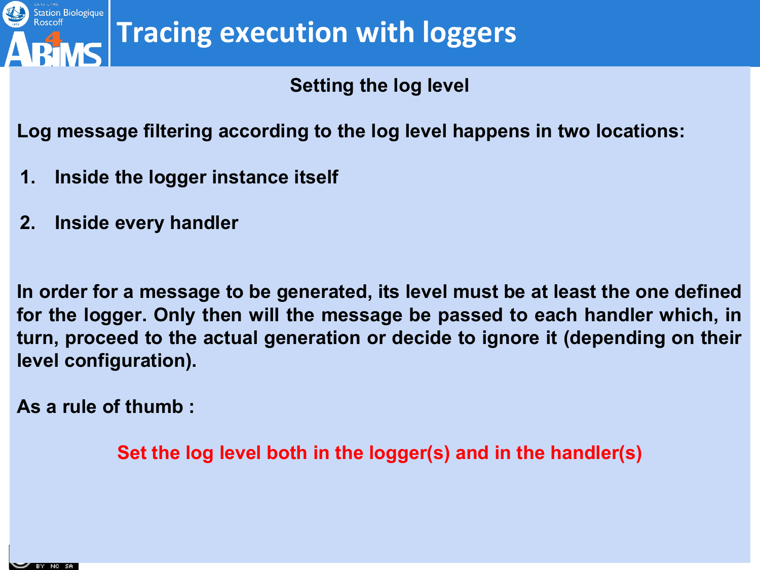# Tracing execution with loggers

## Setting the log level

**Log message filtering according to the log level happens in two locations:**

1. **Inside the logger instance itself**
2. **Inside every handler**

**In order for a message to be generated, its level must be at least the one defined for the logger. Only then will the message be passed to each handler which, in turn, proceed to the actual generation or decide to ignore it (depending on their level configuration).**

**As a rule of thumb :**

**Set the log level both in the logger(s) and in the handler(s)**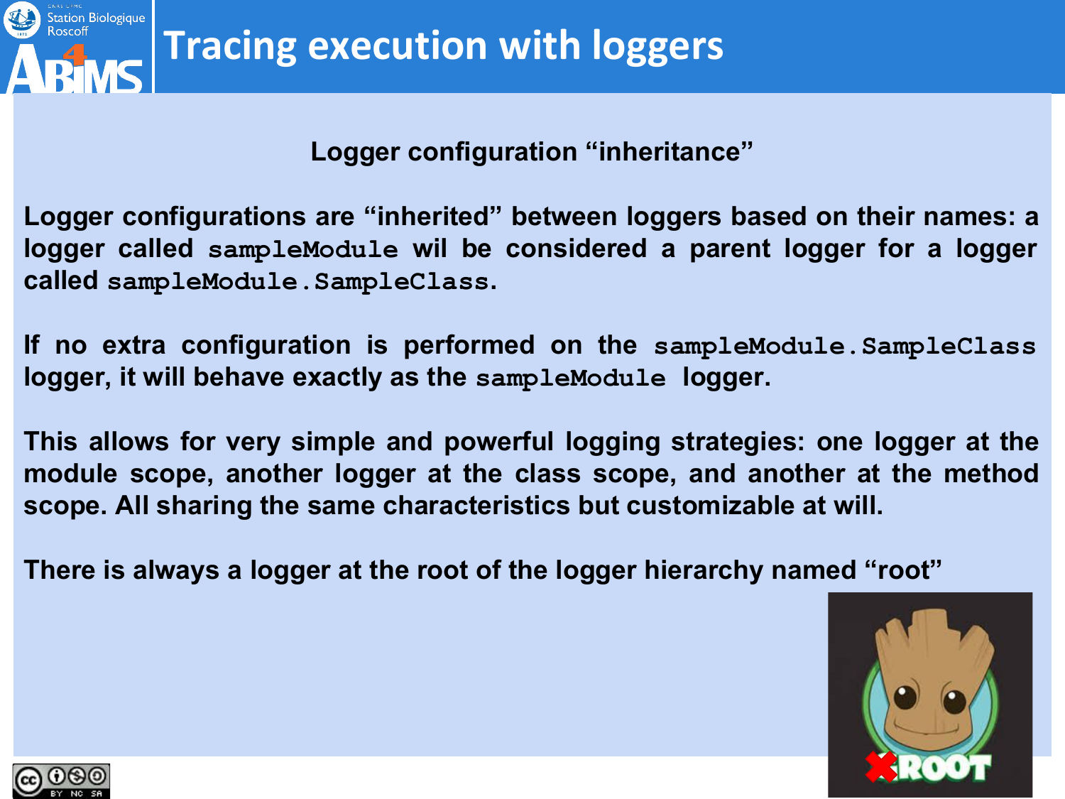# Tracing execution with loggers

## Logger configuration “inheritance”

Logger configurations are “inherited” between loggers based on their names: a logger called `sampleModule` wil be considered a parent logger for a logger called `sampleModule.SampleClass`.

If no extra configuration is performed on the `sampleModule.SampleClass` logger, it will behave exactly as the `sampleModule` logger.

This allows for very simple and powerful logging strategies: one logger at the module scope, another logger at the class scope, and another at the method scope. All sharing the same characteristics but customizable at will.

There is always a logger at the root of the logger hierarchy named “root”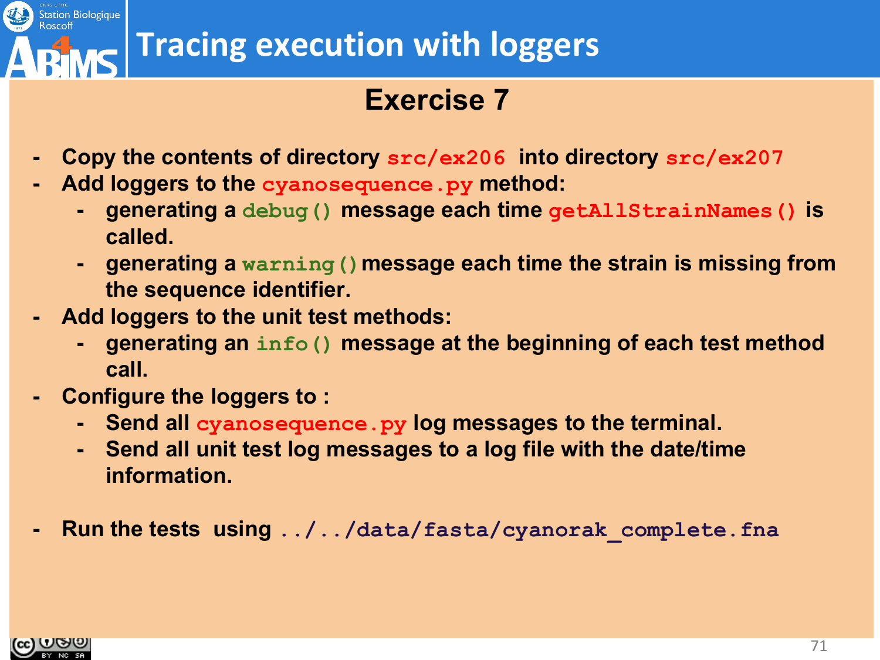# Tracing execution with loggers

## Exercise 7

- Copy the contents of directory `src/ex206` into directory `src/ex207`
- Add loggers to the `cyanosequence.py` method:
  - generating a `debug()` message each time `getAllStrainNames()` is called.
  - generating a `warning()` message each time the strain is missing from the sequence identifier.
- Add loggers to the unit test methods:
  - generating an `info()` message at the beginning of each test method call.
- Configure the loggers to :
  - Send all `cyanosequence.py` log messages to the terminal.
  - Send all unit test log messages to a log file with the date/time information.

- Run the tests using `../../data/fasta/cyanorak_complete.fna`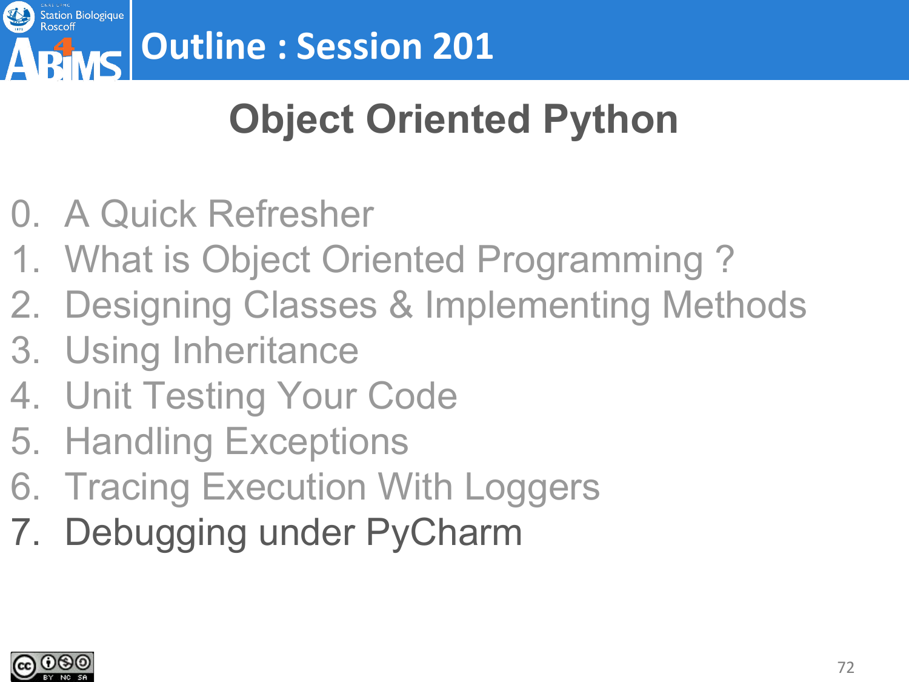# Outline : Session 201

## Object Oriented Python

0. A Quick Refresher
1. What is Object Oriented Programming ?
2. Designing Classes & Implementing Methods
3. Using Inheritance
4. Unit Testing Your Code
5. Handling Exceptions
6. Tracing Execution With Loggers
7. Debugging under PyCharm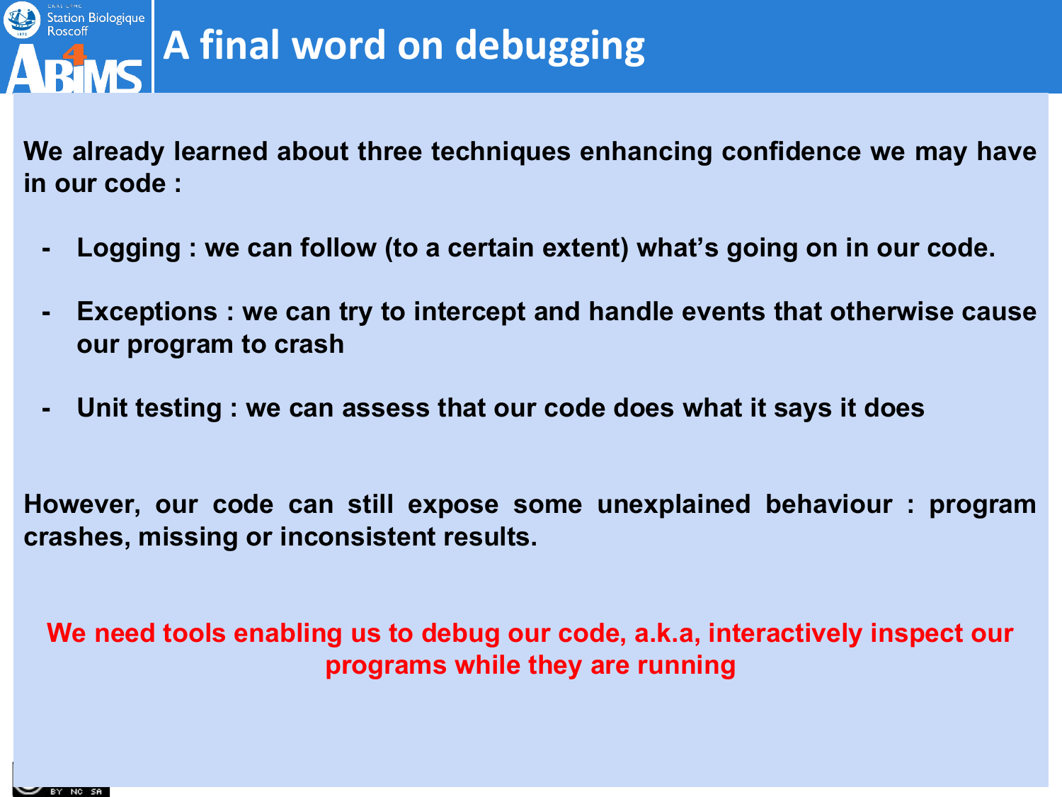# A final word on debugging

**We already learned about three techniques enhancing confidence we may have in our code :**

- **Logging : we can follow (to a certain extent) what's going on in our code.**
- **Exceptions : we can try to intercept and handle events that otherwise cause our program to crash**
- **Unit testing : we can assess that our code does what it says it does**

**However, our code can still expose some unexplained behaviour : program crashes, missing or inconsistent results.**

**We need tools enabling us to debug our code, a.k.a, interactively inspect our programs while they are running**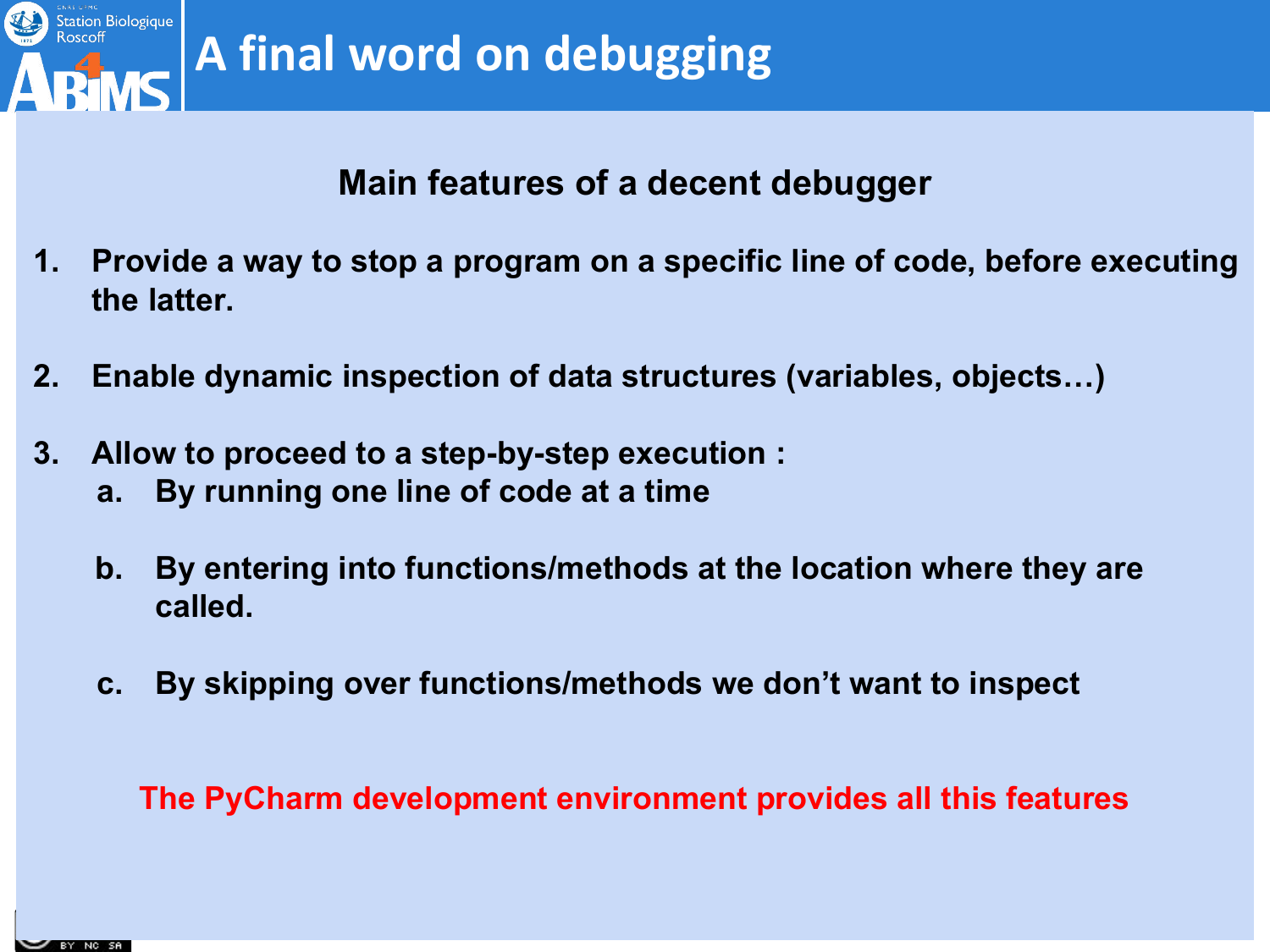# A final word on debugging

## Main features of a decent debugger

1. Provide a way to stop a program on a specific line of code, before executing the latter.

2. Enable dynamic inspection of data structures (variables, objects…)

3. Allow to proceed to a step-by-step execution :
   a. By running one line of code at a time

   b. By entering into functions/methods at the location where they are called.

   c. By skipping over functions/methods we don't want to inspect

**The PyCharm development environment provides all this features**